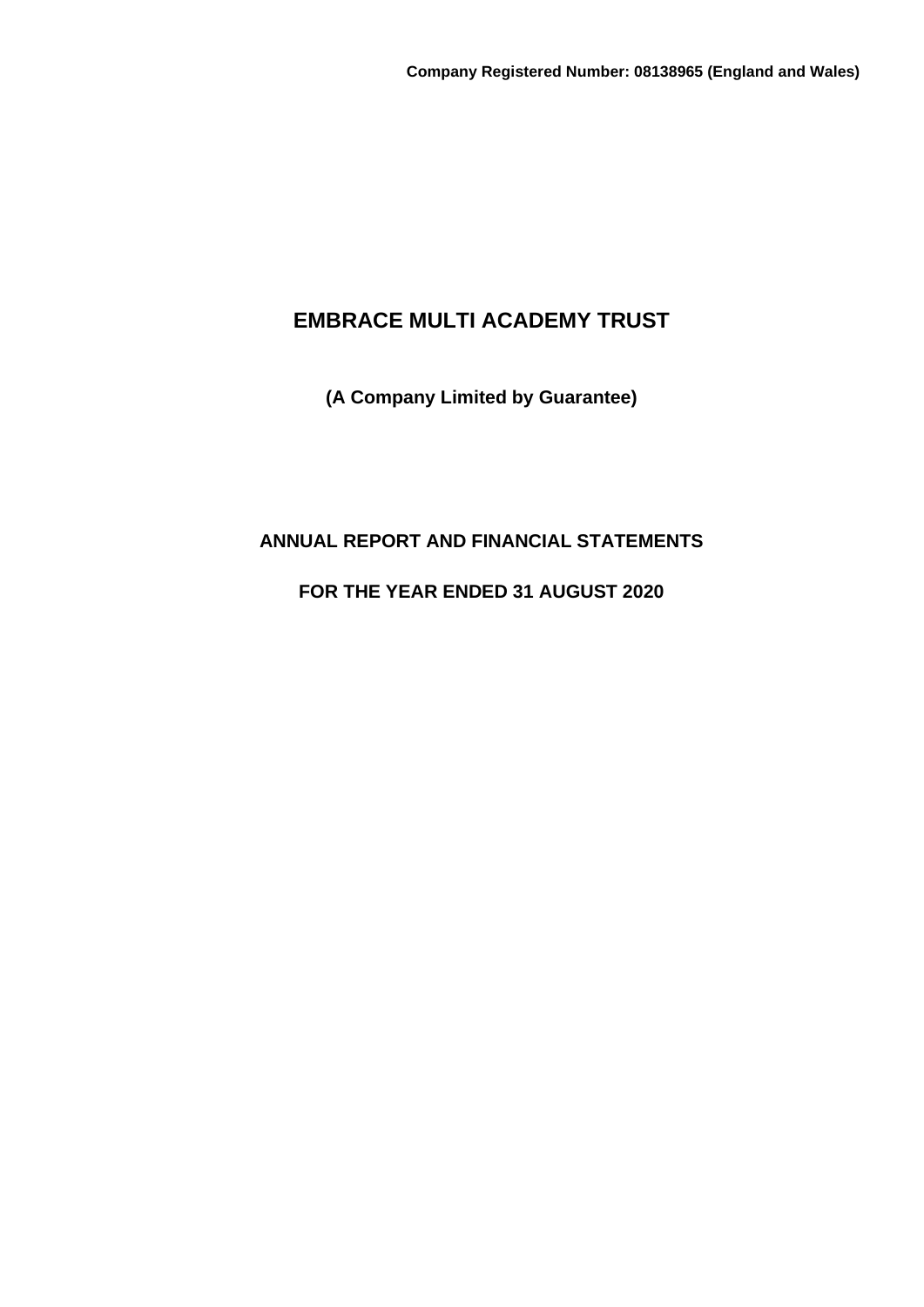**Company Registered Number: 08138965 (England and Wales)**

# EMBRACE MULTI ACADEMY TRUST

**(A Company Limited by Guarantee)**

## ANNUAL REPORT AND FINANCIAL STATEMENTS

## FOR THE YEAR ENDED 31 AUGUST 2020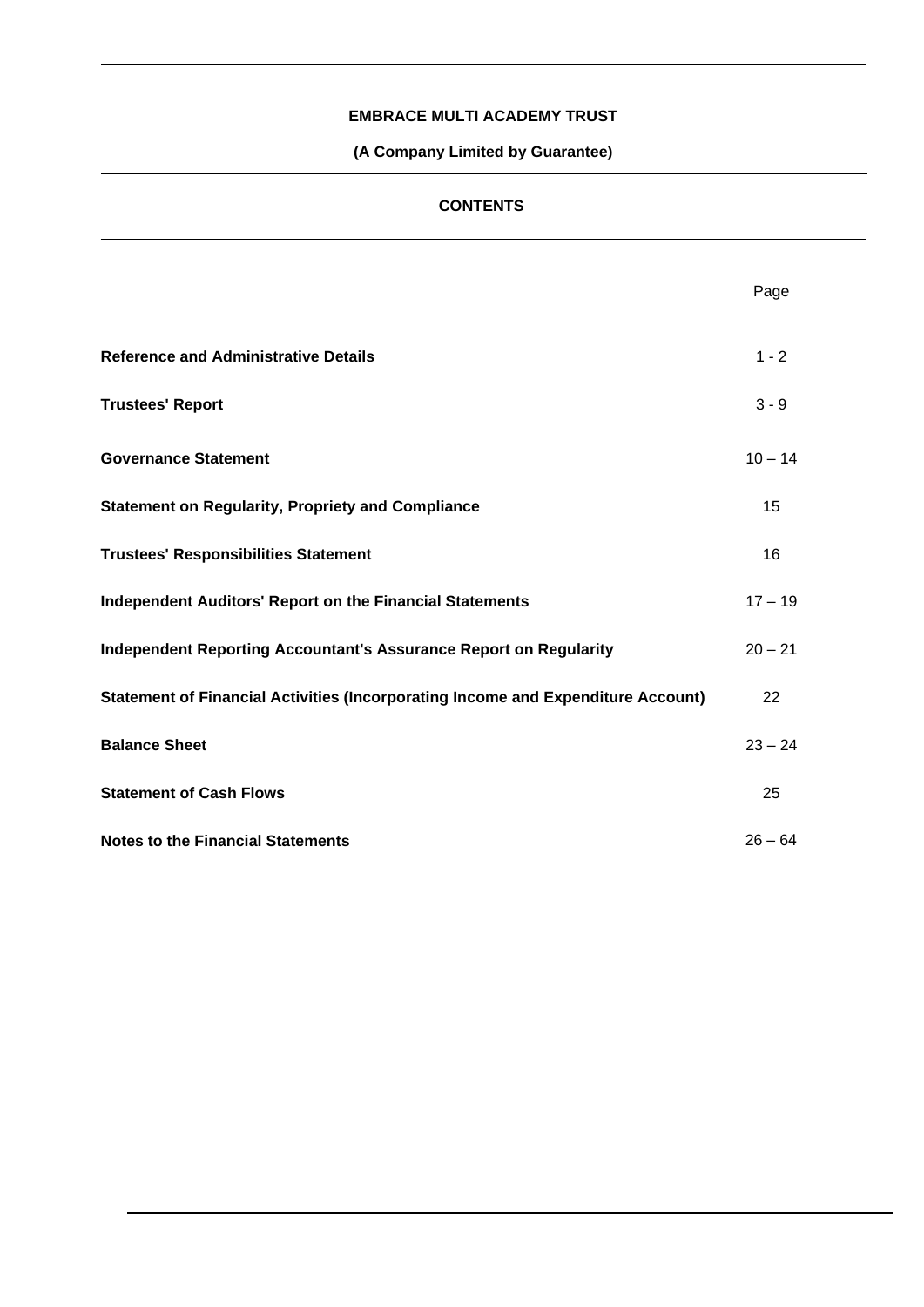**EMBRACE MULTI ACADEMY TRUST**

**(A Company Limited by Guarantee)**

## CONTENTS

| | Page |
|---|---|
| **Reference and Administrative Details** | 1 - 2 |
| **Trustees' Report** | 3 - 9 |
| **Governance Statement** | 10 – 14 |
| **Statement on Regularity, Propriety and Compliance** | 15 |
| **Trustees' Responsibilities Statement** | 16 |
| **Independent Auditors' Report on the Financial Statements** | 17 – 19 |
| **Independent Reporting Accountant's Assurance Report on Regularity** | 20 – 21 |
| **Statement of Financial Activities (Incorporating Income and Expenditure Account)** | 22 |
| **Balance Sheet** | 23 – 24 |
| **Statement of Cash Flows** | 25 |
| **Notes to the Financial Statements** | 26 – 64 |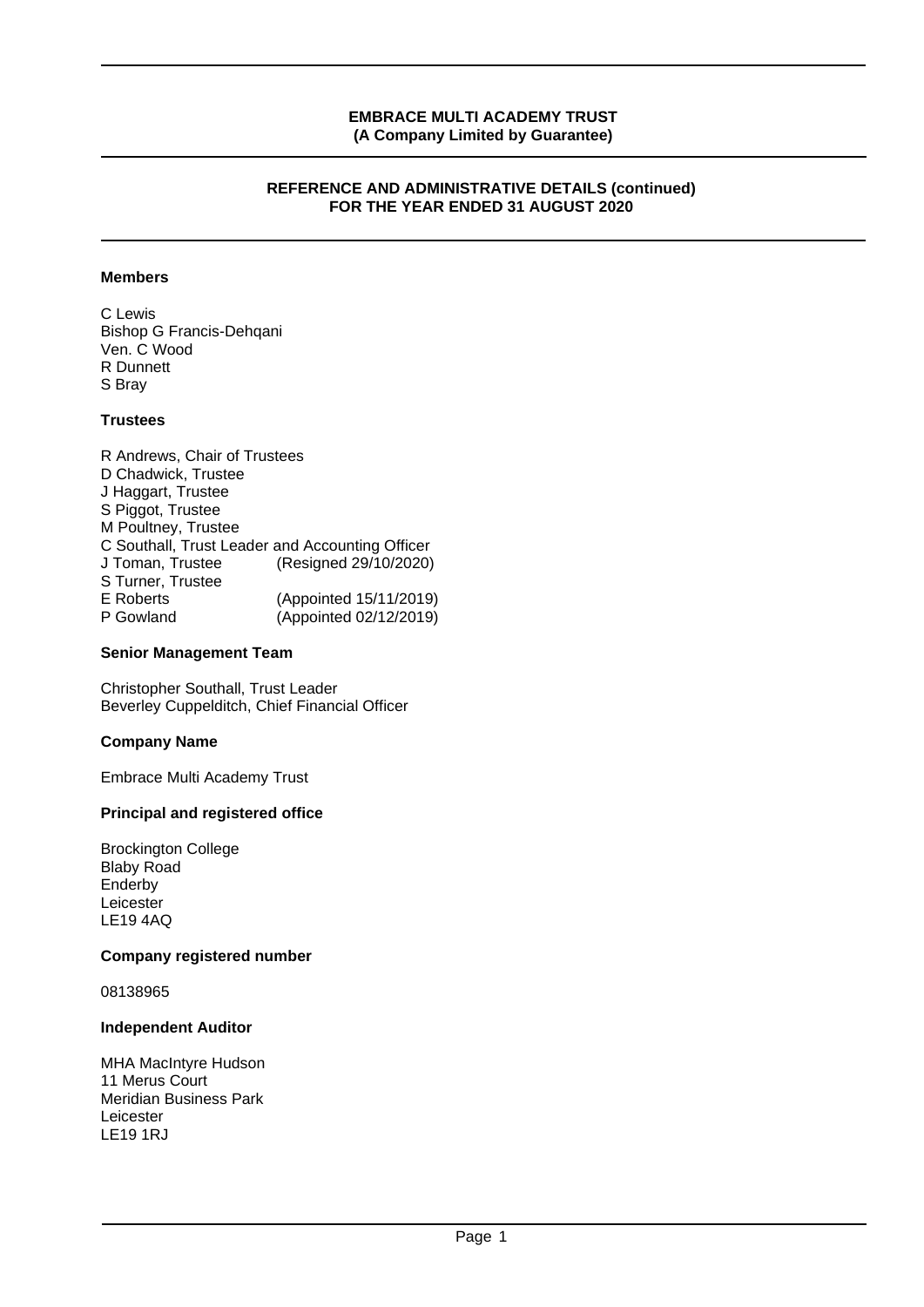**EMBRACE MULTI ACADEMY TRUST**
**(A Company Limited by Guarantee)**

## REFERENCE AND ADMINISTRATIVE DETAILS (continued)
## FOR THE YEAR ENDED 31 AUGUST 2020

### Members

C Lewis
Bishop G Francis-Dehqani
Ven. C Wood
R Dunnett
S Bray

### Trustees

R Andrews, Chair of Trustees
D Chadwick, Trustee
J Haggart, Trustee
S Piggot, Trustee
M Poultney, Trustee
C Southall, Trust Leader and Accounting Officer
J Toman, Trustee (Resigned 29/10/2020)
S Turner, Trustee
E Roberts (Appointed 15/11/2019)
P Gowland (Appointed 02/12/2019)

### Senior Management Team

Christopher Southall, Trust Leader
Beverley Cuppelditch, Chief Financial Officer

### Company Name

Embrace Multi Academy Trust

### Principal and registered office

Brockington College
Blaby Road
Enderby
Leicester
LE19 4AQ

### Company registered number

08138965

### Independent Auditor

MHA MacIntyre Hudson
11 Merus Court
Meridian Business Park
Leicester
LE19 1RJ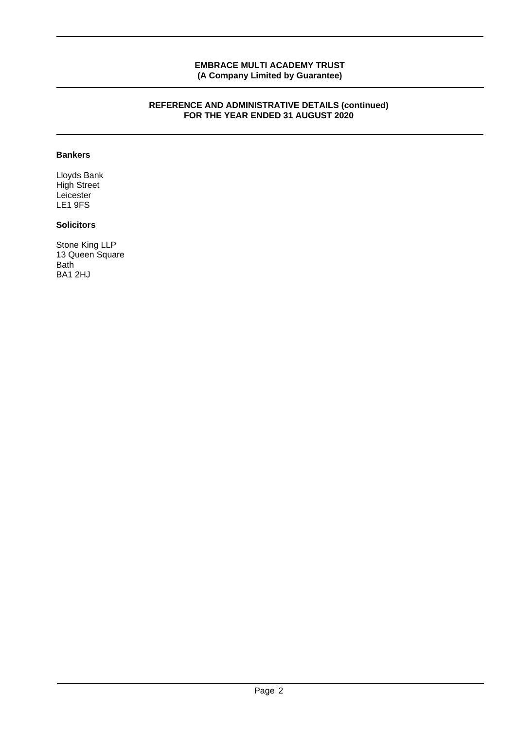# EMBRACE MULTI ACADEMY TRUST
**(A Company Limited by Guarantee)**

## REFERENCE AND ADMINISTRATIVE DETAILS (continued)
## FOR THE YEAR ENDED 31 AUGUST 2020

### Bankers

Lloyds Bank
High Street
Leicester
LE1 9FS

### Solicitors

Stone King LLP
13 Queen Square
Bath
BA1 2HJ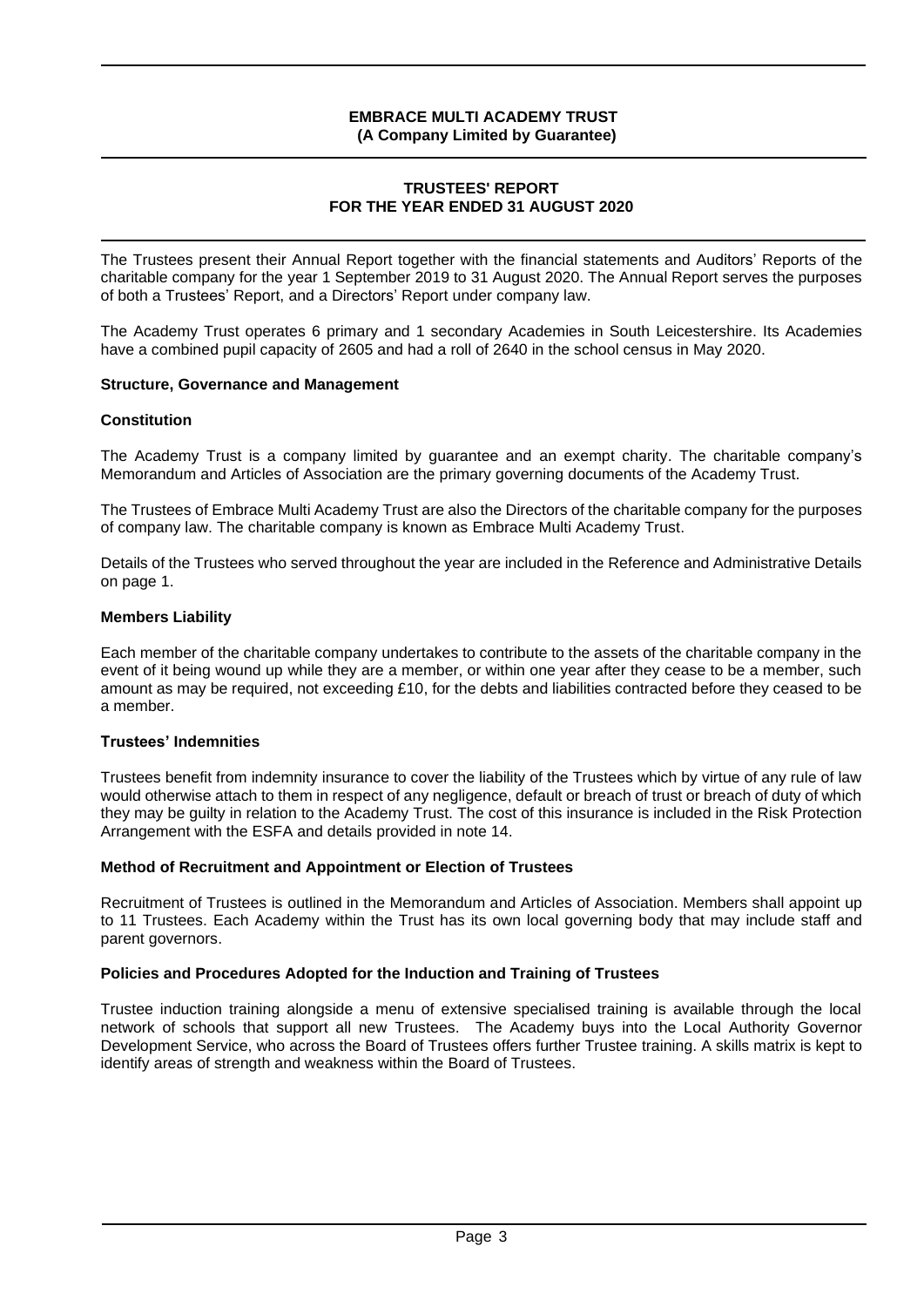**EMBRACE MULTI ACADEMY TRUST**
**(A Company Limited by Guarantee)**

**TRUSTEES' REPORT**
**FOR THE YEAR ENDED 31 AUGUST 2020**

The Trustees present their Annual Report together with the financial statements and Auditors' Reports of the charitable company for the year 1 September 2019 to 31 August 2020. The Annual Report serves the purposes of both a Trustees' Report, and a Directors' Report under company law.

The Academy Trust operates 6 primary and 1 secondary Academies in South Leicestershire. Its Academies have a combined pupil capacity of 2605 and had a roll of 2640 in the school census in May 2020.

## Structure, Governance and Management

### Constitution

The Academy Trust is a company limited by guarantee and an exempt charity. The charitable company's Memorandum and Articles of Association are the primary governing documents of the Academy Trust.

The Trustees of Embrace Multi Academy Trust are also the Directors of the charitable company for the purposes of company law. The charitable company is known as Embrace Multi Academy Trust.

Details of the Trustees who served throughout the year are included in the Reference and Administrative Details on page 1.

### Members Liability

Each member of the charitable company undertakes to contribute to the assets of the charitable company in the event of it being wound up while they are a member, or within one year after they cease to be a member, such amount as may be required, not exceeding £10, for the debts and liabilities contracted before they ceased to be a member.

### Trustees' Indemnities

Trustees benefit from indemnity insurance to cover the liability of the Trustees which by virtue of any rule of law would otherwise attach to them in respect of any negligence, default or breach of trust or breach of duty of which they may be guilty in relation to the Academy Trust. The cost of this insurance is included in the Risk Protection Arrangement with the ESFA and details provided in note 14.

### Method of Recruitment and Appointment or Election of Trustees

Recruitment of Trustees is outlined in the Memorandum and Articles of Association. Members shall appoint up to 11 Trustees. Each Academy within the Trust has its own local governing body that may include staff and parent governors.

### Policies and Procedures Adopted for the Induction and Training of Trustees

Trustee induction training alongside a menu of extensive specialised training is available through the local network of schools that support all new Trustees. The Academy buys into the Local Authority Governor Development Service, who across the Board of Trustees offers further Trustee training. A skills matrix is kept to identify areas of strength and weakness within the Board of Trustees.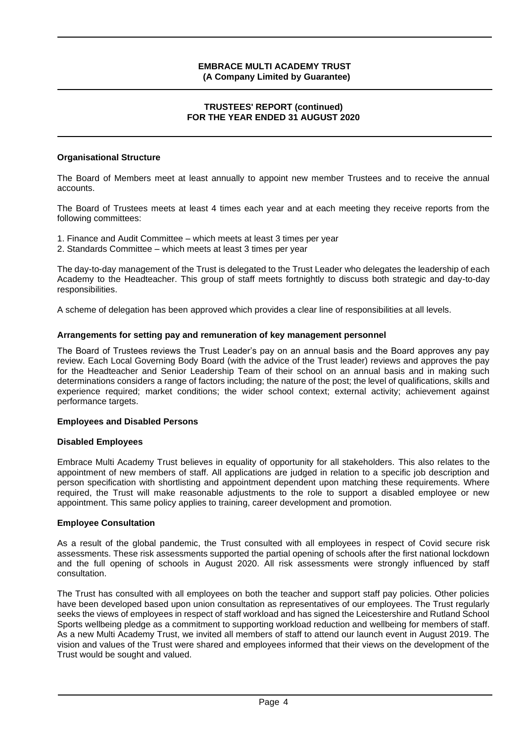### Organisational Structure

The Board of Members meet at least annually to appoint new member Trustees and to receive the annual accounts.

The Board of Trustees meets at least 4 times each year and at each meeting they receive reports from the following committees:

1. Finance and Audit Committee – which meets at least 3 times per year
2. Standards Committee – which meets at least 3 times per year

The day-to-day management of the Trust is delegated to the Trust Leader who delegates the leadership of each Academy to the Headteacher. This group of staff meets fortnightly to discuss both strategic and day-to-day responsibilities.

A scheme of delegation has been approved which provides a clear line of responsibilities at all levels.

### Arrangements for setting pay and remuneration of key management personnel

The Board of Trustees reviews the Trust Leader's pay on an annual basis and the Board approves any pay review. Each Local Governing Body Board (with the advice of the Trust leader) reviews and approves the pay for the Headteacher and Senior Leadership Team of their school on an annual basis and in making such determinations considers a range of factors including; the nature of the post; the level of qualifications, skills and experience required; market conditions; the wider school context; external activity; achievement against performance targets.

### Employees and Disabled Persons

### Disabled Employees

Embrace Multi Academy Trust believes in equality of opportunity for all stakeholders. This also relates to the appointment of new members of staff. All applications are judged in relation to a specific job description and person specification with shortlisting and appointment dependent upon matching these requirements. Where required, the Trust will make reasonable adjustments to the role to support a disabled employee or new appointment. This same policy applies to training, career development and promotion.

### Employee Consultation

As a result of the global pandemic, the Trust consulted with all employees in respect of Covid secure risk assessments. These risk assessments supported the partial opening of schools after the first national lockdown and the full opening of schools in August 2020. All risk assessments were strongly influenced by staff consultation.

The Trust has consulted with all employees on both the teacher and support staff pay policies. Other policies have been developed based upon union consultation as representatives of our employees. The Trust regularly seeks the views of employees in respect of staff workload and has signed the Leicestershire and Rutland School Sports wellbeing pledge as a commitment to supporting workload reduction and wellbeing for members of staff. As a new Multi Academy Trust, we invited all members of staff to attend our launch event in August 2019. The vision and values of the Trust were shared and employees informed that their views on the development of the Trust would be sought and valued.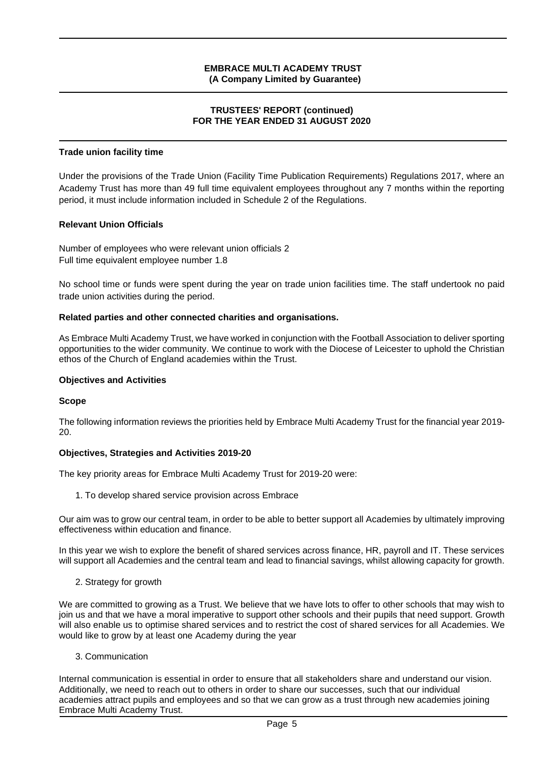## Trade union facility time

Under the provisions of the Trade Union (Facility Time Publication Requirements) Regulations 2017, where an Academy Trust has more than 49 full time equivalent employees throughout any 7 months within the reporting period, it must include information included in Schedule 2 of the Regulations.

## Relevant Union Officials

Number of employees who were relevant union officials 2
Full time equivalent employee number 1.8

No school time or funds were spent during the year on trade union facilities time. The staff undertook no paid trade union activities during the period.

## Related parties and other connected charities and organisations.

As Embrace Multi Academy Trust, we have worked in conjunction with the Football Association to deliver sporting opportunities to the wider community. We continue to work with the Diocese of Leicester to uphold the Christian ethos of the Church of England academies within the Trust.

## Objectives and Activities

### Scope

The following information reviews the priorities held by Embrace Multi Academy Trust for the financial year 2019-20.

### Objectives, Strategies and Activities 2019-20

The key priority areas for Embrace Multi Academy Trust for 2019-20 were:

1. To develop shared service provision across Embrace

Our aim was to grow our central team, in order to be able to better support all Academies by ultimately improving effectiveness within education and finance.

In this year we wish to explore the benefit of shared services across finance, HR, payroll and IT. These services will support all Academies and the central team and lead to financial savings, whilst allowing capacity for growth.

2. Strategy for growth

We are committed to growing as a Trust. We believe that we have lots to offer to other schools that may wish to join us and that we have a moral imperative to support other schools and their pupils that need support. Growth will also enable us to optimise shared services and to restrict the cost of shared services for all Academies. We would like to grow by at least one Academy during the year

3. Communication

Internal communication is essential in order to ensure that all stakeholders share and understand our vision. Additionally, we need to reach out to others in order to share our successes, such that our individual academies attract pupils and employees and so that we can grow as a trust through new academies joining Embrace Multi Academy Trust.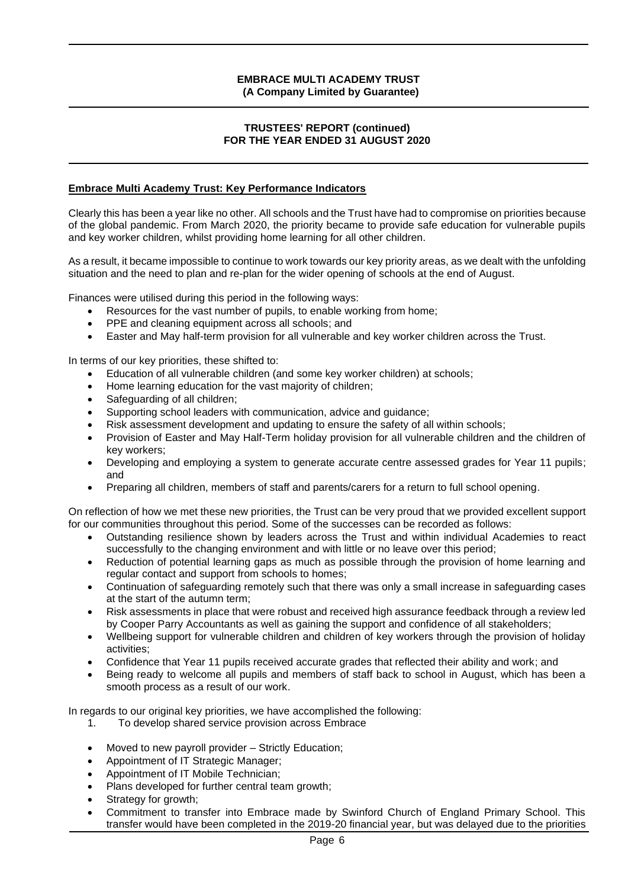**Embrace Multi Academy Trust: Key Performance Indicators**

Clearly this has been a year like no other. All schools and the Trust have had to compromise on priorities because of the global pandemic. From March 2020, the priority became to provide safe education for vulnerable pupils and key worker children, whilst providing home learning for all other children.

As a result, it became impossible to continue to work towards our key priority areas, as we dealt with the unfolding situation and the need to plan and re-plan for the wider opening of schools at the end of August.

Finances were utilised during this period in the following ways:

- Resources for the vast number of pupils, to enable working from home;
- PPE and cleaning equipment across all schools; and
- Easter and May half-term provision for all vulnerable and key worker children across the Trust.

In terms of our key priorities, these shifted to:

- Education of all vulnerable children (and some key worker children) at schools;
- Home learning education for the vast majority of children;
- Safeguarding of all children;
- Supporting school leaders with communication, advice and guidance;
- Risk assessment development and updating to ensure the safety of all within schools;
- Provision of Easter and May Half-Term holiday provision for all vulnerable children and the children of key workers;
- Developing and employing a system to generate accurate centre assessed grades for Year 11 pupils; and
- Preparing all children, members of staff and parents/carers for a return to full school opening.

On reflection of how we met these new priorities, the Trust can be very proud that we provided excellent support for our communities throughout this period. Some of the successes can be recorded as follows:

- Outstanding resilience shown by leaders across the Trust and within individual Academies to react successfully to the changing environment and with little or no leave over this period;
- Reduction of potential learning gaps as much as possible through the provision of home learning and regular contact and support from schools to homes;
- Continuation of safeguarding remotely such that there was only a small increase in safeguarding cases at the start of the autumn term;
- Risk assessments in place that were robust and received high assurance feedback through a review led by Cooper Parry Accountants as well as gaining the support and confidence of all stakeholders;
- Wellbeing support for vulnerable children and children of key workers through the provision of holiday activities;
- Confidence that Year 11 pupils received accurate grades that reflected their ability and work; and
- Being ready to welcome all pupils and members of staff back to school in August, which has been a smooth process as a result of our work.

In regards to our original key priorities, we have accomplished the following:

1. To develop shared service provision across Embrace

- Moved to new payroll provider – Strictly Education;
- Appointment of IT Strategic Manager;
- Appointment of IT Mobile Technician;
- Plans developed for further central team growth;
- Strategy for growth;
- Commitment to transfer into Embrace made by Swinford Church of England Primary School. This transfer would have been completed in the 2019-20 financial year, but was delayed due to the priorities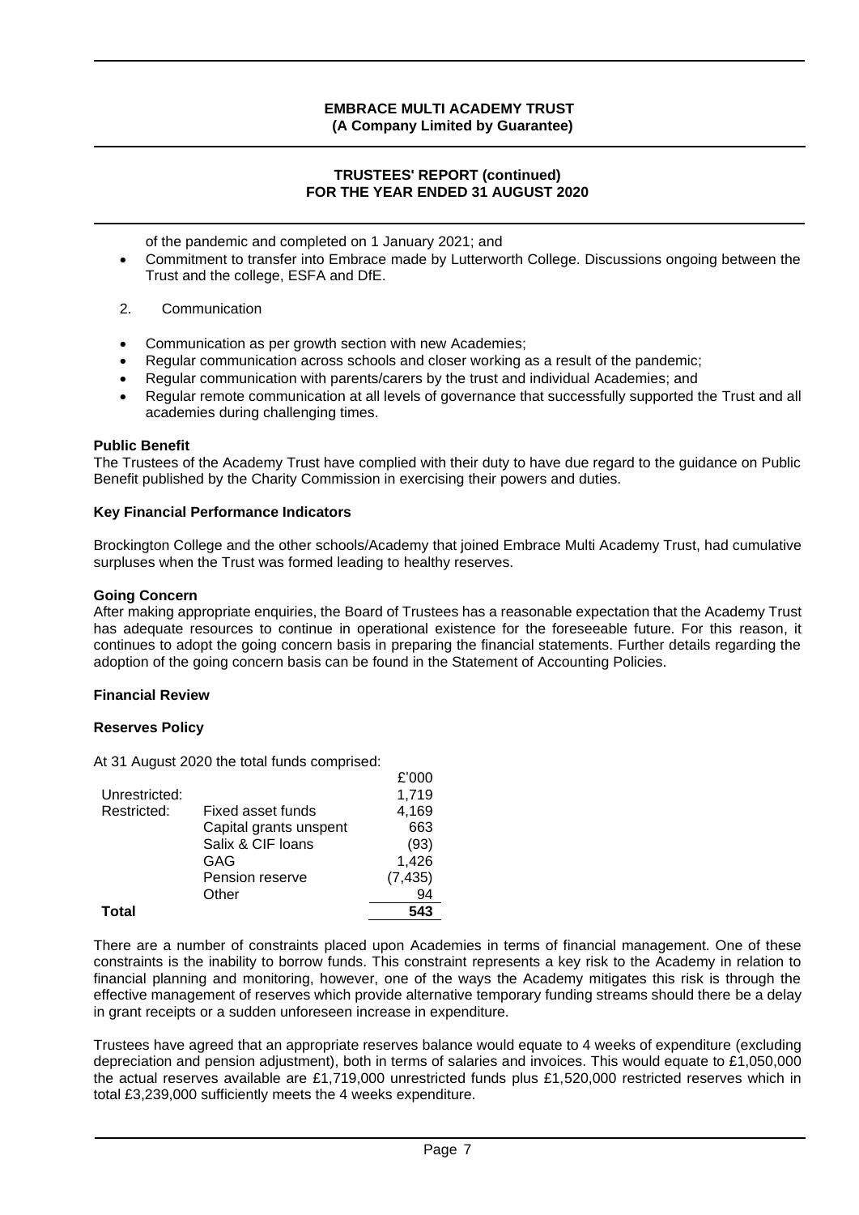of the pandemic and completed on 1 January 2021; and

- Commitment to transfer into Embrace made by Lutterworth College. Discussions ongoing between the Trust and the college, ESFA and DfE.

2. Communication

- Communication as per growth section with new Academies;
- Regular communication across schools and closer working as a result of the pandemic;
- Regular communication with parents/carers by the trust and individual Academies; and
- Regular remote communication at all levels of governance that successfully supported the Trust and all academies during challenging times.

**Public Benefit**

The Trustees of the Academy Trust have complied with their duty to have due regard to the guidance on Public Benefit published by the Charity Commission in exercising their powers and duties.

**Key Financial Performance Indicators**

Brockington College and the other schools/Academy that joined Embrace Multi Academy Trust, had cumulative surpluses when the Trust was formed leading to healthy reserves.

**Going Concern**

After making appropriate enquiries, the Board of Trustees has a reasonable expectation that the Academy Trust has adequate resources to continue in operational existence for the foreseeable future. For this reason, it continues to adopt the going concern basis in preparing the financial statements. Further details regarding the adoption of the going concern basis can be found in the Statement of Accounting Policies.

**Financial Review**

**Reserves Policy**

At 31 August 2020 the total funds comprised:

| | | £'000 |
|---|---|---|
| Unrestricted: | | 1,719 |
| Restricted: | Fixed asset funds | 4,169 |
| | Capital grants unspent | 663 |
| | Salix & CIF loans | (93) |
| | GAG | 1,426 |
| | Pension reserve | (7,435) |
| | Other | 94 |
| **Total** | | **543** |

There are a number of constraints placed upon Academies in terms of financial management. One of these constraints is the inability to borrow funds. This constraint represents a key risk to the Academy in relation to financial planning and monitoring, however, one of the ways the Academy mitigates this risk is through the effective management of reserves which provide alternative temporary funding streams should there be a delay in grant receipts or a sudden unforeseen increase in expenditure.

Trustees have agreed that an appropriate reserves balance would equate to 4 weeks of expenditure (excluding depreciation and pension adjustment), both in terms of salaries and invoices. This would equate to £1,050,000 the actual reserves available are £1,719,000 unrestricted funds plus £1,520,000 restricted reserves which in total £3,239,000 sufficiently meets the 4 weeks expenditure.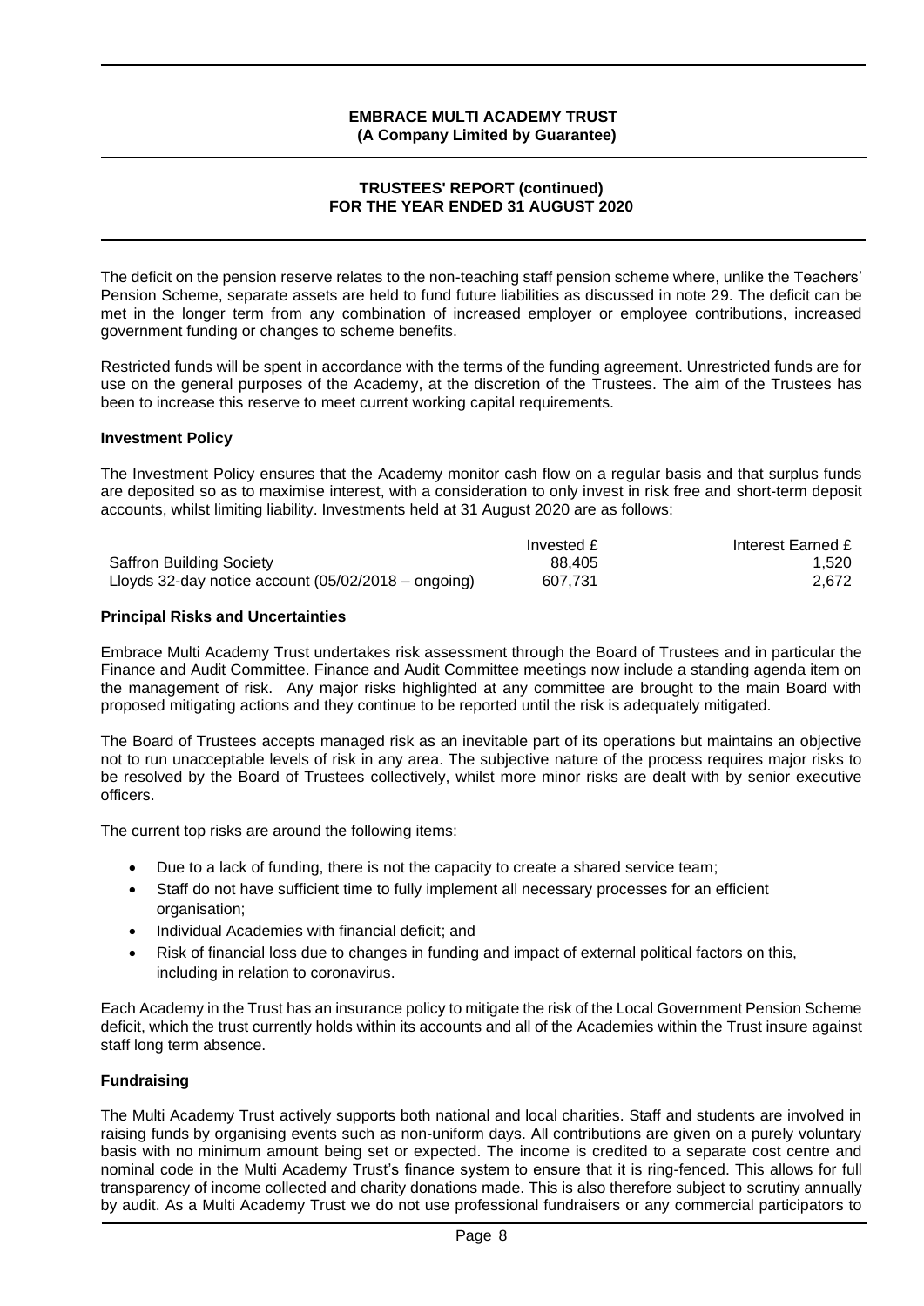The deficit on the pension reserve relates to the non-teaching staff pension scheme where, unlike the Teachers' Pension Scheme, separate assets are held to fund future liabilities as discussed in note 29. The deficit can be met in the longer term from any combination of increased employer or employee contributions, increased government funding or changes to scheme benefits.

Restricted funds will be spent in accordance with the terms of the funding agreement. Unrestricted funds are for use on the general purposes of the Academy, at the discretion of the Trustees. The aim of the Trustees has been to increase this reserve to meet current working capital requirements.

**Investment Policy**

The Investment Policy ensures that the Academy monitor cash flow on a regular basis and that surplus funds are deposited so as to maximise interest, with a consideration to only invest in risk free and short-term deposit accounts, whilst limiting liability. Investments held at 31 August 2020 are as follows:

| | Invested £ | Interest Earned £ |
|---|---|---|
| Saffron Building Society | 88,405 | 1,520 |
| Lloyds 32-day notice account (05/02/2018 – ongoing) | 607,731 | 2,672 |

**Principal Risks and Uncertainties**

Embrace Multi Academy Trust undertakes risk assessment through the Board of Trustees and in particular the Finance and Audit Committee. Finance and Audit Committee meetings now include a standing agenda item on the management of risk. Any major risks highlighted at any committee are brought to the main Board with proposed mitigating actions and they continue to be reported until the risk is adequately mitigated.

The Board of Trustees accepts managed risk as an inevitable part of its operations but maintains an objective not to run unacceptable levels of risk in any area. The subjective nature of the process requires major risks to be resolved by the Board of Trustees collectively, whilst more minor risks are dealt with by senior executive officers.

The current top risks are around the following items:

- Due to a lack of funding, there is not the capacity to create a shared service team;
- Staff do not have sufficient time to fully implement all necessary processes for an efficient organisation;
- Individual Academies with financial deficit; and
- Risk of financial loss due to changes in funding and impact of external political factors on this, including in relation to coronavirus.

Each Academy in the Trust has an insurance policy to mitigate the risk of the Local Government Pension Scheme deficit, which the trust currently holds within its accounts and all of the Academies within the Trust insure against staff long term absence.

**Fundraising**

The Multi Academy Trust actively supports both national and local charities. Staff and students are involved in raising funds by organising events such as non-uniform days. All contributions are given on a purely voluntary basis with no minimum amount being set or expected. The income is credited to a separate cost centre and nominal code in the Multi Academy Trust's finance system to ensure that it is ring-fenced. This allows for full transparency of income collected and charity donations made. This is also therefore subject to scrutiny annually by audit. As a Multi Academy Trust we do not use professional fundraisers or any commercial participators to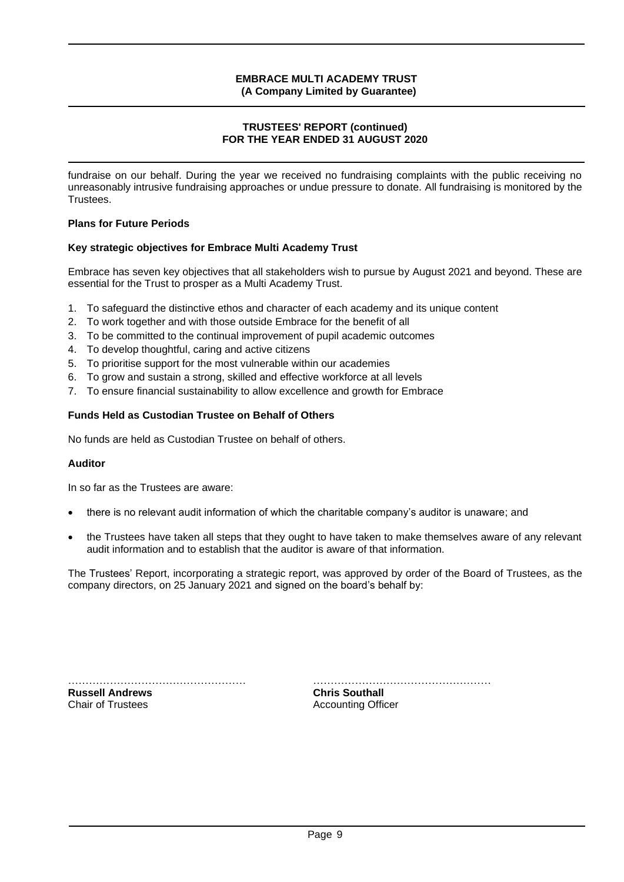fundraise on our behalf. During the year we received no fundraising complaints with the public receiving no unreasonably intrusive fundraising approaches or undue pressure to donate. All fundraising is monitored by the Trustees.

**Plans for Future Periods**

**Key strategic objectives for Embrace Multi Academy Trust**

Embrace has seven key objectives that all stakeholders wish to pursue by August 2021 and beyond. These are essential for the Trust to prosper as a Multi Academy Trust.

1. To safeguard the distinctive ethos and character of each academy and its unique content
2. To work together and with those outside Embrace for the benefit of all
3. To be committed to the continual improvement of pupil academic outcomes
4. To develop thoughtful, caring and active citizens
5. To prioritise support for the most vulnerable within our academies
6. To grow and sustain a strong, skilled and effective workforce at all levels
7. To ensure financial sustainability to allow excellence and growth for Embrace

**Funds Held as Custodian Trustee on Behalf of Others**

No funds are held as Custodian Trustee on behalf of others.

**Auditor**

In so far as the Trustees are aware:

- there is no relevant audit information of which the charitable company's auditor is unaware; and
- the Trustees have taken all steps that they ought to have taken to make themselves aware of any relevant audit information and to establish that the auditor is aware of that information.

The Trustees' Report, incorporating a strategic report, was approved by order of the Board of Trustees, as the company directors, on 25 January 2021 and signed on the board's behalf by:

……………………………………………

**Russell Andrews**
Chair of Trustees

……………………………………………

**Chris Southall**
Accounting Officer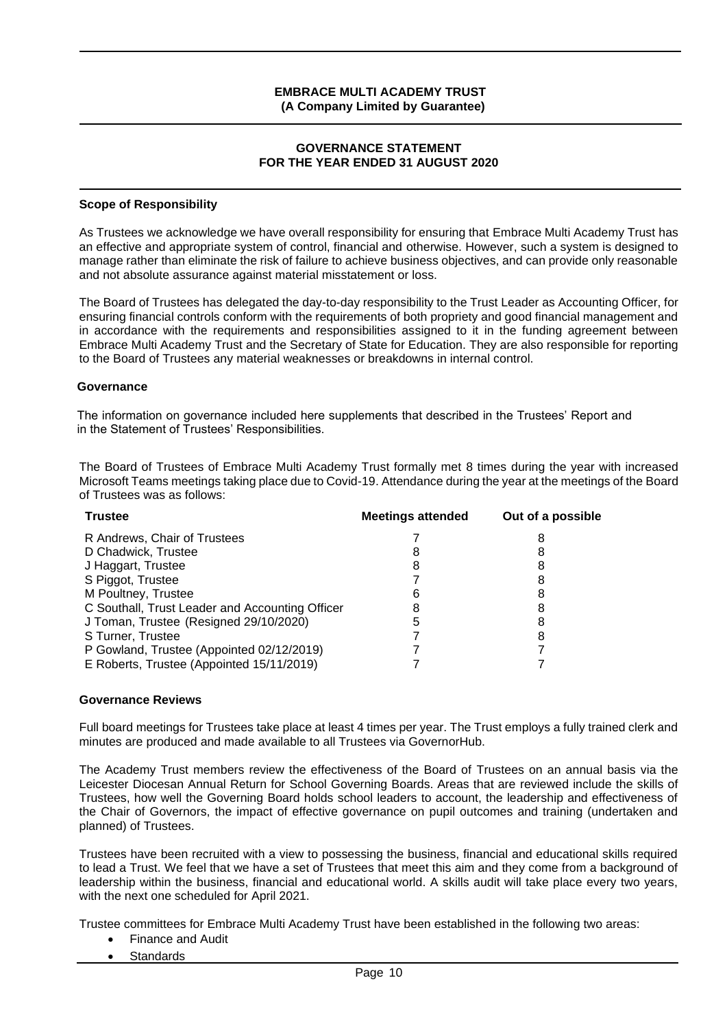**EMBRACE MULTI ACADEMY TRUST**
**(A Company Limited by Guarantee)**

# GOVERNANCE STATEMENT FOR THE YEAR ENDED 31 AUGUST 2020

### Scope of Responsibility

As Trustees we acknowledge we have overall responsibility for ensuring that Embrace Multi Academy Trust has an effective and appropriate system of control, financial and otherwise. However, such a system is designed to manage rather than eliminate the risk of failure to achieve business objectives, and can provide only reasonable and not absolute assurance against material misstatement or loss.

The Board of Trustees has delegated the day-to-day responsibility to the Trust Leader as Accounting Officer, for ensuring financial controls conform with the requirements of both propriety and good financial management and in accordance with the requirements and responsibilities assigned to it in the funding agreement between Embrace Multi Academy Trust and the Secretary of State for Education. They are also responsible for reporting to the Board of Trustees any material weaknesses or breakdowns in internal control.

### Governance

The information on governance included here supplements that described in the Trustees' Report and in the Statement of Trustees' Responsibilities.

The Board of Trustees of Embrace Multi Academy Trust formally met 8 times during the year with increased Microsoft Teams meetings taking place due to Covid-19. Attendance during the year at the meetings of the Board of Trustees was as follows:

| Trustee | Meetings attended | Out of a possible |
|---|---|---|
| R Andrews, Chair of Trustees | 7 | 8 |
| D Chadwick, Trustee | 8 | 8 |
| J Haggart, Trustee | 8 | 8 |
| S Piggot, Trustee | 7 | 8 |
| M Poultney, Trustee | 6 | 8 |
| C Southall, Trust Leader and Accounting Officer | 8 | 8 |
| J Toman, Trustee (Resigned 29/10/2020) | 5 | 8 |
| S Turner, Trustee | 7 | 8 |
| P Gowland, Trustee (Appointed 02/12/2019) | 7 | 7 |
| E Roberts, Trustee (Appointed 15/11/2019) | 7 | 7 |

### Governance Reviews

Full board meetings for Trustees take place at least 4 times per year. The Trust employs a fully trained clerk and minutes are produced and made available to all Trustees via GovernorHub.

The Academy Trust members review the effectiveness of the Board of Trustees on an annual basis via the Leicester Diocesan Annual Return for School Governing Boards. Areas that are reviewed include the skills of Trustees, how well the Governing Board holds school leaders to account, the leadership and effectiveness of the Chair of Governors, the impact of effective governance on pupil outcomes and training (undertaken and planned) of Trustees.

Trustees have been recruited with a view to possessing the business, financial and educational skills required to lead a Trust. We feel that we have a set of Trustees that meet this aim and they come from a background of leadership within the business, financial and educational world. A skills audit will take place every two years, with the next one scheduled for April 2021.

Trustee committees for Embrace Multi Academy Trust have been established in the following two areas:

- Finance and Audit
- Standards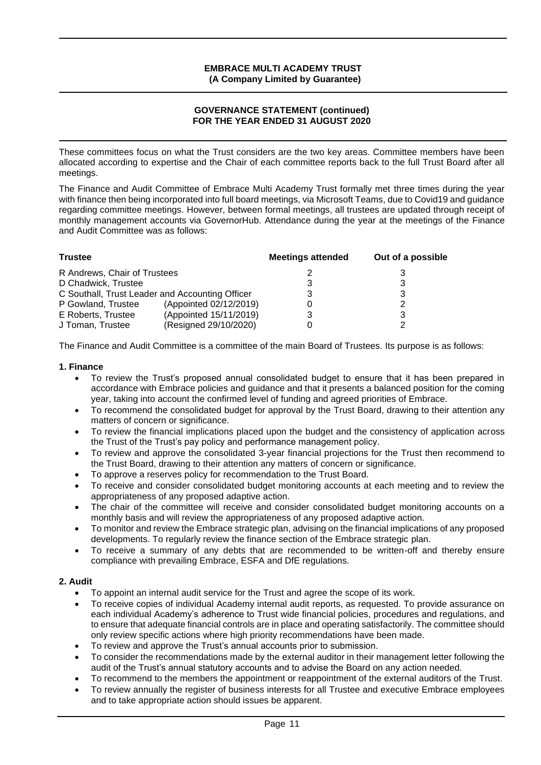These committees focus on what the Trust considers are the two key areas. Committee members have been allocated according to expertise and the Chair of each committee reports back to the full Trust Board after all meetings.

The Finance and Audit Committee of Embrace Multi Academy Trust formally met three times during the year with finance then being incorporated into full board meetings, via Microsoft Teams, due to Covid19 and guidance regarding committee meetings. However, between formal meetings, all trustees are updated through receipt of monthly management accounts via GovernorHub. Attendance during the year at the meetings of the Finance and Audit Committee was as follows:

| Trustee | | Meetings attended | Out of a possible |
|---|---|---|---|
| R Andrews, Chair of Trustees | | 2 | 3 |
| D Chadwick, Trustee | | 3 | 3 |
| C Southall, Trust Leader and Accounting Officer | | 3 | 3 |
| P Gowland, Trustee | (Appointed 02/12/2019) | 0 | 2 |
| E Roberts, Trustee | (Appointed 15/11/2019) | 3 | 3 |
| J Toman, Trustee | (Resigned 29/10/2020) | 0 | 2 |

The Finance and Audit Committee is a committee of the main Board of Trustees. Its purpose is as follows:

**1. Finance**

- To review the Trust's proposed annual consolidated budget to ensure that it has been prepared in accordance with Embrace policies and guidance and that it presents a balanced position for the coming year, taking into account the confirmed level of funding and agreed priorities of Embrace.
- To recommend the consolidated budget for approval by the Trust Board, drawing to their attention any matters of concern or significance.
- To review the financial implications placed upon the budget and the consistency of application across the Trust of the Trust's pay policy and performance management policy.
- To review and approve the consolidated 3-year financial projections for the Trust then recommend to the Trust Board, drawing to their attention any matters of concern or significance.
- To approve a reserves policy for recommendation to the Trust Board.
- To receive and consider consolidated budget monitoring accounts at each meeting and to review the appropriateness of any proposed adaptive action.
- The chair of the committee will receive and consider consolidated budget monitoring accounts on a monthly basis and will review the appropriateness of any proposed adaptive action.
- To monitor and review the Embrace strategic plan, advising on the financial implications of any proposed developments. To regularly review the finance section of the Embrace strategic plan.
- To receive a summary of any debts that are recommended to be written-off and thereby ensure compliance with prevailing Embrace, ESFA and DfE regulations.

**2. Audit**

- To appoint an internal audit service for the Trust and agree the scope of its work.
- To receive copies of individual Academy internal audit reports, as requested. To provide assurance on each individual Academy's adherence to Trust wide financial policies, procedures and regulations, and to ensure that adequate financial controls are in place and operating satisfactorily. The committee should only review specific actions where high priority recommendations have been made.
- To review and approve the Trust's annual accounts prior to submission.
- To consider the recommendations made by the external auditor in their management letter following the audit of the Trust's annual statutory accounts and to advise the Board on any action needed.
- To recommend to the members the appointment or reappointment of the external auditors of the Trust.
- To review annually the register of business interests for all Trustee and executive Embrace employees and to take appropriate action should issues be apparent.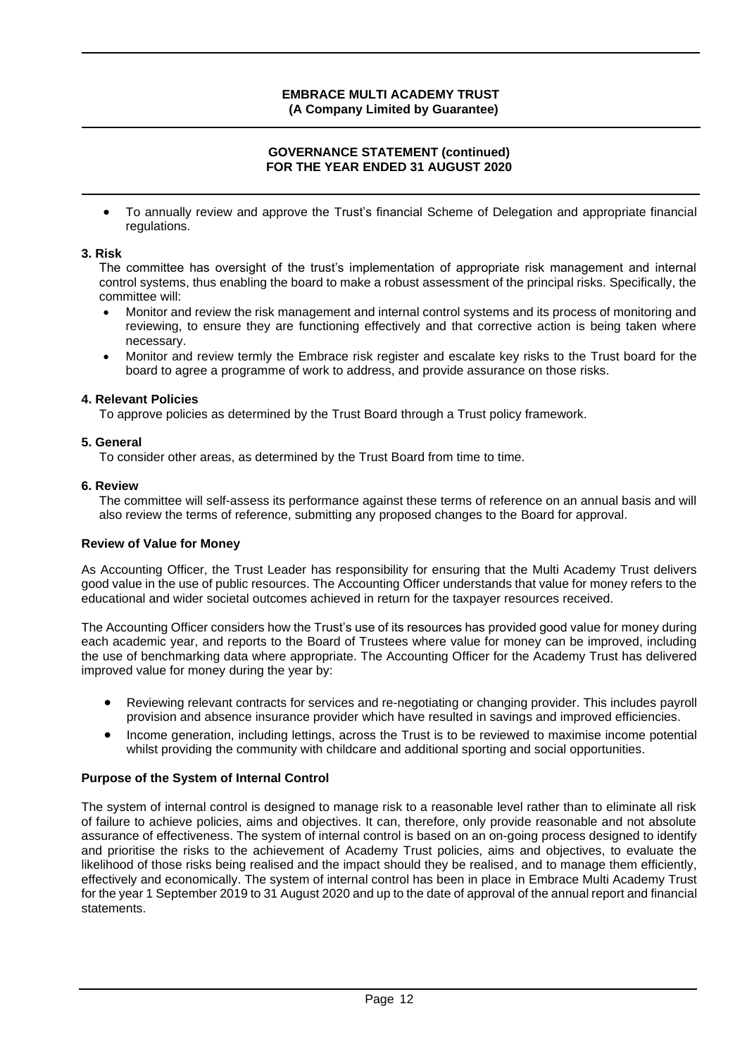- To annually review and approve the Trust's financial Scheme of Delegation and appropriate financial regulations.

**3. Risk**

The committee has oversight of the trust's implementation of appropriate risk management and internal control systems, thus enabling the board to make a robust assessment of the principal risks. Specifically, the committee will:

- Monitor and review the risk management and internal control systems and its process of monitoring and reviewing, to ensure they are functioning effectively and that corrective action is being taken where necessary.
- Monitor and review termly the Embrace risk register and escalate key risks to the Trust board for the board to agree a programme of work to address, and provide assurance on those risks.

**4. Relevant Policies**

To approve policies as determined by the Trust Board through a Trust policy framework.

**5. General**

To consider other areas, as determined by the Trust Board from time to time.

**6. Review**

The committee will self-assess its performance against these terms of reference on an annual basis and will also review the terms of reference, submitting any proposed changes to the Board for approval.

**Review of Value for Money**

As Accounting Officer, the Trust Leader has responsibility for ensuring that the Multi Academy Trust delivers good value in the use of public resources. The Accounting Officer understands that value for money refers to the educational and wider societal outcomes achieved in return for the taxpayer resources received.

The Accounting Officer considers how the Trust's use of its resources has provided good value for money during each academic year, and reports to the Board of Trustees where value for money can be improved, including the use of benchmarking data where appropriate. The Accounting Officer for the Academy Trust has delivered improved value for money during the year by:

- Reviewing relevant contracts for services and re-negotiating or changing provider. This includes payroll provision and absence insurance provider which have resulted in savings and improved efficiencies.
- Income generation, including lettings, across the Trust is to be reviewed to maximise income potential whilst providing the community with childcare and additional sporting and social opportunities.

**Purpose of the System of Internal Control**

The system of internal control is designed to manage risk to a reasonable level rather than to eliminate all risk of failure to achieve policies, aims and objectives. It can, therefore, only provide reasonable and not absolute assurance of effectiveness. The system of internal control is based on an on-going process designed to identify and prioritise the risks to the achievement of Academy Trust policies, aims and objectives, to evaluate the likelihood of those risks being realised and the impact should they be realised, and to manage them efficiently, effectively and economically. The system of internal control has been in place in Embrace Multi Academy Trust for the year 1 September 2019 to 31 August 2020 and up to the date of approval of the annual report and financial statements.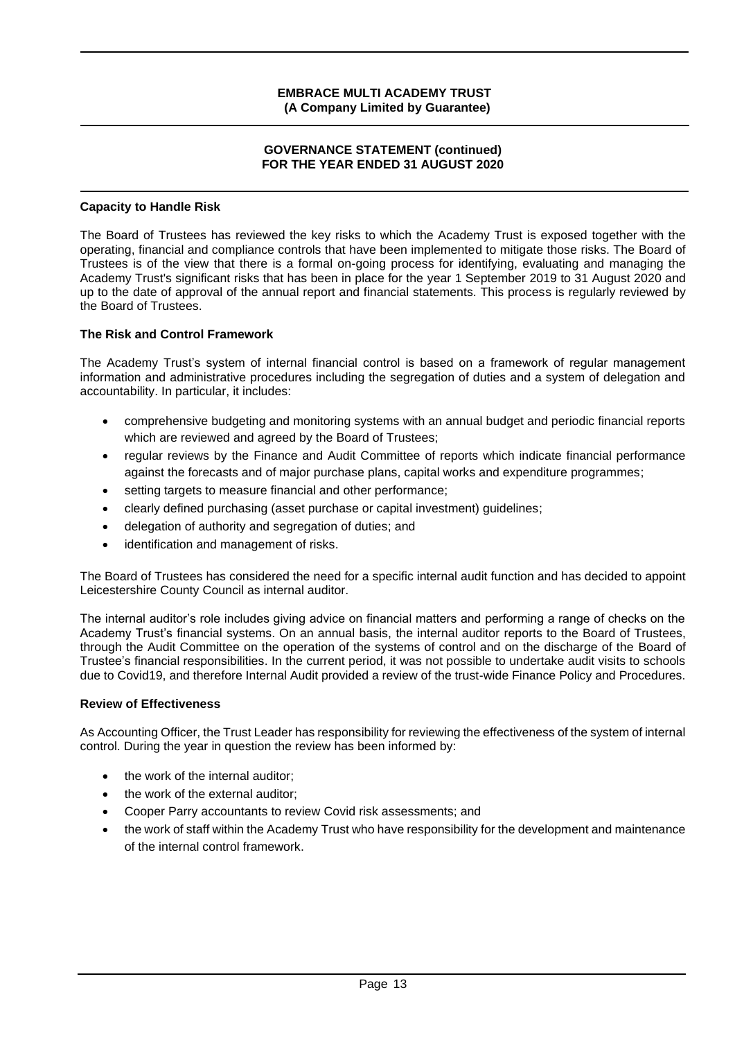### Capacity to Handle Risk

The Board of Trustees has reviewed the key risks to which the Academy Trust is exposed together with the operating, financial and compliance controls that have been implemented to mitigate those risks. The Board of Trustees is of the view that there is a formal on-going process for identifying, evaluating and managing the Academy Trust's significant risks that has been in place for the year 1 September 2019 to 31 August 2020 and up to the date of approval of the annual report and financial statements. This process is regularly reviewed by the Board of Trustees.

### The Risk and Control Framework

The Academy Trust's system of internal financial control is based on a framework of regular management information and administrative procedures including the segregation of duties and a system of delegation and accountability. In particular, it includes:

- comprehensive budgeting and monitoring systems with an annual budget and periodic financial reports which are reviewed and agreed by the Board of Trustees;
- regular reviews by the Finance and Audit Committee of reports which indicate financial performance against the forecasts and of major purchase plans, capital works and expenditure programmes;
- setting targets to measure financial and other performance;
- clearly defined purchasing (asset purchase or capital investment) guidelines;
- delegation of authority and segregation of duties; and
- identification and management of risks.

The Board of Trustees has considered the need for a specific internal audit function and has decided to appoint Leicestershire County Council as internal auditor.

The internal auditor's role includes giving advice on financial matters and performing a range of checks on the Academy Trust's financial systems. On an annual basis, the internal auditor reports to the Board of Trustees, through the Audit Committee on the operation of the systems of control and on the discharge of the Board of Trustee's financial responsibilities. In the current period, it was not possible to undertake audit visits to schools due to Covid19, and therefore Internal Audit provided a review of the trust-wide Finance Policy and Procedures.

### Review of Effectiveness

As Accounting Officer, the Trust Leader has responsibility for reviewing the effectiveness of the system of internal control. During the year in question the review has been informed by:

- the work of the internal auditor;
- the work of the external auditor;
- Cooper Parry accountants to review Covid risk assessments; and
- the work of staff within the Academy Trust who have responsibility for the development and maintenance of the internal control framework.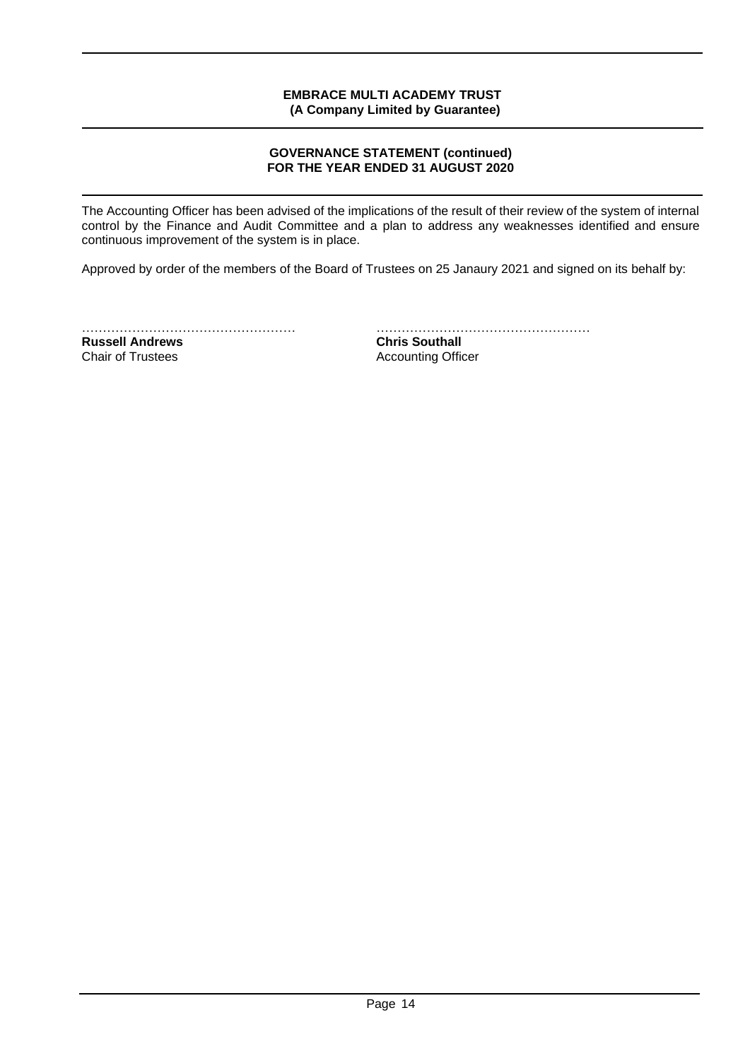**GOVERNANCE STATEMENT (continued)**
**FOR THE YEAR ENDED 31 AUGUST 2020**

The Accounting Officer has been advised of the implications of the result of their review of the system of internal control by the Finance and Audit Committee and a plan to address any weaknesses identified and ensure continuous improvement of the system is in place.

Approved by order of the members of the Board of Trustees on 25 Janaury 2021 and signed on its behalf by:

| | |
|---|---|
| ................................................ | ................................................ |
| **Russell Andrews** | **Chris Southall** |
| Chair of Trustees | Accounting Officer |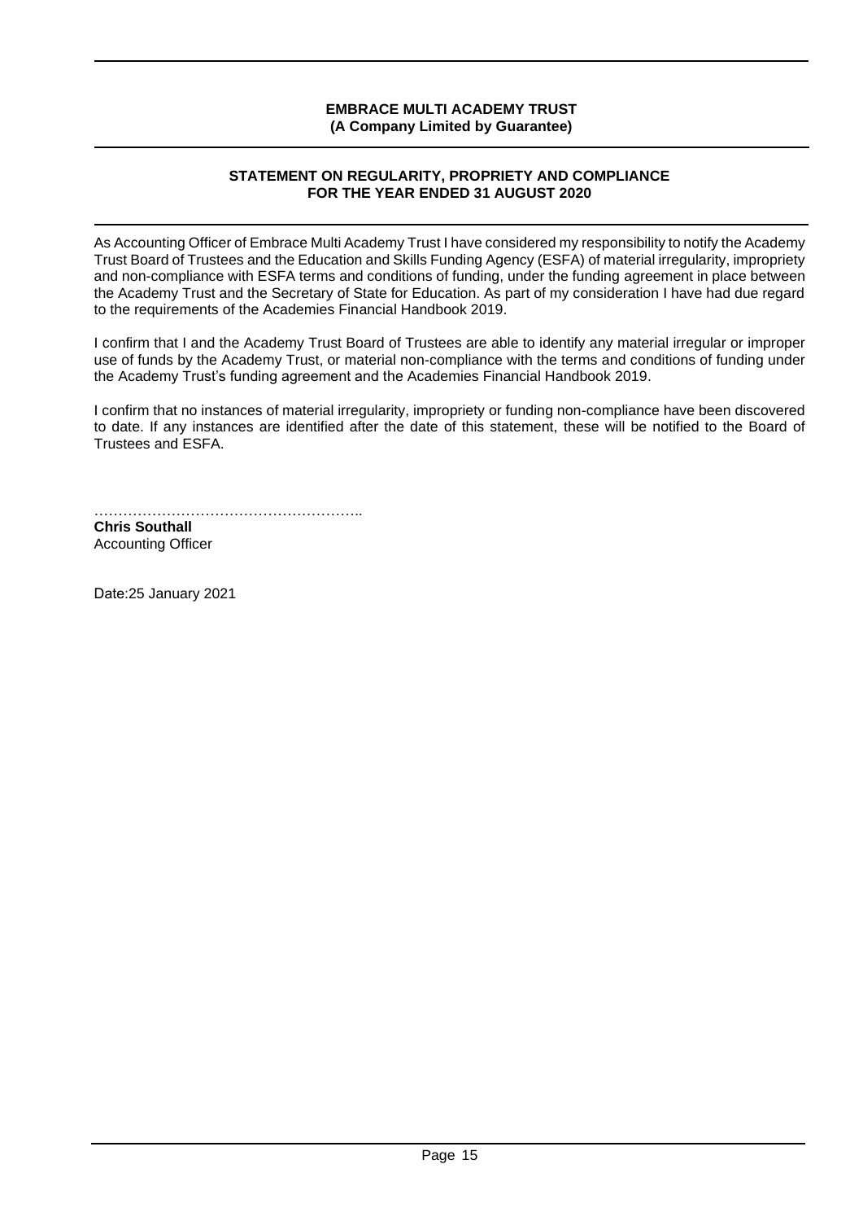**EMBRACE MULTI ACADEMY TRUST**
**(A Company Limited by Guarantee)**

## STATEMENT ON REGULARITY, PROPRIETY AND COMPLIANCE FOR THE YEAR ENDED 31 AUGUST 2020

As Accounting Officer of Embrace Multi Academy Trust I have considered my responsibility to notify the Academy Trust Board of Trustees and the Education and Skills Funding Agency (ESFA) of material irregularity, impropriety and non-compliance with ESFA terms and conditions of funding, under the funding agreement in place between the Academy Trust and the Secretary of State for Education. As part of my consideration I have had due regard to the requirements of the Academies Financial Handbook 2019.

I confirm that I and the Academy Trust Board of Trustees are able to identify any material irregular or improper use of funds by the Academy Trust, or material non-compliance with the terms and conditions of funding under the Academy Trust's funding agreement and the Academies Financial Handbook 2019.

I confirm that no instances of material irregularity, impropriety or funding non-compliance have been discovered to date. If any instances are identified after the date of this statement, these will be notified to the Board of Trustees and ESFA.

………………………………………………..
**Chris Southall**
Accounting Officer

Date:25 January 2021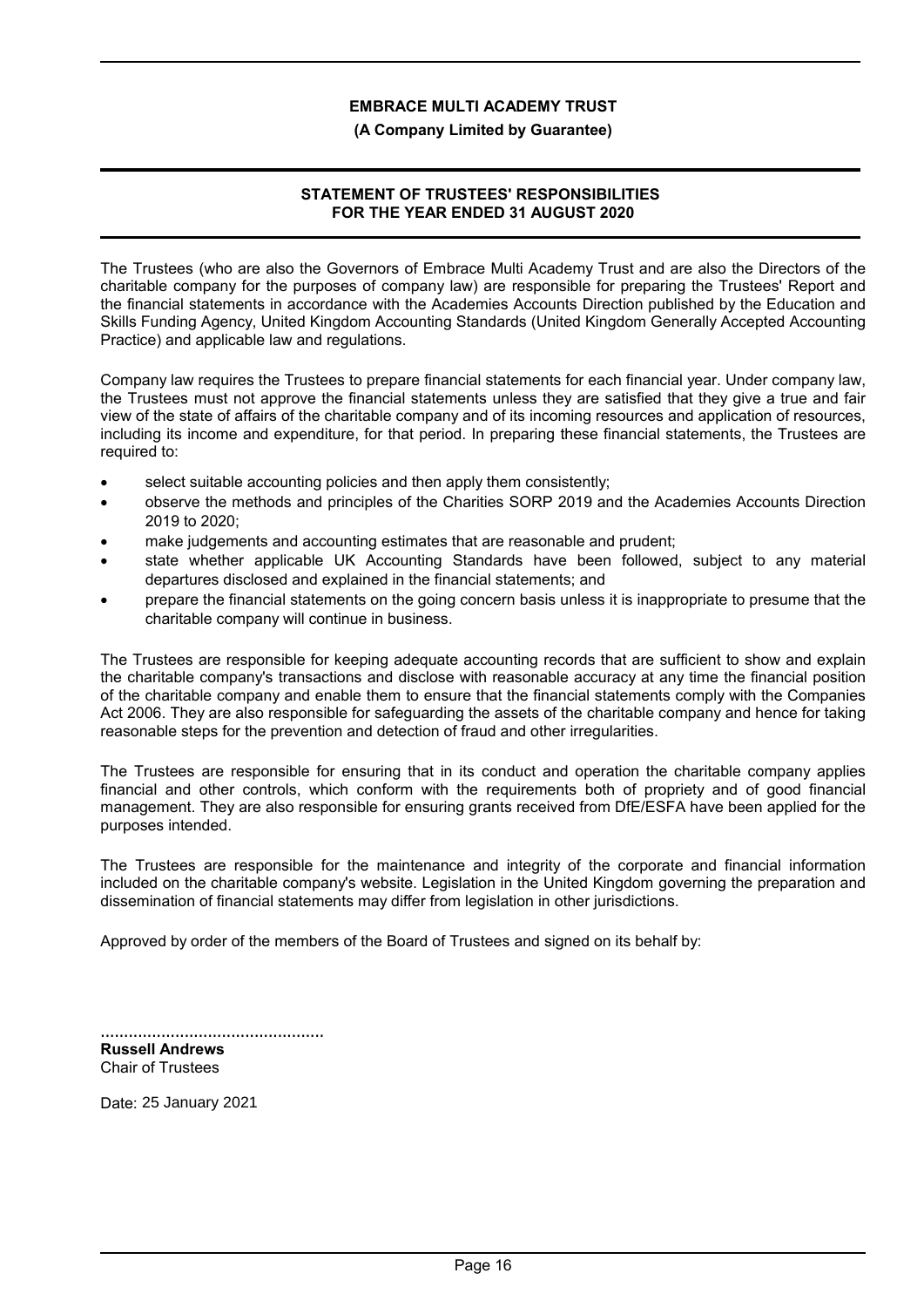**EMBRACE MULTI ACADEMY TRUST**

**(A Company Limited by Guarantee)**

## STATEMENT OF TRUSTEES' RESPONSIBILITIES FOR THE YEAR ENDED 31 AUGUST 2020

The Trustees (who are also the Governors of Embrace Multi Academy Trust and are also the Directors of the charitable company for the purposes of company law) are responsible for preparing the Trustees' Report and the financial statements in accordance with the Academies Accounts Direction published by the Education and Skills Funding Agency, United Kingdom Accounting Standards (United Kingdom Generally Accepted Accounting Practice) and applicable law and regulations.

Company law requires the Trustees to prepare financial statements for each financial year. Under company law, the Trustees must not approve the financial statements unless they are satisfied that they give a true and fair view of the state of affairs of the charitable company and of its incoming resources and application of resources, including its income and expenditure, for that period. In preparing these financial statements, the Trustees are required to:

- select suitable accounting policies and then apply them consistently;
- observe the methods and principles of the Charities SORP 2019 and the Academies Accounts Direction 2019 to 2020;
- make judgements and accounting estimates that are reasonable and prudent;
- state whether applicable UK Accounting Standards have been followed, subject to any material departures disclosed and explained in the financial statements; and
- prepare the financial statements on the going concern basis unless it is inappropriate to presume that the charitable company will continue in business.

The Trustees are responsible for keeping adequate accounting records that are sufficient to show and explain the charitable company's transactions and disclose with reasonable accuracy at any time the financial position of the charitable company and enable them to ensure that the financial statements comply with the Companies Act 2006. They are also responsible for safeguarding the assets of the charitable company and hence for taking reasonable steps for the prevention and detection of fraud and other irregularities.

The Trustees are responsible for ensuring that in its conduct and operation the charitable company applies financial and other controls, which conform with the requirements both of propriety and of good financial management. They are also responsible for ensuring grants received from DfE/ESFA have been applied for the purposes intended.

The Trustees are responsible for the maintenance and integrity of the corporate and financial information included on the charitable company's website. Legislation in the United Kingdom governing the preparation and dissemination of financial statements may differ from legislation in other jurisdictions.

Approved by order of the members of the Board of Trustees and signed on its behalf by:

................................................

**Russell Andrews**
Chair of Trustees

Date: 25 January 2021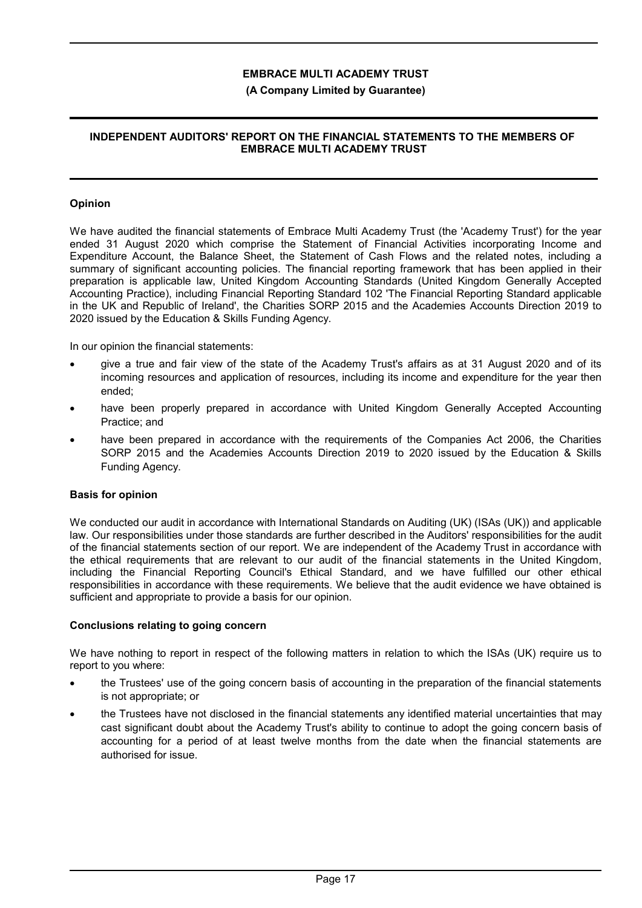**EMBRACE MULTI ACADEMY TRUST**

**(A Company Limited by Guarantee)**

**INDEPENDENT AUDITORS' REPORT ON THE FINANCIAL STATEMENTS TO THE MEMBERS OF EMBRACE MULTI ACADEMY TRUST**

### Opinion

We have audited the financial statements of Embrace Multi Academy Trust (the 'Academy Trust') for the year ended 31 August 2020 which comprise the Statement of Financial Activities incorporating Income and Expenditure Account, the Balance Sheet, the Statement of Cash Flows and the related notes, including a summary of significant accounting policies. The financial reporting framework that has been applied in their preparation is applicable law, United Kingdom Accounting Standards (United Kingdom Generally Accepted Accounting Practice), including Financial Reporting Standard 102 'The Financial Reporting Standard applicable in the UK and Republic of Ireland', the Charities SORP 2015 and the Academies Accounts Direction 2019 to 2020 issued by the Education & Skills Funding Agency.

In our opinion the financial statements:

- give a true and fair view of the state of the Academy Trust's affairs as at 31 August 2020 and of its incoming resources and application of resources, including its income and expenditure for the year then ended;
- have been properly prepared in accordance with United Kingdom Generally Accepted Accounting Practice; and
- have been prepared in accordance with the requirements of the Companies Act 2006, the Charities SORP 2015 and the Academies Accounts Direction 2019 to 2020 issued by the Education & Skills Funding Agency.

### Basis for opinion

We conducted our audit in accordance with International Standards on Auditing (UK) (ISAs (UK)) and applicable law. Our responsibilities under those standards are further described in the Auditors' responsibilities for the audit of the financial statements section of our report. We are independent of the Academy Trust in accordance with the ethical requirements that are relevant to our audit of the financial statements in the United Kingdom, including the Financial Reporting Council's Ethical Standard, and we have fulfilled our other ethical responsibilities in accordance with these requirements. We believe that the audit evidence we have obtained is sufficient and appropriate to provide a basis for our opinion.

### Conclusions relating to going concern

We have nothing to report in respect of the following matters in relation to which the ISAs (UK) require us to report to you where:

- the Trustees' use of the going concern basis of accounting in the preparation of the financial statements is not appropriate; or
- the Trustees have not disclosed in the financial statements any identified material uncertainties that may cast significant doubt about the Academy Trust's ability to continue to adopt the going concern basis of accounting for a period of at least twelve months from the date when the financial statements are authorised for issue.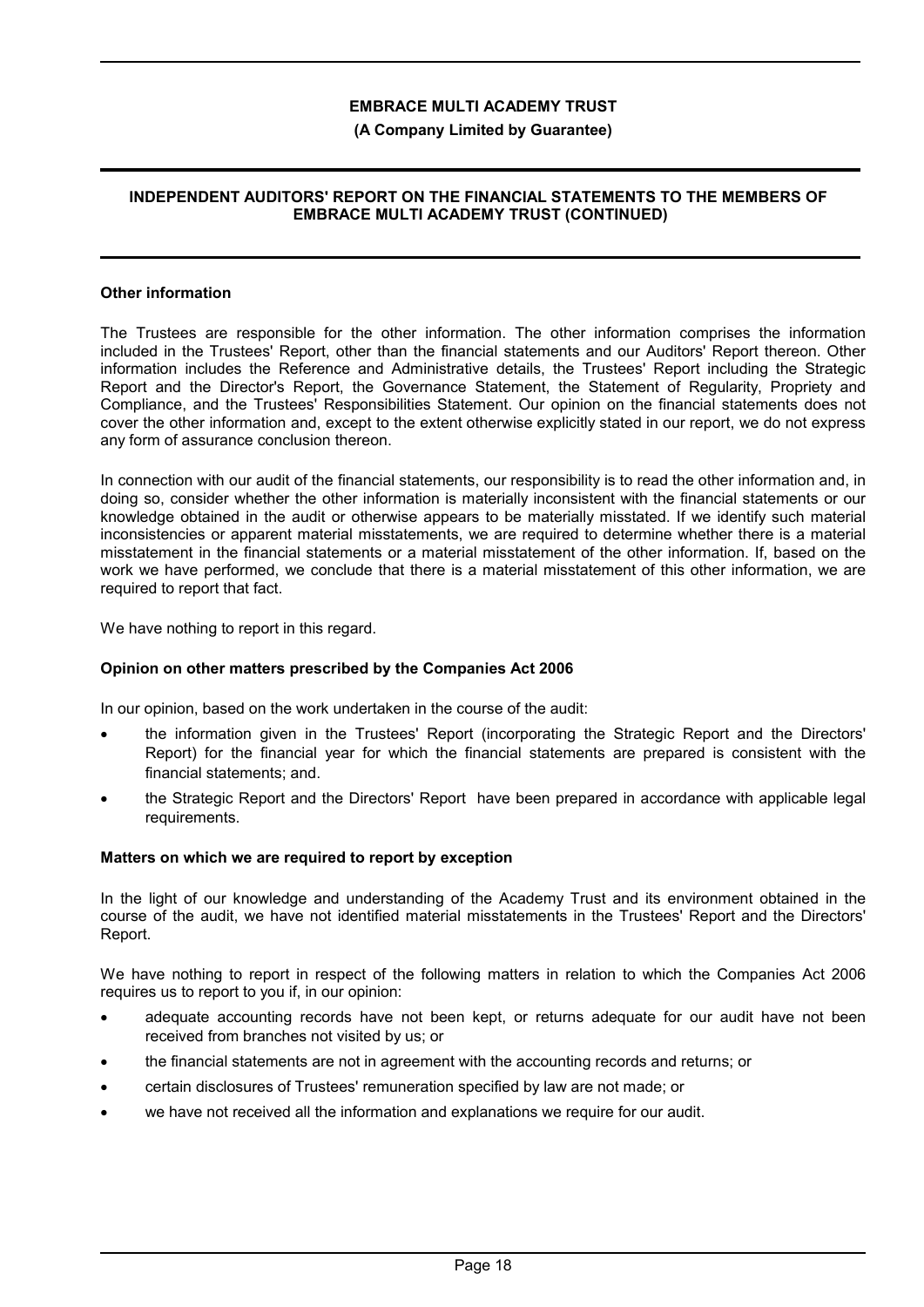**Other information**

The Trustees are responsible for the other information. The other information comprises the information included in the Trustees' Report, other than the financial statements and our Auditors' Report thereon. Other information includes the Reference and Administrative details, the Trustees' Report including the Strategic Report and the Director's Report, the Governance Statement, the Statement of Regularity, Propriety and Compliance, and the Trustees' Responsibilities Statement. Our opinion on the financial statements does not cover the other information and, except to the extent otherwise explicitly stated in our report, we do not express any form of assurance conclusion thereon.

In connection with our audit of the financial statements, our responsibility is to read the other information and, in doing so, consider whether the other information is materially inconsistent with the financial statements or our knowledge obtained in the audit or otherwise appears to be materially misstated. If we identify such material inconsistencies or apparent material misstatements, we are required to determine whether there is a material misstatement in the financial statements or a material misstatement of the other information. If, based on the work we have performed, we conclude that there is a material misstatement of this other information, we are required to report that fact.

We have nothing to report in this regard.

**Opinion on other matters prescribed by the Companies Act 2006**

In our opinion, based on the work undertaken in the course of the audit:

- the information given in the Trustees' Report (incorporating the Strategic Report and the Directors' Report) for the financial year for which the financial statements are prepared is consistent with the financial statements; and.
- the Strategic Report and the Directors' Report have been prepared in accordance with applicable legal requirements.

**Matters on which we are required to report by exception**

In the light of our knowledge and understanding of the Academy Trust and its environment obtained in the course of the audit, we have not identified material misstatements in the Trustees' Report and the Directors' Report.

We have nothing to report in respect of the following matters in relation to which the Companies Act 2006 requires us to report to you if, in our opinion:

- adequate accounting records have not been kept, or returns adequate for our audit have not been received from branches not visited by us; or
- the financial statements are not in agreement with the accounting records and returns; or
- certain disclosures of Trustees' remuneration specified by law are not made; or
- we have not received all the information and explanations we require for our audit.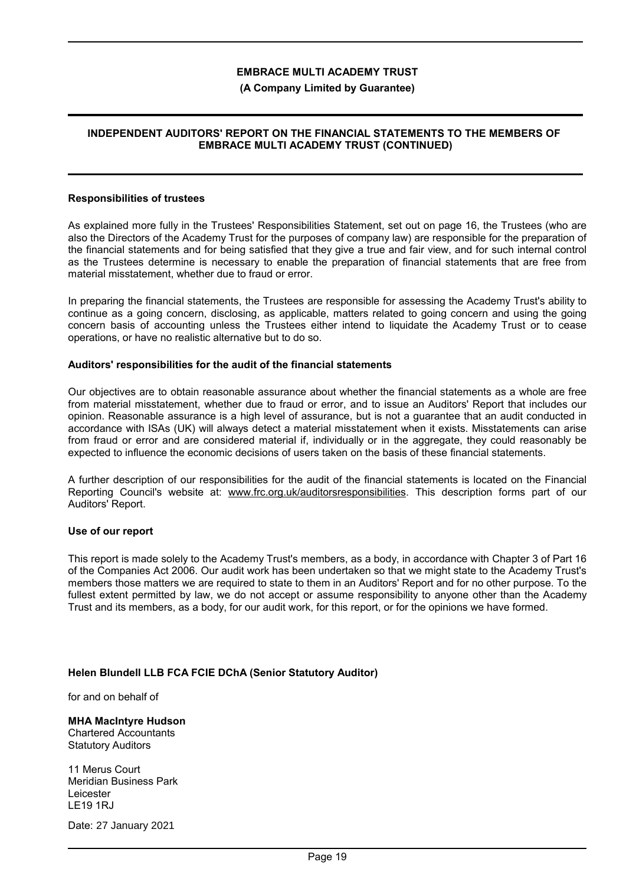**EMBRACE MULTI ACADEMY TRUST**

**(A Company Limited by Guarantee)**

**INDEPENDENT AUDITORS' REPORT ON THE FINANCIAL STATEMENTS TO THE MEMBERS OF EMBRACE MULTI ACADEMY TRUST (CONTINUED)**

### Responsibilities of trustees

As explained more fully in the Trustees' Responsibilities Statement, set out on page 16, the Trustees (who are also the Directors of the Academy Trust for the purposes of company law) are responsible for the preparation of the financial statements and for being satisfied that they give a true and fair view, and for such internal control as the Trustees determine is necessary to enable the preparation of financial statements that are free from material misstatement, whether due to fraud or error.

In preparing the financial statements, the Trustees are responsible for assessing the Academy Trust's ability to continue as a going concern, disclosing, as applicable, matters related to going concern and using the going concern basis of accounting unless the Trustees either intend to liquidate the Academy Trust or to cease operations, or have no realistic alternative but to do so.

### Auditors' responsibilities for the audit of the financial statements

Our objectives are to obtain reasonable assurance about whether the financial statements as a whole are free from material misstatement, whether due to fraud or error, and to issue an Auditors' Report that includes our opinion. Reasonable assurance is a high level of assurance, but is not a guarantee that an audit conducted in accordance with ISAs (UK) will always detect a material misstatement when it exists. Misstatements can arise from fraud or error and are considered material if, individually or in the aggregate, they could reasonably be expected to influence the economic decisions of users taken on the basis of these financial statements.

A further description of our responsibilities for the audit of the financial statements is located on the Financial Reporting Council's website at: www.frc.org.uk/auditorsresponsibilities. This description forms part of our Auditors' Report.

### Use of our report

This report is made solely to the Academy Trust's members, as a body, in accordance with Chapter 3 of Part 16 of the Companies Act 2006. Our audit work has been undertaken so that we might state to the Academy Trust's members those matters we are required to state to them in an Auditors' Report and for no other purpose. To the fullest extent permitted by law, we do not accept or assume responsibility to anyone other than the Academy Trust and its members, as a body, for our audit work, for this report, or for the opinions we have formed.

**Helen Blundell LLB FCA FCIE DChA (Senior Statutory Auditor)**

for and on behalf of

**MHA MacIntyre Hudson**
Chartered Accountants
Statutory Auditors

11 Merus Court
Meridian Business Park
Leicester
LE19 1RJ

Date: 27 January 2021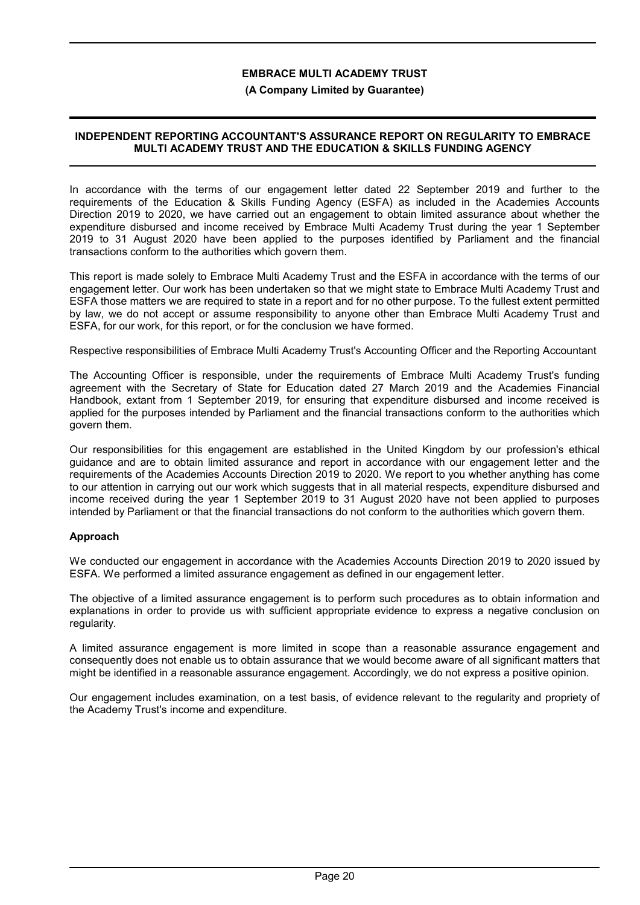# EMBRACE MULTI ACADEMY TRUST

**(A Company Limited by Guarantee)**

## INDEPENDENT REPORTING ACCOUNTANT'S ASSURANCE REPORT ON REGULARITY TO EMBRACE MULTI ACADEMY TRUST AND THE EDUCATION & SKILLS FUNDING AGENCY

In accordance with the terms of our engagement letter dated 22 September 2019 and further to the requirements of the Education & Skills Funding Agency (ESFA) as included in the Academies Accounts Direction 2019 to 2020, we have carried out an engagement to obtain limited assurance about whether the expenditure disbursed and income received by Embrace Multi Academy Trust during the year 1 September 2019 to 31 August 2020 have been applied to the purposes identified by Parliament and the financial transactions conform to the authorities which govern them.

This report is made solely to Embrace Multi Academy Trust and the ESFA in accordance with the terms of our engagement letter. Our work has been undertaken so that we might state to Embrace Multi Academy Trust and ESFA those matters we are required to state in a report and for no other purpose. To the fullest extent permitted by law, we do not accept or assume responsibility to anyone other than Embrace Multi Academy Trust and ESFA, for our work, for this report, or for the conclusion we have formed.

Respective responsibilities of Embrace Multi Academy Trust's Accounting Officer and the Reporting Accountant

The Accounting Officer is responsible, under the requirements of Embrace Multi Academy Trust's funding agreement with the Secretary of State for Education dated 27 March 2019 and the Academies Financial Handbook, extant from 1 September 2019, for ensuring that expenditure disbursed and income received is applied for the purposes intended by Parliament and the financial transactions conform to the authorities which govern them.

Our responsibilities for this engagement are established in the United Kingdom by our profession's ethical guidance and are to obtain limited assurance and report in accordance with our engagement letter and the requirements of the Academies Accounts Direction 2019 to 2020. We report to you whether anything has come to our attention in carrying out our work which suggests that in all material respects, expenditure disbursed and income received during the year 1 September 2019 to 31 August 2020 have not been applied to purposes intended by Parliament or that the financial transactions do not conform to the authorities which govern them.

### Approach

We conducted our engagement in accordance with the Academies Accounts Direction 2019 to 2020 issued by ESFA. We performed a limited assurance engagement as defined in our engagement letter.

The objective of a limited assurance engagement is to perform such procedures as to obtain information and explanations in order to provide us with sufficient appropriate evidence to express a negative conclusion on regularity.

A limited assurance engagement is more limited in scope than a reasonable assurance engagement and consequently does not enable us to obtain assurance that we would become aware of all significant matters that might be identified in a reasonable assurance engagement. Accordingly, we do not express a positive opinion.

Our engagement includes examination, on a test basis, of evidence relevant to the regularity and propriety of the Academy Trust's income and expenditure.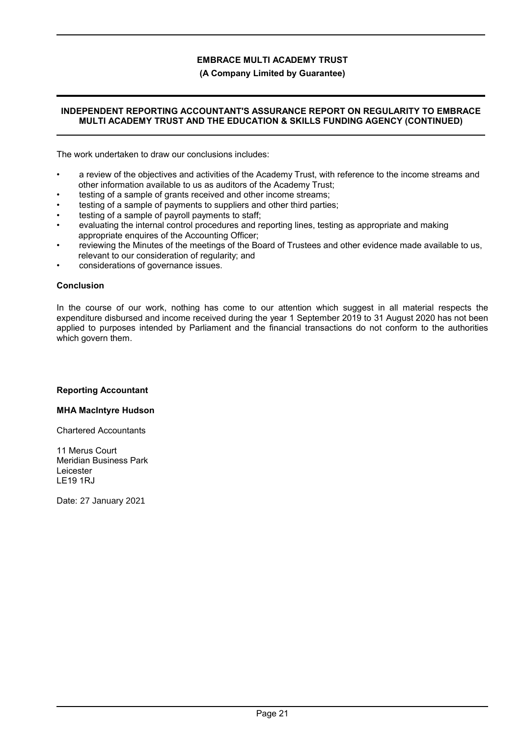The work undertaken to draw our conclusions includes:

- a review of the objectives and activities of the Academy Trust, with reference to the income streams and other information available to us as auditors of the Academy Trust;
- testing of a sample of grants received and other income streams;
- testing of a sample of payments to suppliers and other third parties;
- testing of a sample of payroll payments to staff;
- evaluating the internal control procedures and reporting lines, testing as appropriate and making appropriate enquires of the Accounting Officer;
- reviewing the Minutes of the meetings of the Board of Trustees and other evidence made available to us, relevant to our consideration of regularity; and
- considerations of governance issues.

**Conclusion**

In the course of our work, nothing has come to our attention which suggest in all material respects the expenditure disbursed and income received during the year 1 September 2019 to 31 August 2020 has not been applied to purposes intended by Parliament and the financial transactions do not conform to the authorities which govern them.

**Reporting Accountant**

**MHA MacIntyre Hudson**

Chartered Accountants

11 Merus Court
Meridian Business Park
Leicester
LE19 1RJ

Date: 27 January 2021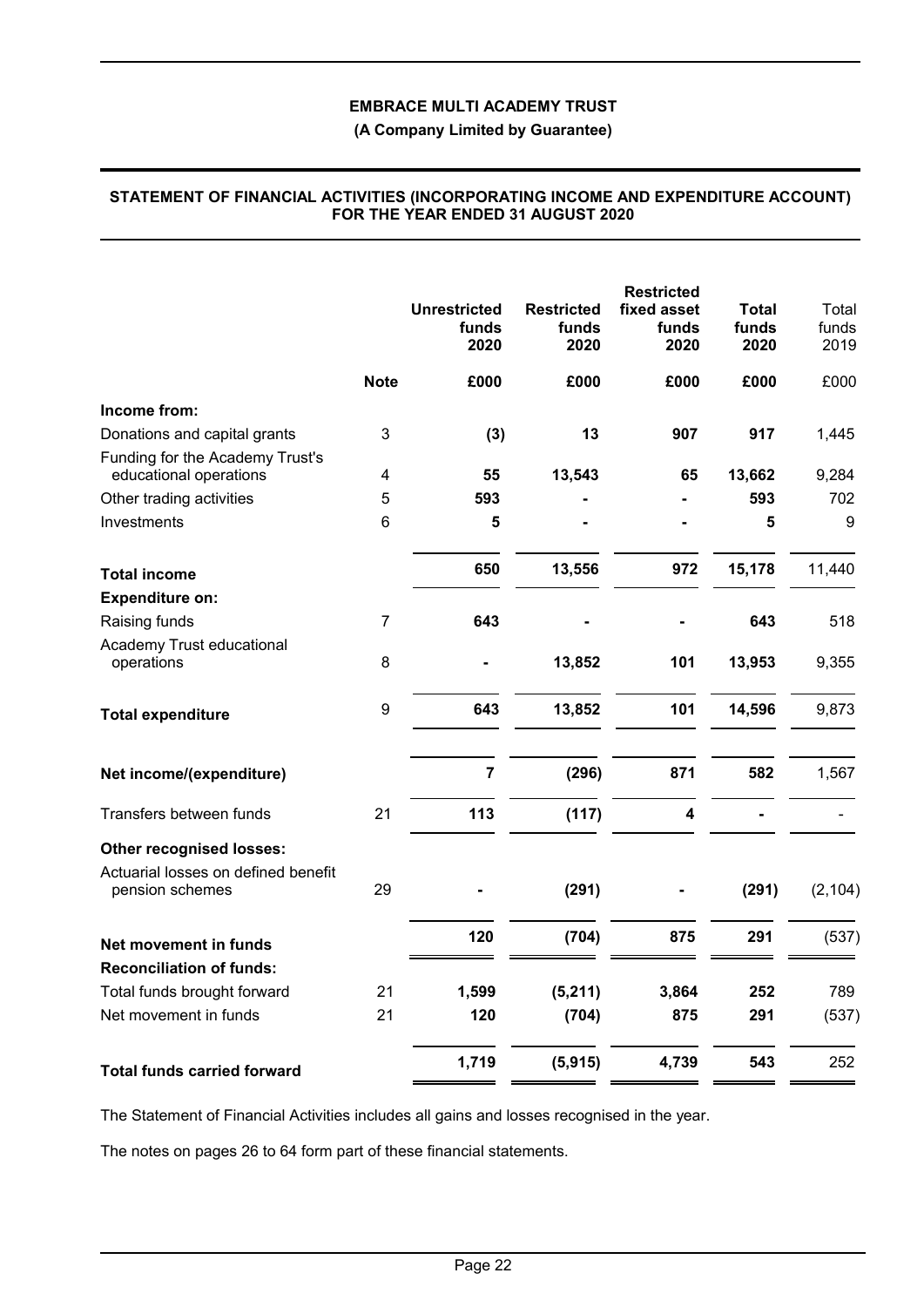**EMBRACE MULTI ACADEMY TRUST**

**(A Company Limited by Guarantee)**

**STATEMENT OF FINANCIAL ACTIVITIES (INCORPORATING INCOME AND EXPENDITURE ACCOUNT) FOR THE YEAR ENDED 31 AUGUST 2020**

| | Note | Unrestricted funds 2020 | Restricted funds 2020 | Restricted fixed asset funds 2020 | Total funds 2020 | Total funds 2019 |
|---|---|---|---|---|---|---|
| | | £000 | £000 | £000 | £000 | £000 |
| **Income from:** | | | | | | |
| Donations and capital grants | 3 | (3) | 13 | 907 | 917 | 1,445 |
| Funding for the Academy Trust's educational operations | 4 | 55 | 13,543 | 65 | 13,662 | 9,284 |
| Other trading activities | 5 | 593 | - | - | 593 | 702 |
| Investments | 6 | 5 | - | - | 5 | 9 |
| **Total income** | | 650 | 13,556 | 972 | 15,178 | 11,440 |
| **Expenditure on:** | | | | | | |
| Raising funds | 7 | 643 | - | - | 643 | 518 |
| Academy Trust educational operations | 8 | - | 13,852 | 101 | 13,953 | 9,355 |
| **Total expenditure** | 9 | 643 | 13,852 | 101 | 14,596 | 9,873 |
| **Net income/(expenditure)** | | 7 | (296) | 871 | 582 | 1,567 |
| Transfers between funds | 21 | 113 | (117) | 4 | - | - |
| **Other recognised losses:** | | | | | | |
| Actuarial losses on defined benefit pension schemes | 29 | - | (291) | - | (291) | (2,104) |
| **Net movement in funds** | | 120 | (704) | 875 | 291 | (537) |
| **Reconciliation of funds:** | | | | | | |
| Total funds brought forward | 21 | 1,599 | (5,211) | 3,864 | 252 | 789 |
| Net movement in funds | 21 | 120 | (704) | 875 | 291 | (537) |
| **Total funds carried forward** | | 1,719 | (5,915) | 4,739 | 543 | 252 |

The Statement of Financial Activities includes all gains and losses recognised in the year.

The notes on pages 26 to 64 form part of these financial statements.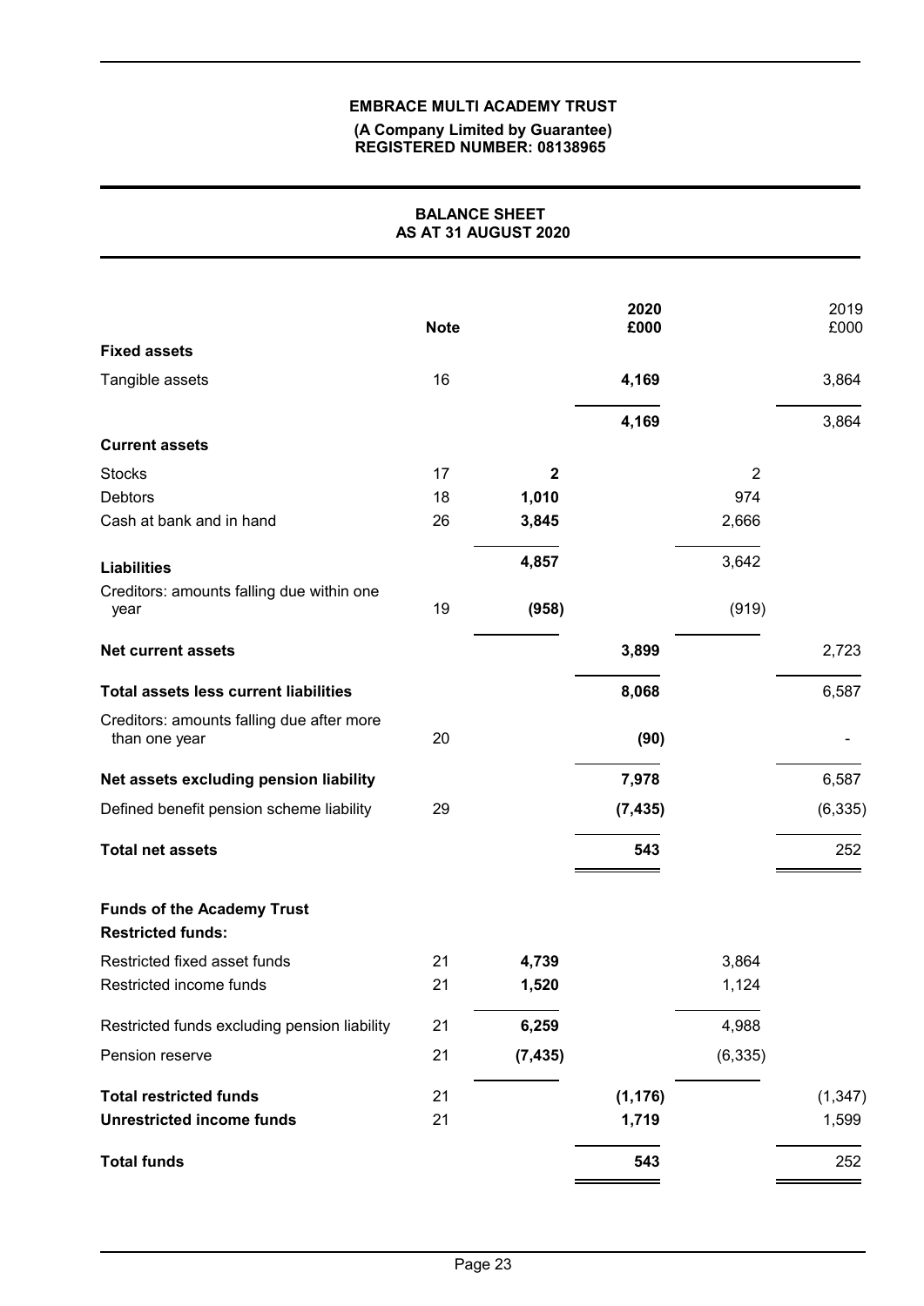**EMBRACE MULTI ACADEMY TRUST**
**(A Company Limited by Guarantee)**
**REGISTERED NUMBER: 08138965**

## BALANCE SHEET
## AS AT 31 AUGUST 2020

| | Note | | 2020 £000 | | 2019 £000 |
|---|---|---|---|---|---|
| **Fixed assets** | | | | | |
| Tangible assets | 16 | | **4,169** | | 3,864 |
| | | | **4,169** | | 3,864 |
| **Current assets** | | | | | |
| Stocks | 17 | **2** | | 2 | |
| Debtors | 18 | **1,010** | | 974 | |
| Cash at bank and in hand | 26 | **3,845** | | 2,666 | |
| | | **4,857** | | 3,642 | |
| **Liabilities** | | | | | |
| Creditors: amounts falling due within one year | 19 | **(958)** | | (919) | |
| **Net current assets** | | | **3,899** | | 2,723 |
| **Total assets less current liabilities** | | | **8,068** | | 6,587 |
| Creditors: amounts falling due after more than one year | 20 | | **(90)** | | - |
| **Net assets excluding pension liability** | | | **7,978** | | 6,587 |
| Defined benefit pension scheme liability | 29 | | **(7,435)** | | (6,335) |
| **Total net assets** | | | **543** | | 252 |
| **Funds of the Academy Trust** | | | | | |
| **Restricted funds:** | | | | | |
| Restricted fixed asset funds | 21 | **4,739** | | 3,864 | |
| Restricted income funds | 21 | **1,520** | | 1,124 | |
| Restricted funds excluding pension liability | 21 | **6,259** | | 4,988 | |
| Pension reserve | 21 | **(7,435)** | | (6,335) | |
| **Total restricted funds** | 21 | | **(1,176)** | | (1,347) |
| **Unrestricted income funds** | 21 | | **1,719** | | 1,599 |
| **Total funds** | | | **543** | | 252 |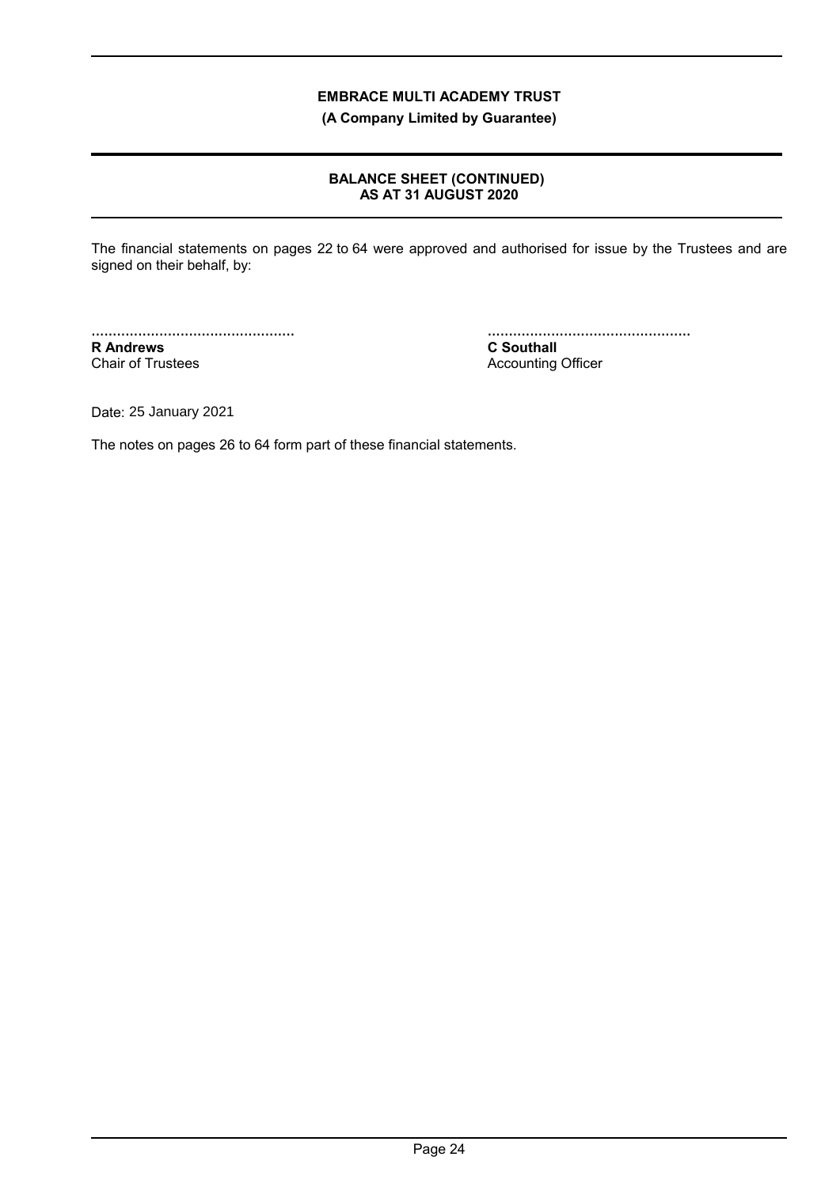**EMBRACE MULTI ACADEMY TRUST**

**(A Company Limited by Guarantee)**

## BALANCE SHEET (CONTINUED)
## AS AT 31 AUGUST 2020

The financial statements on pages 22 to 64 were approved and authorised for issue by the Trustees and are signed on their behalf, by:

................................................
**R Andrews**
Chair of Trustees

................................................
**C Southall**
Accounting Officer

Date: 25 January 2021

The notes on pages 26 to 64 form part of these financial statements.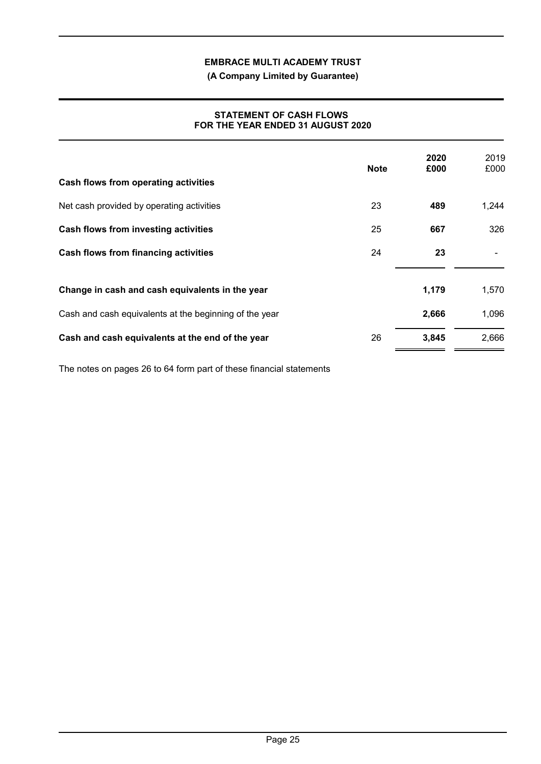**EMBRACE MULTI ACADEMY TRUST**

**(A Company Limited by Guarantee)**

## STATEMENT OF CASH FLOWS FOR THE YEAR ENDED 31 AUGUST 2020

| | Note | 2020 £000 | 2019 £000 |
|---|---|---|---|
| **Cash flows from operating activities** | | | |
| Net cash provided by operating activities | 23 | **489** | 1,244 |
| **Cash flows from investing activities** | 25 | **667** | 326 |
| **Cash flows from financing activities** | 24 | **23** | - |
| **Change in cash and cash equivalents in the year** | | **1,179** | 1,570 |
| Cash and cash equivalents at the beginning of the year | | **2,666** | 1,096 |
| **Cash and cash equivalents at the end of the year** | 26 | **3,845** | 2,666 |

The notes on pages 26 to 64 form part of these financial statements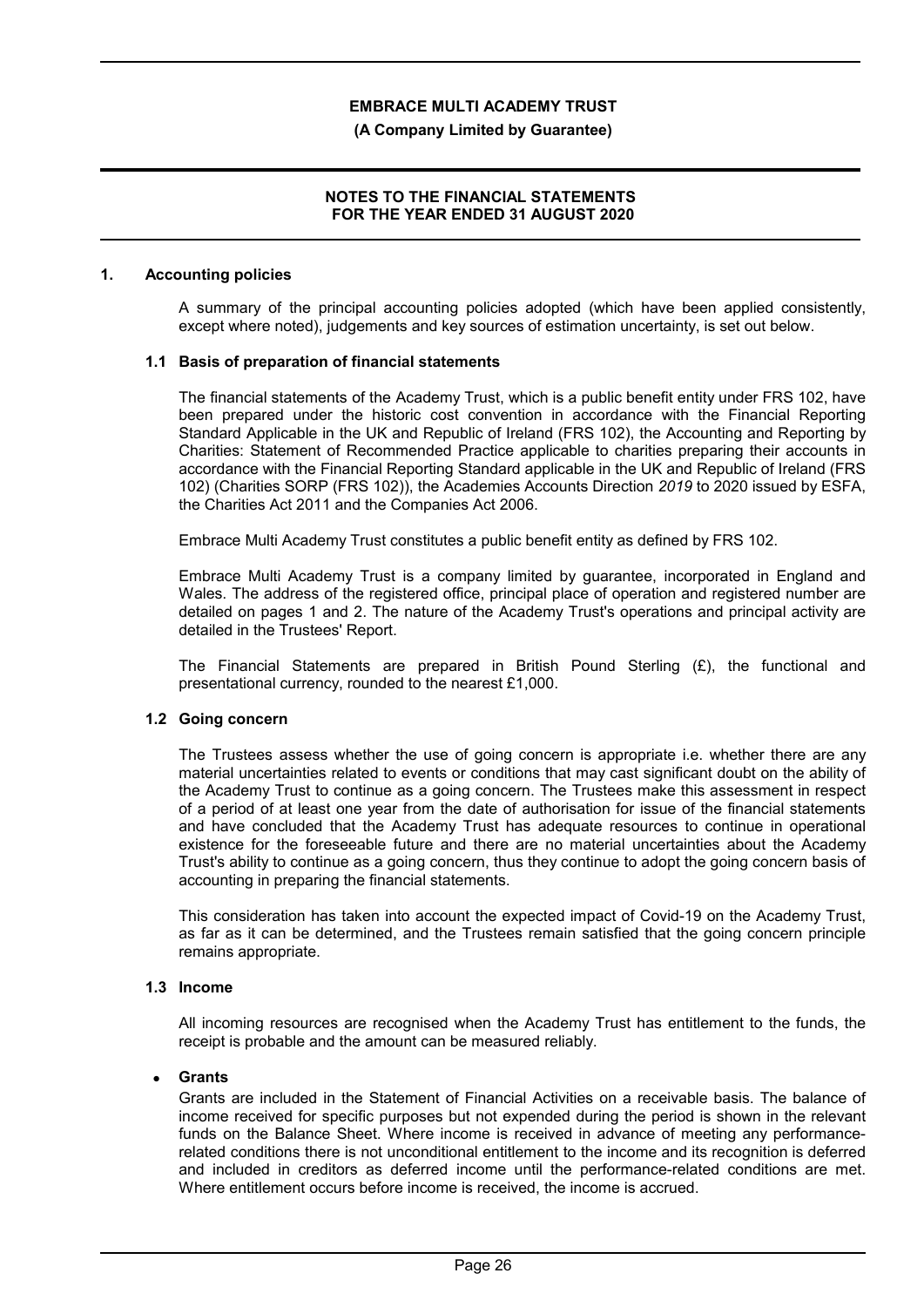# EMBRACE MULTI ACADEMY TRUST

**(A Company Limited by Guarantee)**

**NOTES TO THE FINANCIAL STATEMENTS FOR THE YEAR ENDED 31 AUGUST 2020**

## 1. Accounting policies

A summary of the principal accounting policies adopted (which have been applied consistently, except where noted), judgements and key sources of estimation uncertainty, is set out below.

### 1.1 Basis of preparation of financial statements

The financial statements of the Academy Trust, which is a public benefit entity under FRS 102, have been prepared under the historic cost convention in accordance with the Financial Reporting Standard Applicable in the UK and Republic of Ireland (FRS 102), the Accounting and Reporting by Charities: Statement of Recommended Practice applicable to charities preparing their accounts in accordance with the Financial Reporting Standard applicable in the UK and Republic of Ireland (FRS 102) (Charities SORP (FRS 102)), the Academies Accounts Direction *2019* to 2020 issued by ESFA, the Charities Act 2011 and the Companies Act 2006.

Embrace Multi Academy Trust constitutes a public benefit entity as defined by FRS 102.

Embrace Multi Academy Trust is a company limited by guarantee, incorporated in England and Wales. The address of the registered office, principal place of operation and registered number are detailed on pages 1 and 2. The nature of the Academy Trust's operations and principal activity are detailed in the Trustees' Report.

The Financial Statements are prepared in British Pound Sterling (£), the functional and presentational currency, rounded to the nearest £1,000.

### 1.2 Going concern

The Trustees assess whether the use of going concern is appropriate i.e. whether there are any material uncertainties related to events or conditions that may cast significant doubt on the ability of the Academy Trust to continue as a going concern. The Trustees make this assessment in respect of a period of at least one year from the date of authorisation for issue of the financial statements and have concluded that the Academy Trust has adequate resources to continue in operational existence for the foreseeable future and there are no material uncertainties about the Academy Trust's ability to continue as a going concern, thus they continue to adopt the going concern basis of accounting in preparing the financial statements.

This consideration has taken into account the expected impact of Covid-19 on the Academy Trust, as far as it can be determined, and the Trustees remain satisfied that the going concern principle remains appropriate.

### 1.3 Income

All incoming resources are recognised when the Academy Trust has entitlement to the funds, the receipt is probable and the amount can be measured reliably.

- **Grants**

  Grants are included in the Statement of Financial Activities on a receivable basis. The balance of income received for specific purposes but not expended during the period is shown in the relevant funds on the Balance Sheet. Where income is received in advance of meeting any performance-related conditions there is not unconditional entitlement to the income and its recognition is deferred and included in creditors as deferred income until the performance-related conditions are met. Where entitlement occurs before income is received, the income is accrued.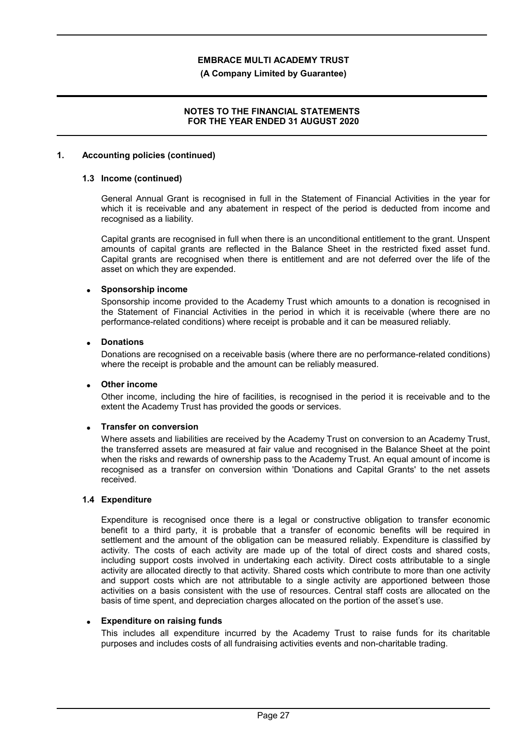## 1. Accounting policies (continued)

### 1.3 Income (continued)

General Annual Grant is recognised in full in the Statement of Financial Activities in the year for which it is receivable and any abatement in respect of the period is deducted from income and recognised as a liability.

Capital grants are recognised in full when there is an unconditional entitlement to the grant. Unspent amounts of capital grants are reflected in the Balance Sheet in the restricted fixed asset fund. Capital grants are recognised when there is entitlement and are not deferred over the life of the asset on which they are expended.

- **Sponsorship income**

  Sponsorship income provided to the Academy Trust which amounts to a donation is recognised in the Statement of Financial Activities in the period in which it is receivable (where there are no performance-related conditions) where receipt is probable and it can be measured reliably.

- **Donations**

  Donations are recognised on a receivable basis (where there are no performance-related conditions) where the receipt is probable and the amount can be reliably measured.

- **Other income**

  Other income, including the hire of facilities, is recognised in the period it is receivable and to the extent the Academy Trust has provided the goods or services.

- **Transfer on conversion**

  Where assets and liabilities are received by the Academy Trust on conversion to an Academy Trust, the transferred assets are measured at fair value and recognised in the Balance Sheet at the point when the risks and rewards of ownership pass to the Academy Trust. An equal amount of income is recognised as a transfer on conversion within 'Donations and Capital Grants' to the net assets received.

### 1.4 Expenditure

Expenditure is recognised once there is a legal or constructive obligation to transfer economic benefit to a third party, it is probable that a transfer of economic benefits will be required in settlement and the amount of the obligation can be measured reliably. Expenditure is classified by activity. The costs of each activity are made up of the total of direct costs and shared costs, including support costs involved in undertaking each activity. Direct costs attributable to a single activity are allocated directly to that activity. Shared costs which contribute to more than one activity and support costs which are not attributable to a single activity are apportioned between those activities on a basis consistent with the use of resources. Central staff costs are allocated on the basis of time spent, and depreciation charges allocated on the portion of the asset's use.

- **Expenditure on raising funds**

  This includes all expenditure incurred by the Academy Trust to raise funds for its charitable purposes and includes costs of all fundraising activities events and non-charitable trading.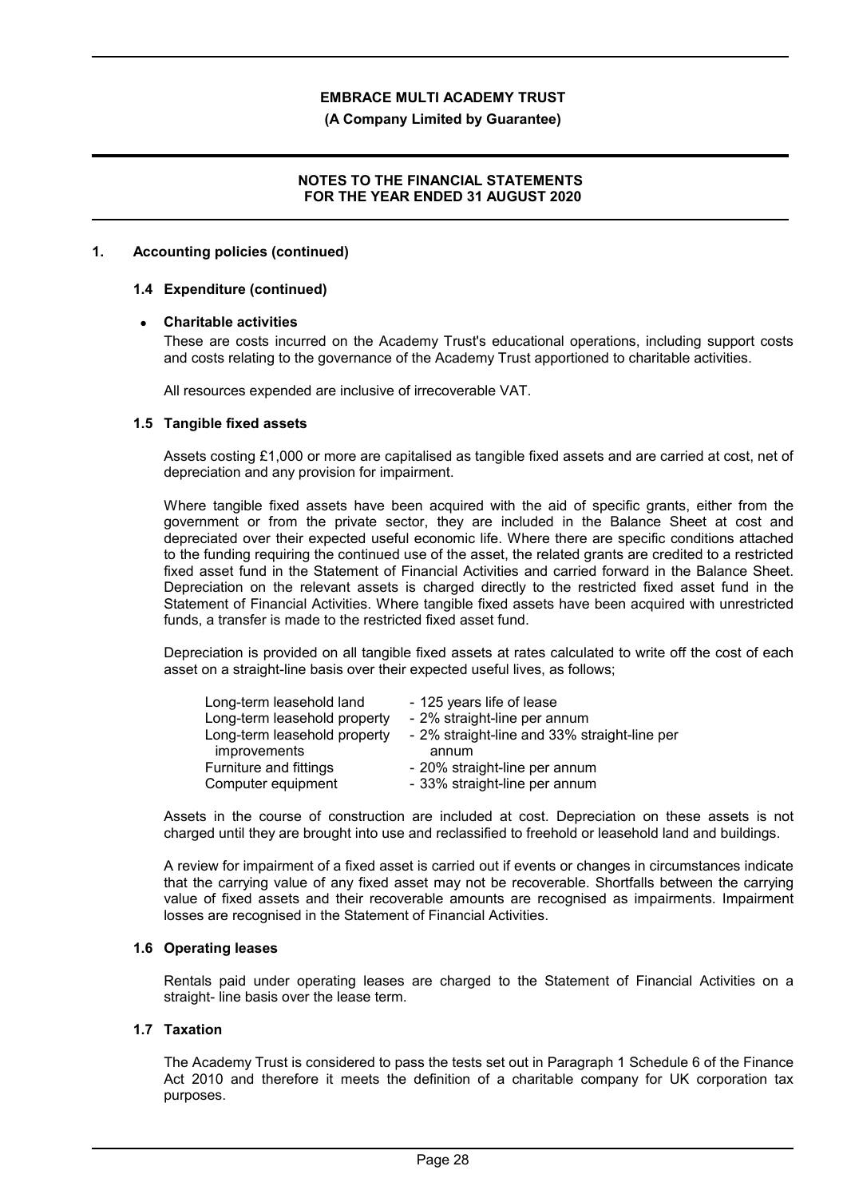## 1. Accounting policies (continued)

### 1.4 Expenditure (continued)

- **Charitable activities**

  These are costs incurred on the Academy Trust's educational operations, including support costs and costs relating to the governance of the Academy Trust apportioned to charitable activities.

  All resources expended are inclusive of irrecoverable VAT.

### 1.5 Tangible fixed assets

Assets costing £1,000 or more are capitalised as tangible fixed assets and are carried at cost, net of depreciation and any provision for impairment.

Where tangible fixed assets have been acquired with the aid of specific grants, either from the government or from the private sector, they are included in the Balance Sheet at cost and depreciated over their expected useful economic life. Where there are specific conditions attached to the funding requiring the continued use of the asset, the related grants are credited to a restricted fixed asset fund in the Statement of Financial Activities and carried forward in the Balance Sheet. Depreciation on the relevant assets is charged directly to the restricted fixed asset fund in the Statement of Financial Activities. Where tangible fixed assets have been acquired with unrestricted funds, a transfer is made to the restricted fixed asset fund.

Depreciation is provided on all tangible fixed assets at rates calculated to write off the cost of each asset on a straight-line basis over their expected useful lives, as follows;

| | |
|---|---|
| Long-term leasehold land | - 125 years life of lease |
| Long-term leasehold property | - 2% straight-line per annum |
| Long-term leasehold property improvements | - 2% straight-line and 33% straight-line per annum |
| Furniture and fittings | - 20% straight-line per annum |
| Computer equipment | - 33% straight-line per annum |

Assets in the course of construction are included at cost. Depreciation on these assets is not charged until they are brought into use and reclassified to freehold or leasehold land and buildings.

A review for impairment of a fixed asset is carried out if events or changes in circumstances indicate that the carrying value of any fixed asset may not be recoverable. Shortfalls between the carrying value of fixed assets and their recoverable amounts are recognised as impairments. Impairment losses are recognised in the Statement of Financial Activities.

### 1.6 Operating leases

Rentals paid under operating leases are charged to the Statement of Financial Activities on a straight- line basis over the lease term.

### 1.7 Taxation

The Academy Trust is considered to pass the tests set out in Paragraph 1 Schedule 6 of the Finance Act 2010 and therefore it meets the definition of a charitable company for UK corporation tax purposes.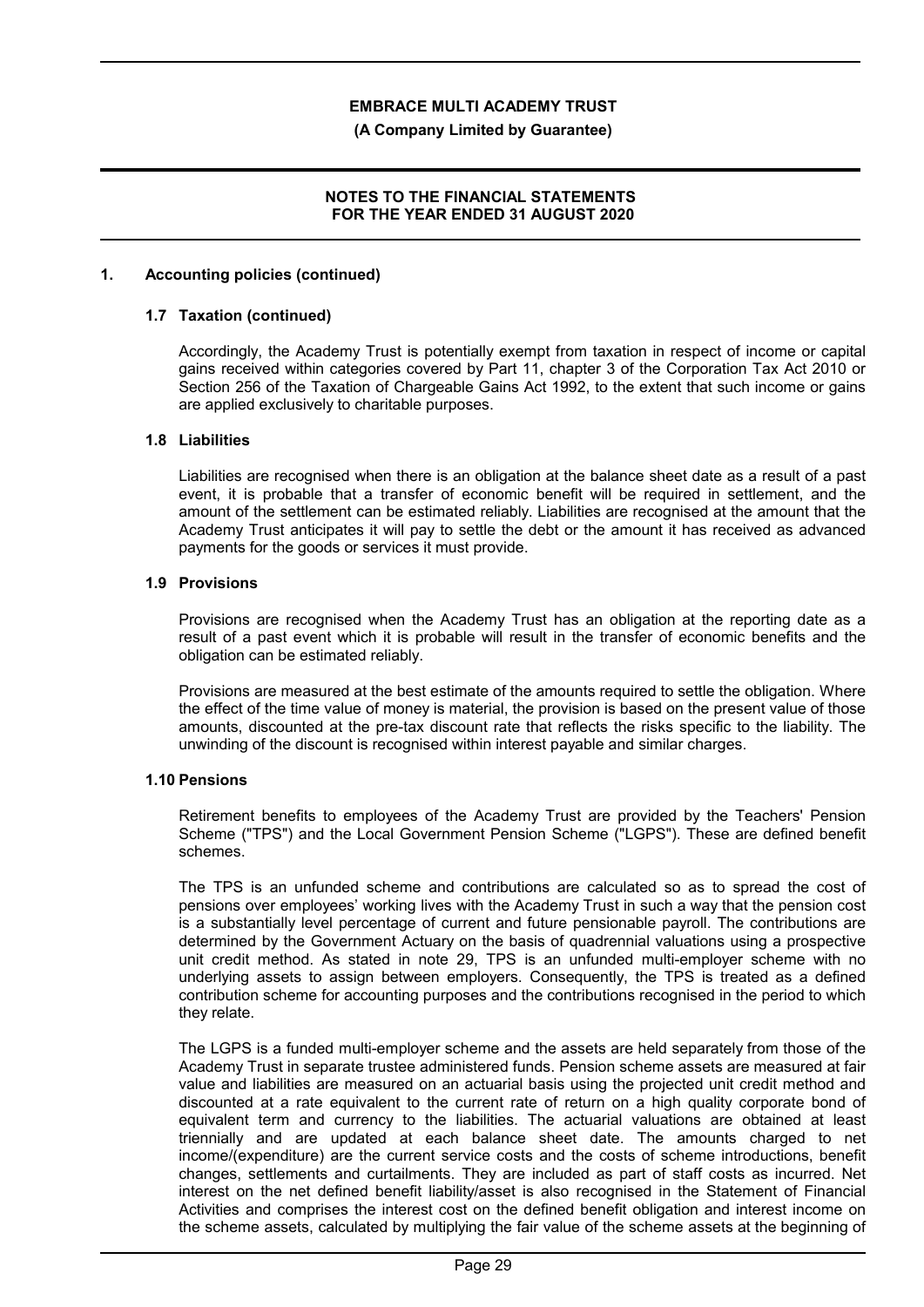## 1. Accounting policies (continued)

### 1.7 Taxation (continued)

Accordingly, the Academy Trust is potentially exempt from taxation in respect of income or capital gains received within categories covered by Part 11, chapter 3 of the Corporation Tax Act 2010 or Section 256 of the Taxation of Chargeable Gains Act 1992, to the extent that such income or gains are applied exclusively to charitable purposes.

### 1.8 Liabilities

Liabilities are recognised when there is an obligation at the balance sheet date as a result of a past event, it is probable that a transfer of economic benefit will be required in settlement, and the amount of the settlement can be estimated reliably. Liabilities are recognised at the amount that the Academy Trust anticipates it will pay to settle the debt or the amount it has received as advanced payments for the goods or services it must provide.

### 1.9 Provisions

Provisions are recognised when the Academy Trust has an obligation at the reporting date as a result of a past event which it is probable will result in the transfer of economic benefits and the obligation can be estimated reliably.

Provisions are measured at the best estimate of the amounts required to settle the obligation. Where the effect of the time value of money is material, the provision is based on the present value of those amounts, discounted at the pre-tax discount rate that reflects the risks specific to the liability. The unwinding of the discount is recognised within interest payable and similar charges.

### 1.10 Pensions

Retirement benefits to employees of the Academy Trust are provided by the Teachers' Pension Scheme ("TPS") and the Local Government Pension Scheme ("LGPS"). These are defined benefit schemes.

The TPS is an unfunded scheme and contributions are calculated so as to spread the cost of pensions over employees' working lives with the Academy Trust in such a way that the pension cost is a substantially level percentage of current and future pensionable payroll. The contributions are determined by the Government Actuary on the basis of quadrennial valuations using a prospective unit credit method. As stated in note 29, TPS is an unfunded multi-employer scheme with no underlying assets to assign between employers. Consequently, the TPS is treated as a defined contribution scheme for accounting purposes and the contributions recognised in the period to which they relate.

The LGPS is a funded multi-employer scheme and the assets are held separately from those of the Academy Trust in separate trustee administered funds. Pension scheme assets are measured at fair value and liabilities are measured on an actuarial basis using the projected unit credit method and discounted at a rate equivalent to the current rate of return on a high quality corporate bond of equivalent term and currency to the liabilities. The actuarial valuations are obtained at least triennially and are updated at each balance sheet date. The amounts charged to net income/(expenditure) are the current service costs and the costs of scheme introductions, benefit changes, settlements and curtailments. They are included as part of staff costs as incurred. Net interest on the net defined benefit liability/asset is also recognised in the Statement of Financial Activities and comprises the interest cost on the defined benefit obligation and interest income on the scheme assets, calculated by multiplying the fair value of the scheme assets at the beginning of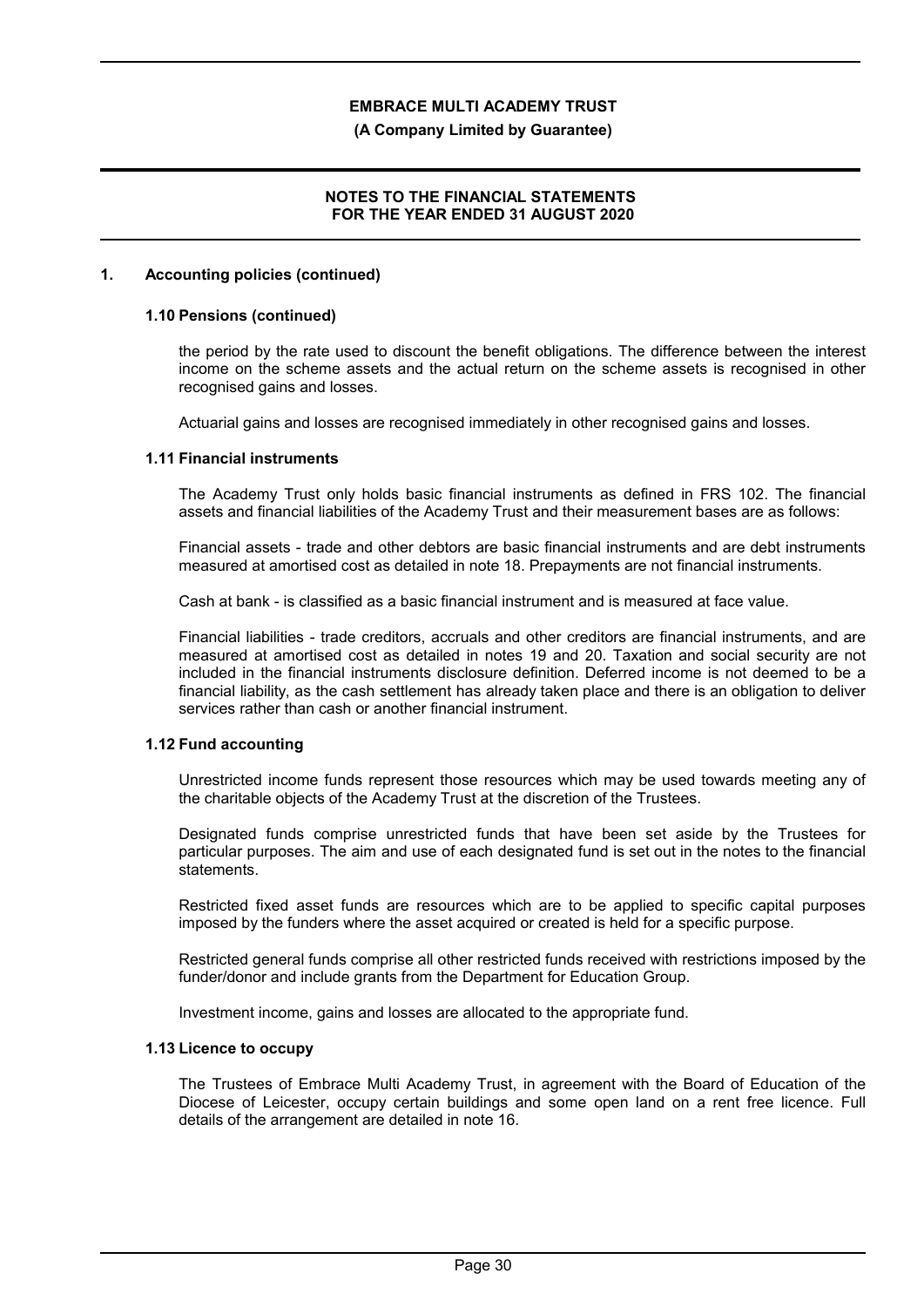## 1. Accounting policies (continued)

### 1.10 Pensions (continued)

the period by the rate used to discount the benefit obligations. The difference between the interest income on the scheme assets and the actual return on the scheme assets is recognised in other recognised gains and losses.

Actuarial gains and losses are recognised immediately in other recognised gains and losses.

### 1.11 Financial instruments

The Academy Trust only holds basic financial instruments as defined in FRS 102. The financial assets and financial liabilities of the Academy Trust and their measurement bases are as follows:

Financial assets - trade and other debtors are basic financial instruments and are debt instruments measured at amortised cost as detailed in note 18. Prepayments are not financial instruments.

Cash at bank - is classified as a basic financial instrument and is measured at face value.

Financial liabilities - trade creditors, accruals and other creditors are financial instruments, and are measured at amortised cost as detailed in notes 19 and 20. Taxation and social security are not included in the financial instruments disclosure definition. Deferred income is not deemed to be a financial liability, as the cash settlement has already taken place and there is an obligation to deliver services rather than cash or another financial instrument.

### 1.12 Fund accounting

Unrestricted income funds represent those resources which may be used towards meeting any of the charitable objects of the Academy Trust at the discretion of the Trustees.

Designated funds comprise unrestricted funds that have been set aside by the Trustees for particular purposes. The aim and use of each designated fund is set out in the notes to the financial statements.

Restricted fixed asset funds are resources which are to be applied to specific capital purposes imposed by the funders where the asset acquired or created is held for a specific purpose.

Restricted general funds comprise all other restricted funds received with restrictions imposed by the funder/donor and include grants from the Department for Education Group.

Investment income, gains and losses are allocated to the appropriate fund.

### 1.13 Licence to occupy

The Trustees of Embrace Multi Academy Trust, in agreement with the Board of Education of the Diocese of Leicester, occupy certain buildings and some open land on a rent free licence. Full details of the arrangement are detailed in note 16.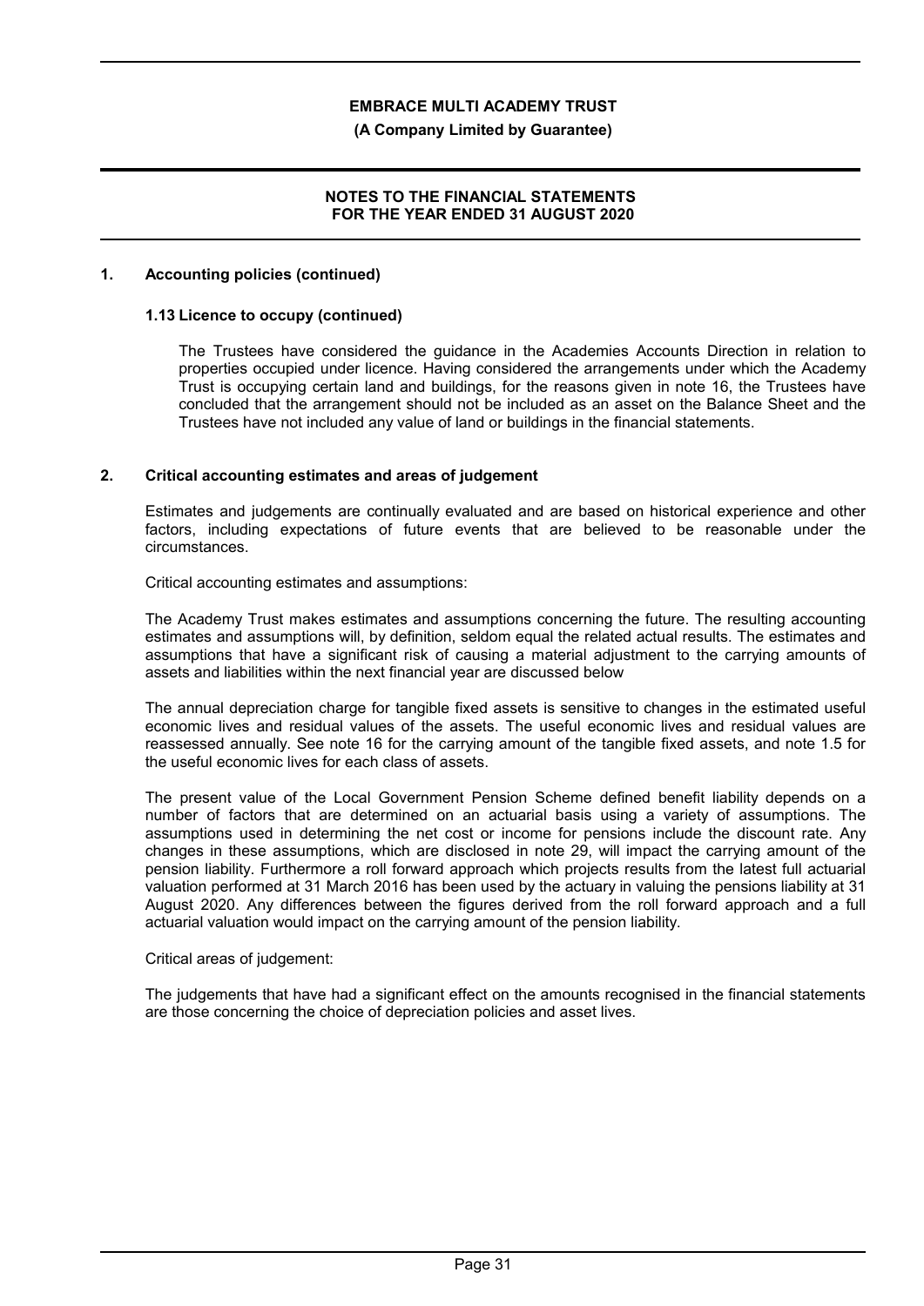## 1. Accounting policies (continued)

### 1.13 Licence to occupy (continued)

The Trustees have considered the guidance in the Academies Accounts Direction in relation to properties occupied under licence. Having considered the arrangements under which the Academy Trust is occupying certain land and buildings, for the reasons given in note 16, the Trustees have concluded that the arrangement should not be included as an asset on the Balance Sheet and the Trustees have not included any value of land or buildings in the financial statements.

## 2. Critical accounting estimates and areas of judgement

Estimates and judgements are continually evaluated and are based on historical experience and other factors, including expectations of future events that are believed to be reasonable under the circumstances.

Critical accounting estimates and assumptions:

The Academy Trust makes estimates and assumptions concerning the future. The resulting accounting estimates and assumptions will, by definition, seldom equal the related actual results. The estimates and assumptions that have a significant risk of causing a material adjustment to the carrying amounts of assets and liabilities within the next financial year are discussed below

The annual depreciation charge for tangible fixed assets is sensitive to changes in the estimated useful economic lives and residual values of the assets. The useful economic lives and residual values are reassessed annually. See note 16 for the carrying amount of the tangible fixed assets, and note 1.5 for the useful economic lives for each class of assets.

The present value of the Local Government Pension Scheme defined benefit liability depends on a number of factors that are determined on an actuarial basis using a variety of assumptions. The assumptions used in determining the net cost or income for pensions include the discount rate. Any changes in these assumptions, which are disclosed in note 29, will impact the carrying amount of the pension liability. Furthermore a roll forward approach which projects results from the latest full actuarial valuation performed at 31 March 2016 has been used by the actuary in valuing the pensions liability at 31 August 2020. Any differences between the figures derived from the roll forward approach and a full actuarial valuation would impact on the carrying amount of the pension liability.

Critical areas of judgement:

The judgements that have had a significant effect on the amounts recognised in the financial statements are those concerning the choice of depreciation policies and asset lives.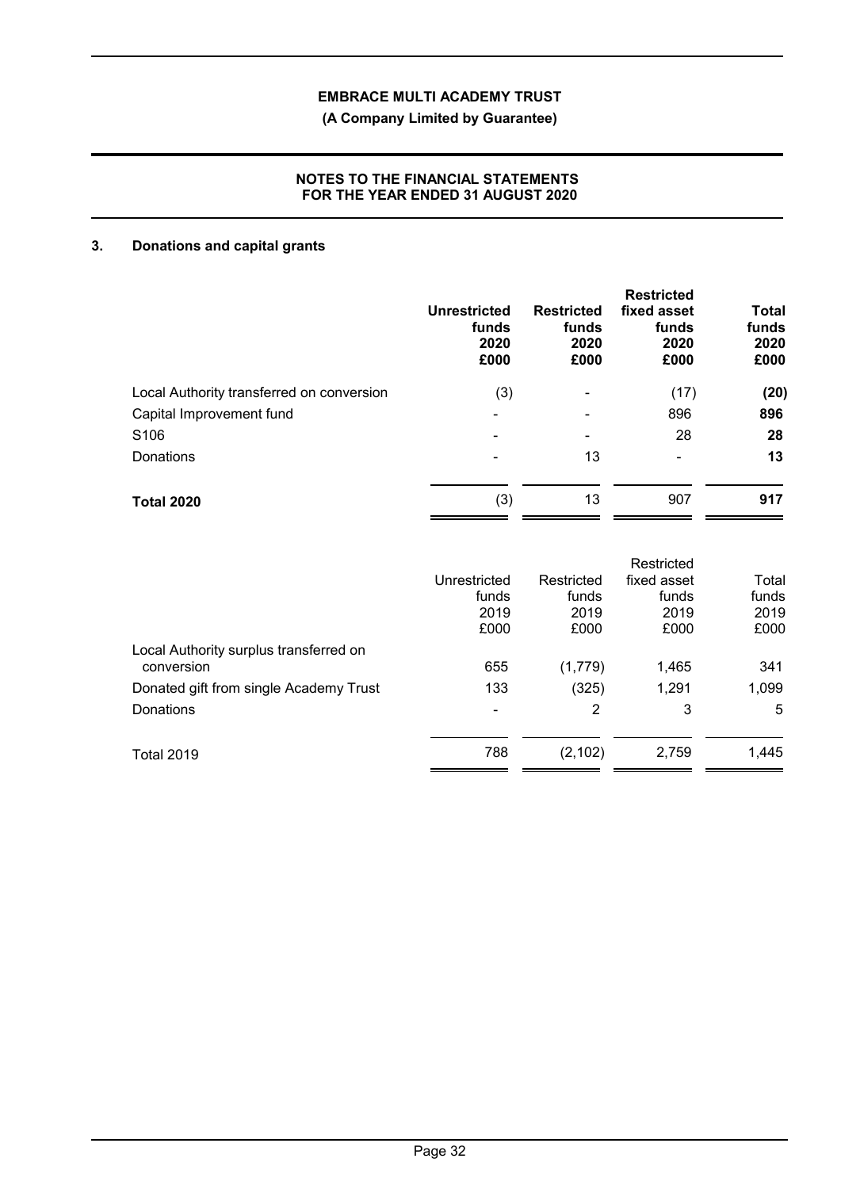## 3. Donations and capital grants

| | Unrestricted funds 2020 £000 | Restricted funds 2020 £000 | Restricted fixed asset funds 2020 £000 | Total funds 2020 £000 |
|---|---|---|---|---|
| Local Authority transferred on conversion | (3) | - | (17) | **(20)** |
| Capital Improvement fund | - | - | 896 | **896** |
| S106 | - | - | 28 | **28** |
| Donations | - | 13 | - | **13** |
| **Total 2020** | (3) | 13 | 907 | **917** |

| | Unrestricted funds 2019 £000 | Restricted funds 2019 £000 | Restricted fixed asset funds 2019 £000 | Total funds 2019 £000 |
|---|---|---|---|---|
| Local Authority surplus transferred on conversion | 655 | (1,779) | 1,465 | 341 |
| Donated gift from single Academy Trust | 133 | (325) | 1,291 | 1,099 |
| Donations | - | 2 | 3 | 5 |
| Total 2019 | 788 | (2,102) | 2,759 | 1,445 |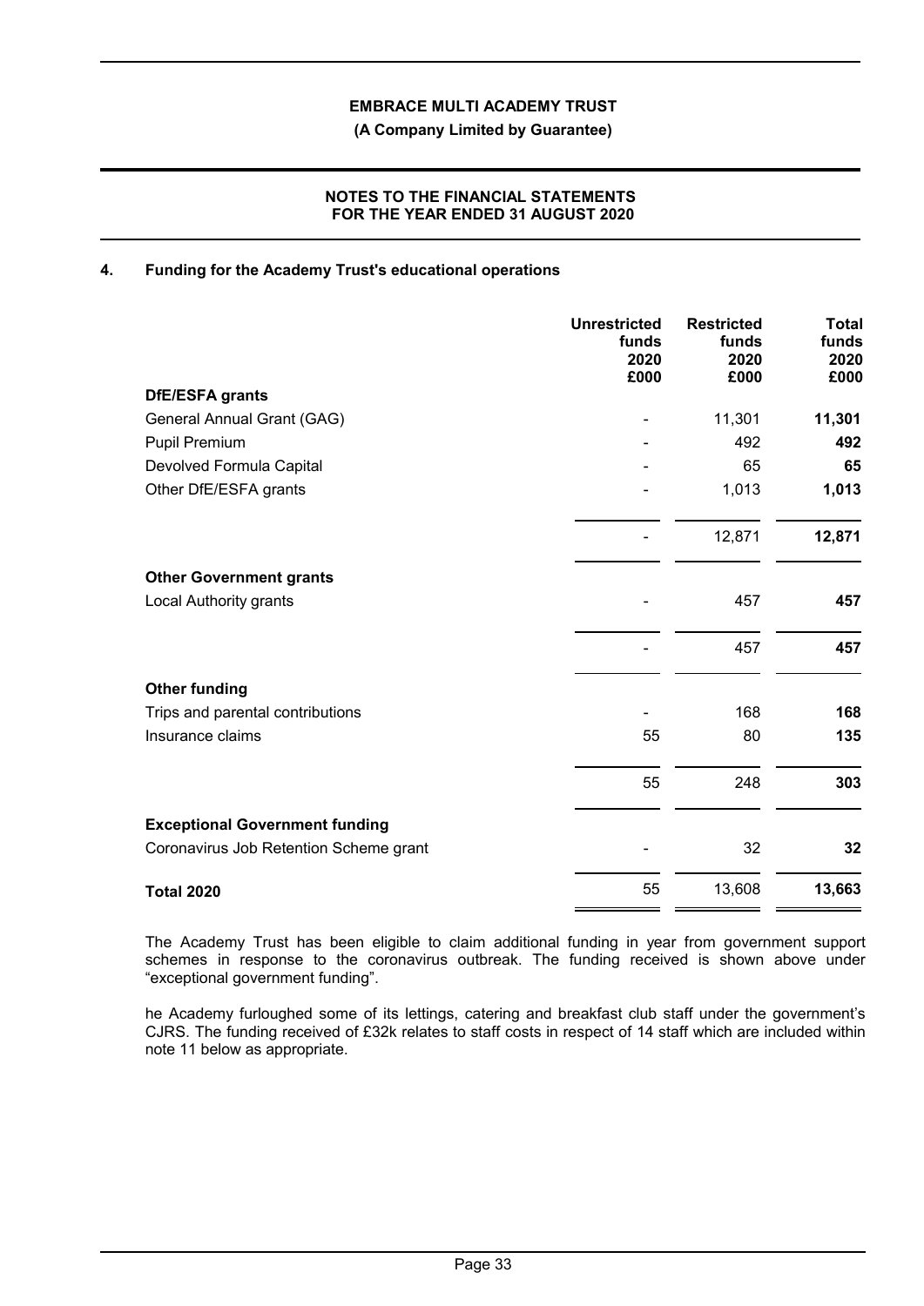## 4. Funding for the Academy Trust's educational operations

| | Unrestricted funds 2020 £000 | Restricted funds 2020 £000 | Total funds 2020 £000 |
|---|---|---|---|
| **DfE/ESFA grants** | | | |
| General Annual Grant (GAG) | - | 11,301 | **11,301** |
| Pupil Premium | - | 492 | **492** |
| Devolved Formula Capital | - | 65 | **65** |
| Other DfE/ESFA grants | - | 1,013 | **1,013** |
| | - | 12,871 | **12,871** |
| **Other Government grants** | | | |
| Local Authority grants | - | 457 | **457** |
| | - | 457 | **457** |
| **Other funding** | | | |
| Trips and parental contributions | - | 168 | **168** |
| Insurance claims | 55 | 80 | **135** |
| | 55 | 248 | **303** |
| **Exceptional Government funding** | | | |
| Coronavirus Job Retention Scheme grant | - | 32 | **32** |
| **Total 2020** | 55 | 13,608 | **13,663** |

The Academy Trust has been eligible to claim additional funding in year from government support schemes in response to the coronavirus outbreak. The funding received is shown above under "exceptional government funding".

he Academy furloughed some of its lettings, catering and breakfast club staff under the government's CJRS. The funding received of £32k relates to staff costs in respect of 14 staff which are included within note 11 below as appropriate.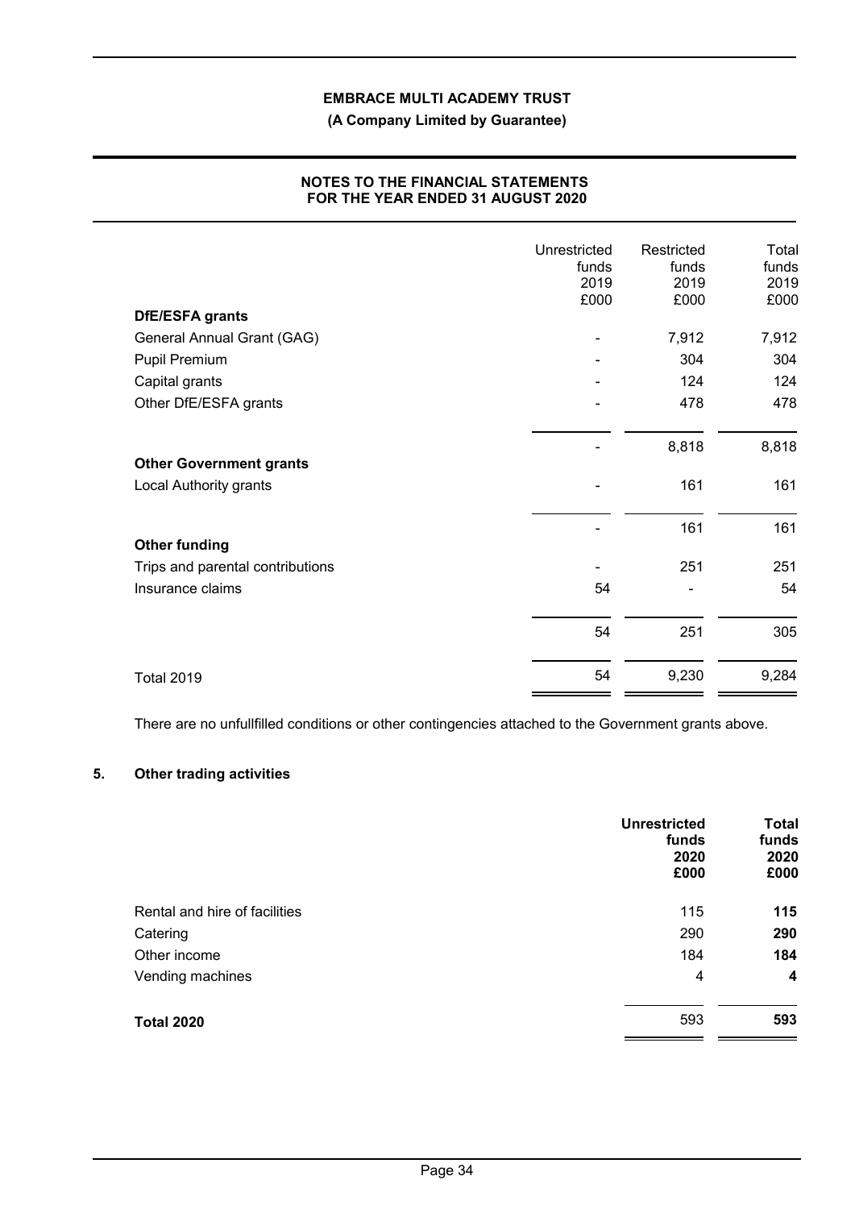| | Unrestricted funds 2019 £000 | Restricted funds 2019 £000 | Total funds 2019 £000 |
|---|---|---|---|
| **DfE/ESFA grants** | | | |
| General Annual Grant (GAG) | - | 7,912 | 7,912 |
| Pupil Premium | - | 304 | 304 |
| Capital grants | - | 124 | 124 |
| Other DfE/ESFA grants | - | 478 | 478 |
| | - | 8,818 | 8,818 |
| **Other Government grants** | | | |
| Local Authority grants | - | 161 | 161 |
| | - | 161 | 161 |
| **Other funding** | | | |
| Trips and parental contributions | - | 251 | 251 |
| Insurance claims | 54 | - | 54 |
| | 54 | 251 | 305 |
| Total 2019 | 54 | 9,230 | 9,284 |

There are no unfullfilled conditions or other contingencies attached to the Government grants above.

## 5. Other trading activities

| | **Unrestricted funds 2020 £000** | **Total funds 2020 £000** |
|---|---|---|
| Rental and hire of facilities | 115 | **115** |
| Catering | 290 | **290** |
| Other income | 184 | **184** |
| Vending machines | 4 | **4** |
| **Total 2020** | 593 | **593** |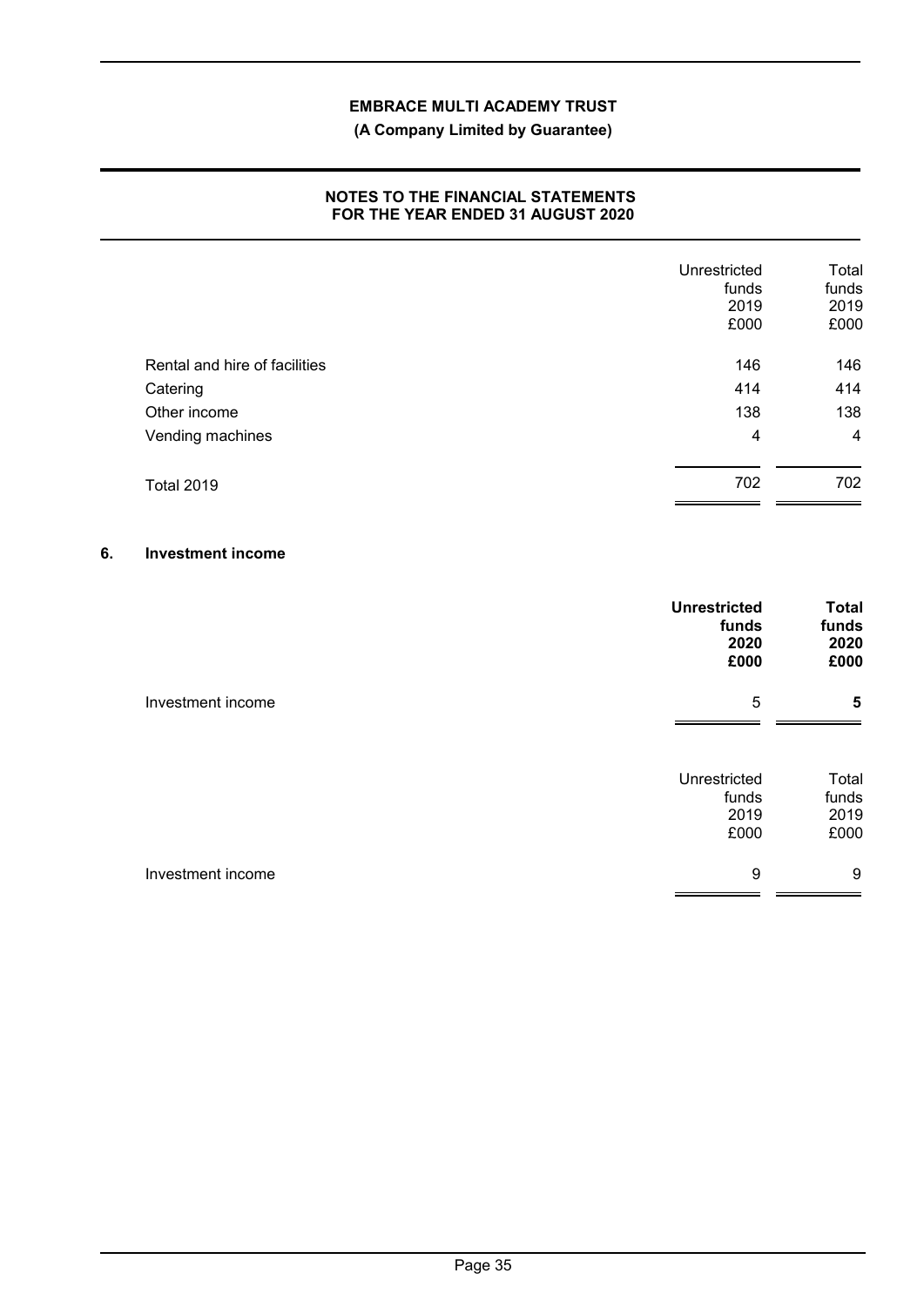| | Unrestricted funds 2019 £000 | Total funds 2019 £000 |
|---|---|---|
| Rental and hire of facilities | 146 | 146 |
| Catering | 414 | 414 |
| Other income | 138 | 138 |
| Vending machines | 4 | 4 |
| Total 2019 | 702 | 702 |

## 6. Investment income

| | **Unrestricted funds 2020 £000** | **Total funds 2020 £000** |
|---|---|---|
| Investment income | 5 | **5** |

| | Unrestricted funds 2019 £000 | Total funds 2019 £000 |
|---|---|---|
| Investment income | 9 | 9 |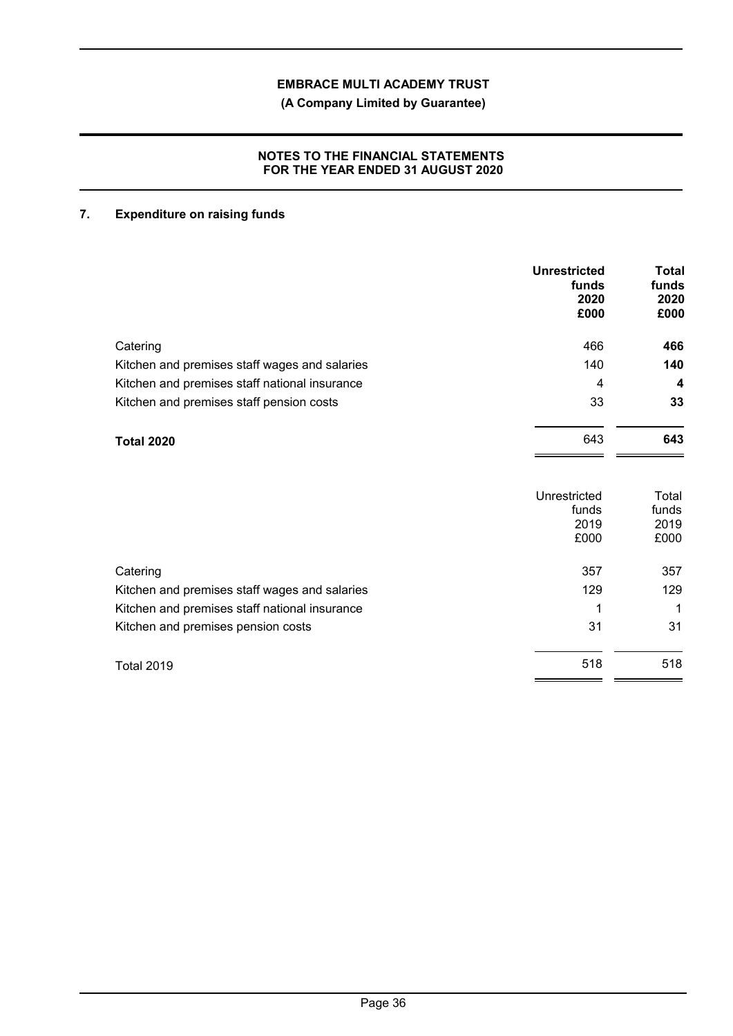## 7. Expenditure on raising funds

| | Unrestricted funds 2020 £000 | Total funds 2020 £000 |
|---|---|---|
| Catering | 466 | **466** |
| Kitchen and premises staff wages and salaries | 140 | **140** |
| Kitchen and premises staff national insurance | 4 | **4** |
| Kitchen and premises staff pension costs | 33 | **33** |
| **Total 2020** | 643 | **643** |

| | Unrestricted funds 2019 £000 | Total funds 2019 £000 |
|---|---|---|
| Catering | 357 | 357 |
| Kitchen and premises staff wages and salaries | 129 | 129 |
| Kitchen and premises staff national insurance | 1 | 1 |
| Kitchen and premises pension costs | 31 | 31 |
| Total 2019 | 518 | 518 |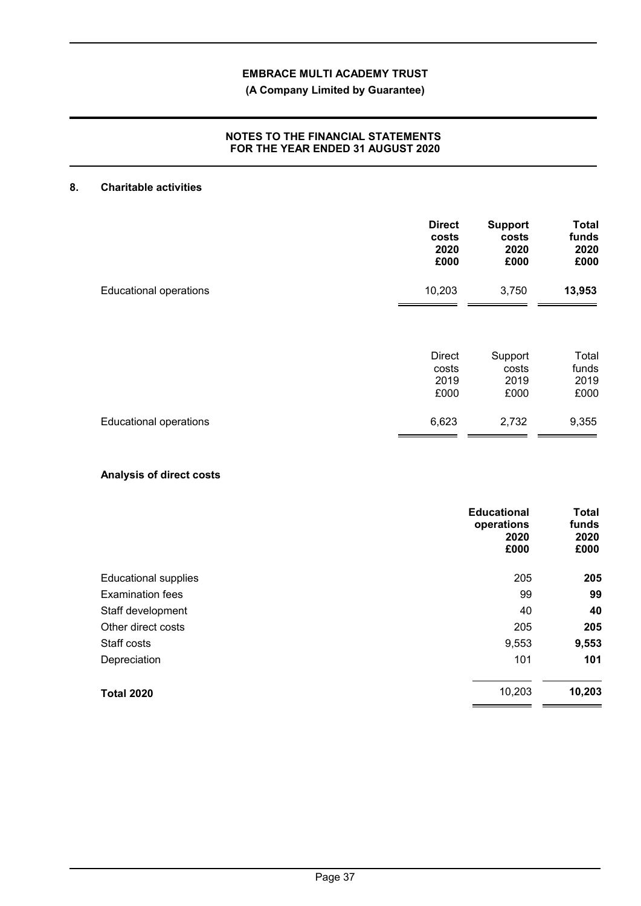## 8. Charitable activities

| | Direct costs 2020 £000 | Support costs 2020 £000 | Total funds 2020 £000 |
|---|---|---|---|
| Educational operations | 10,203 | 3,750 | **13,953** |

| | Direct costs 2019 £000 | Support costs 2019 £000 | Total funds 2019 £000 |
|---|---|---|---|
| Educational operations | 6,623 | 2,732 | 9,355 |

### Analysis of direct costs

| | Educational operations 2020 £000 | Total funds 2020 £000 |
|---|---|---|
| Educational supplies | 205 | **205** |
| Examination fees | 99 | **99** |
| Staff development | 40 | **40** |
| Other direct costs | 205 | **205** |
| Staff costs | 9,553 | **9,553** |
| Depreciation | 101 | **101** |
| **Total 2020** | 10,203 | **10,203** |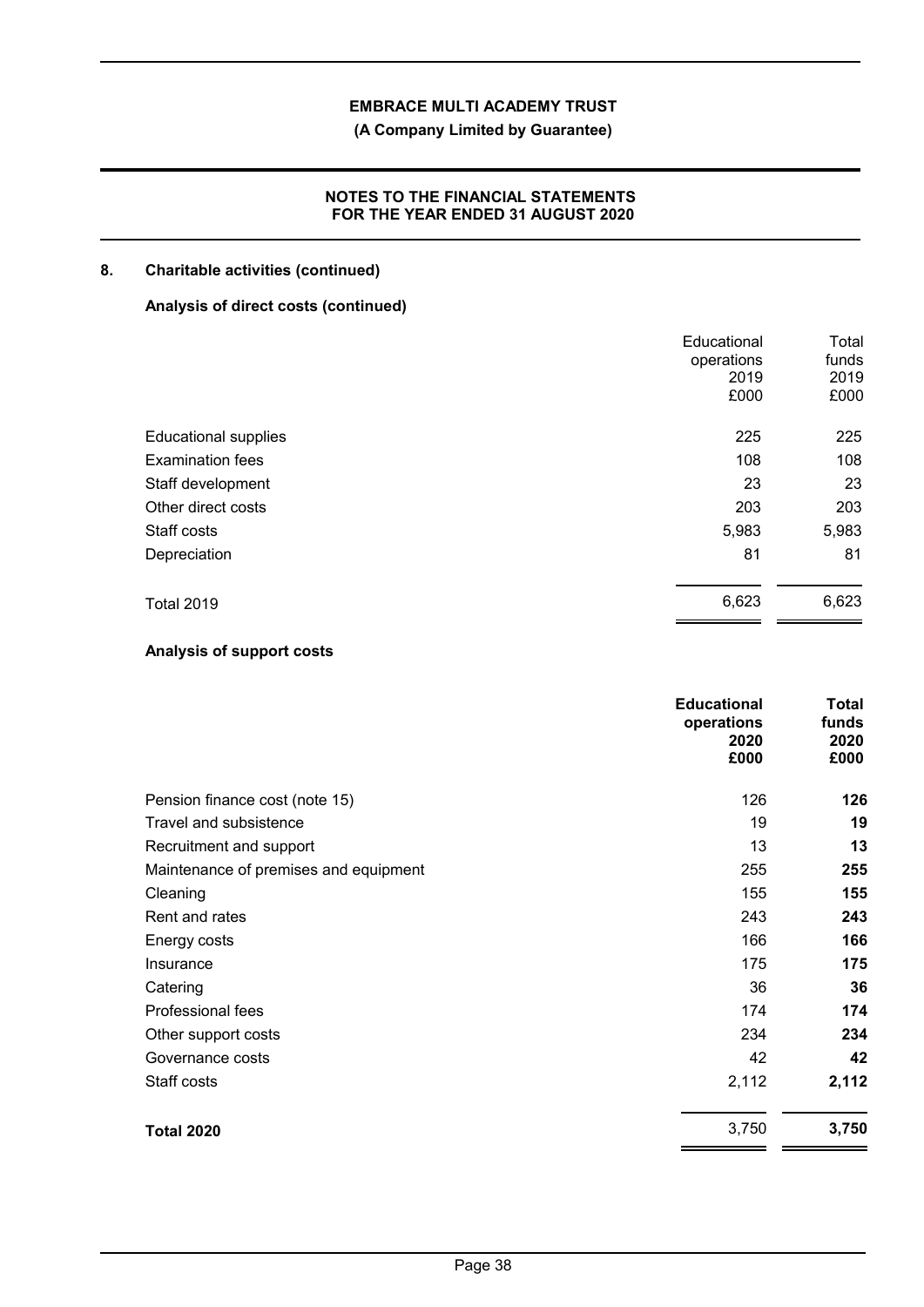## 8. Charitable activities (continued)

### Analysis of direct costs (continued)

| | Educational operations 2019 £000 | Total funds 2019 £000 |
|---|---|---|
| Educational supplies | 225 | 225 |
| Examination fees | 108 | 108 |
| Staff development | 23 | 23 |
| Other direct costs | 203 | 203 |
| Staff costs | 5,983 | 5,983 |
| Depreciation | 81 | 81 |
| Total 2019 | 6,623 | 6,623 |

### Analysis of support costs

| | **Educational operations 2020 £000** | **Total funds 2020 £000** |
|---|---|---|
| Pension finance cost (note 15) | 126 | **126** |
| Travel and subsistence | 19 | **19** |
| Recruitment and support | 13 | **13** |
| Maintenance of premises and equipment | 255 | **255** |
| Cleaning | 155 | **155** |
| Rent and rates | 243 | **243** |
| Energy costs | 166 | **166** |
| Insurance | 175 | **175** |
| Catering | 36 | **36** |
| Professional fees | 174 | **174** |
| Other support costs | 234 | **234** |
| Governance costs | 42 | **42** |
| Staff costs | 2,112 | **2,112** |
| **Total 2020** | 3,750 | **3,750** |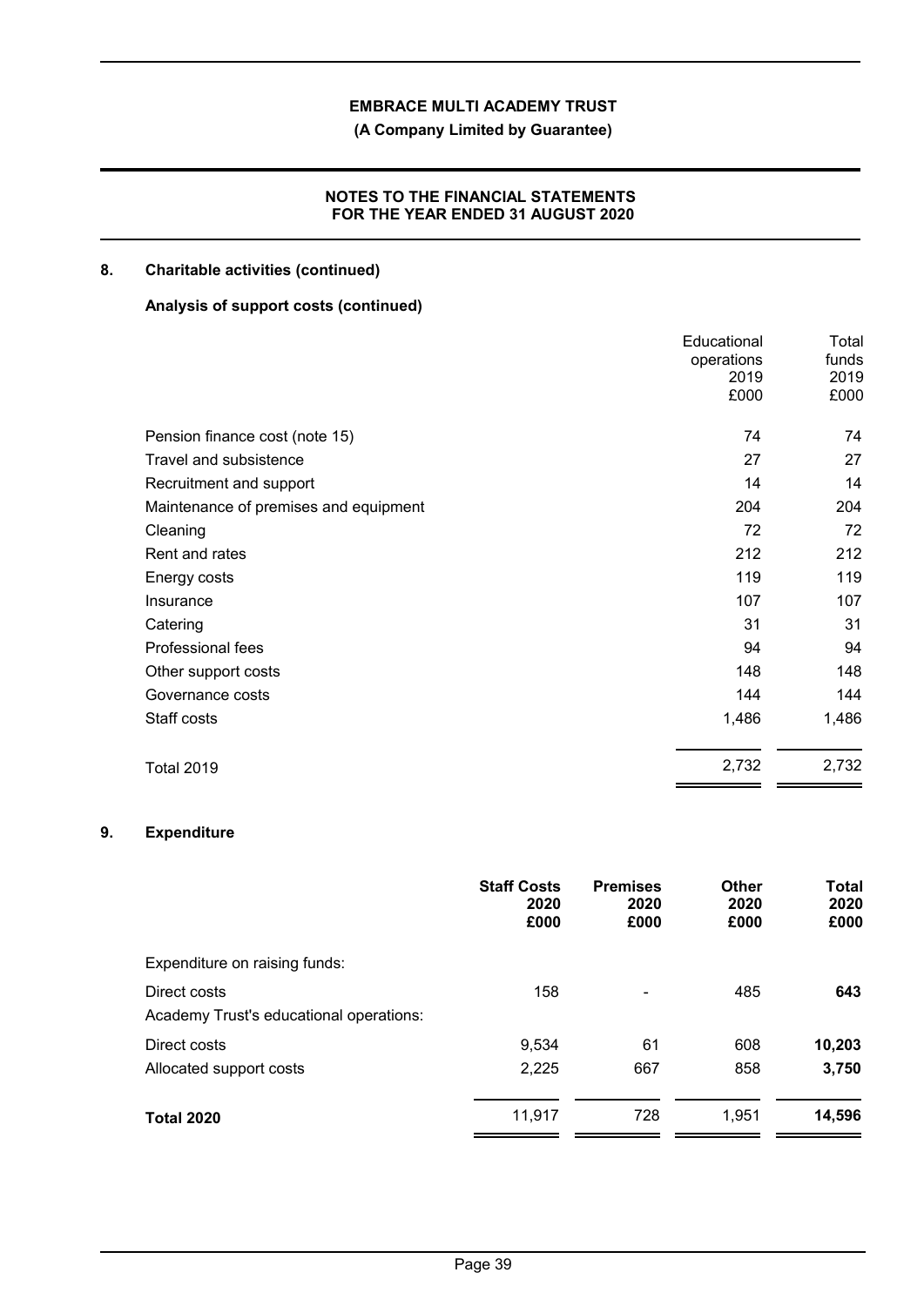## 8. Charitable activities (continued)

### Analysis of support costs (continued)

| | Educational operations 2019 £000 | Total funds 2019 £000 |
|---|---|---|
| Pension finance cost (note 15) | 74 | 74 |
| Travel and subsistence | 27 | 27 |
| Recruitment and support | 14 | 14 |
| Maintenance of premises and equipment | 204 | 204 |
| Cleaning | 72 | 72 |
| Rent and rates | 212 | 212 |
| Energy costs | 119 | 119 |
| Insurance | 107 | 107 |
| Catering | 31 | 31 |
| Professional fees | 94 | 94 |
| Other support costs | 148 | 148 |
| Governance costs | 144 | 144 |
| Staff costs | 1,486 | 1,486 |
| Total 2019 | 2,732 | 2,732 |

## 9. Expenditure

| | **Staff Costs 2020 £000** | **Premises 2020 £000** | **Other 2020 £000** | **Total 2020 £000** |
|---|---|---|---|---|
| Expenditure on raising funds: | | | | |
| Direct costs | 158 | - | 485 | **643** |
| Academy Trust's educational operations: | | | | |
| Direct costs | 9,534 | 61 | 608 | **10,203** |
| Allocated support costs | 2,225 | 667 | 858 | **3,750** |
| **Total 2020** | 11,917 | 728 | 1,951 | **14,596** |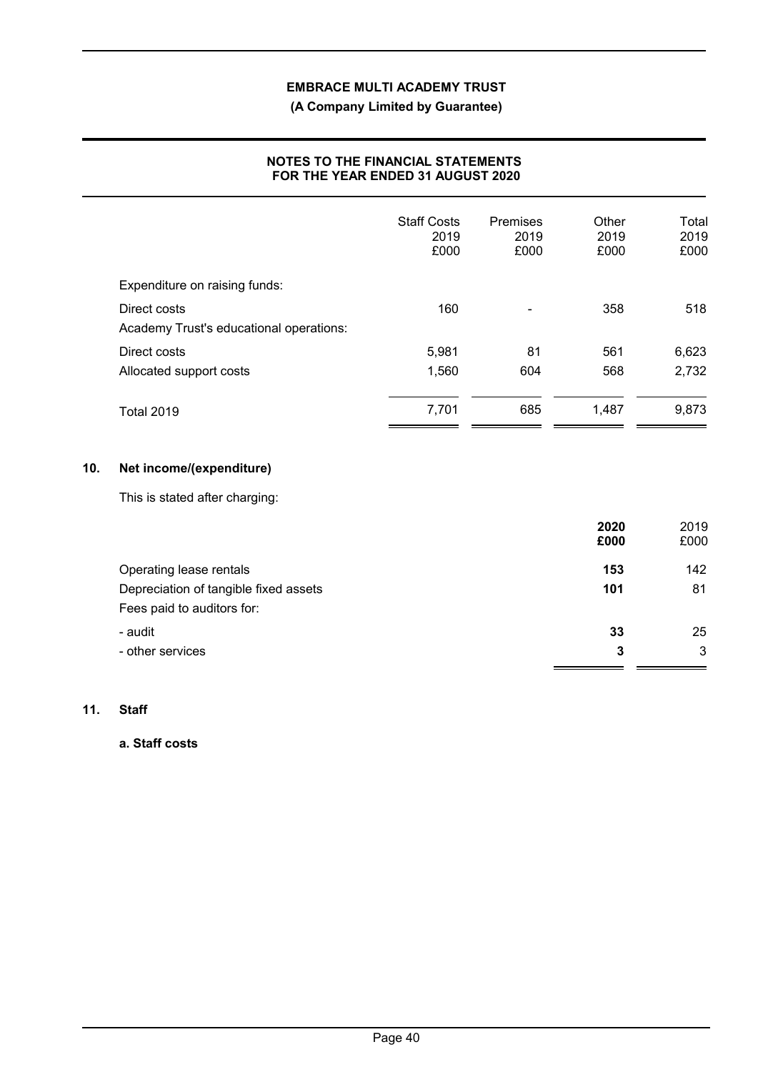| | Staff Costs 2019 £000 | Premises 2019 £000 | Other 2019 £000 | Total 2019 £000 |
|---|---|---|---|---|
| Expenditure on raising funds: | | | | |
| Direct costs | 160 | - | 358 | 518 |
| Academy Trust's educational operations: | | | | |
| Direct costs | 5,981 | 81 | 561 | 6,623 |
| Allocated support costs | 1,560 | 604 | 568 | 2,732 |
| Total 2019 | 7,701 | 685 | 1,487 | 9,873 |

## 10. Net income/(expenditure)

This is stated after charging:

| | **2020 £000** | 2019 £000 |
|---|---|---|
| Operating lease rentals | **153** | 142 |
| Depreciation of tangible fixed assets | **101** | 81 |
| Fees paid to auditors for: | | |
| - audit | **33** | 25 |
| - other services | **3** | 3 |

## 11. Staff

### a. Staff costs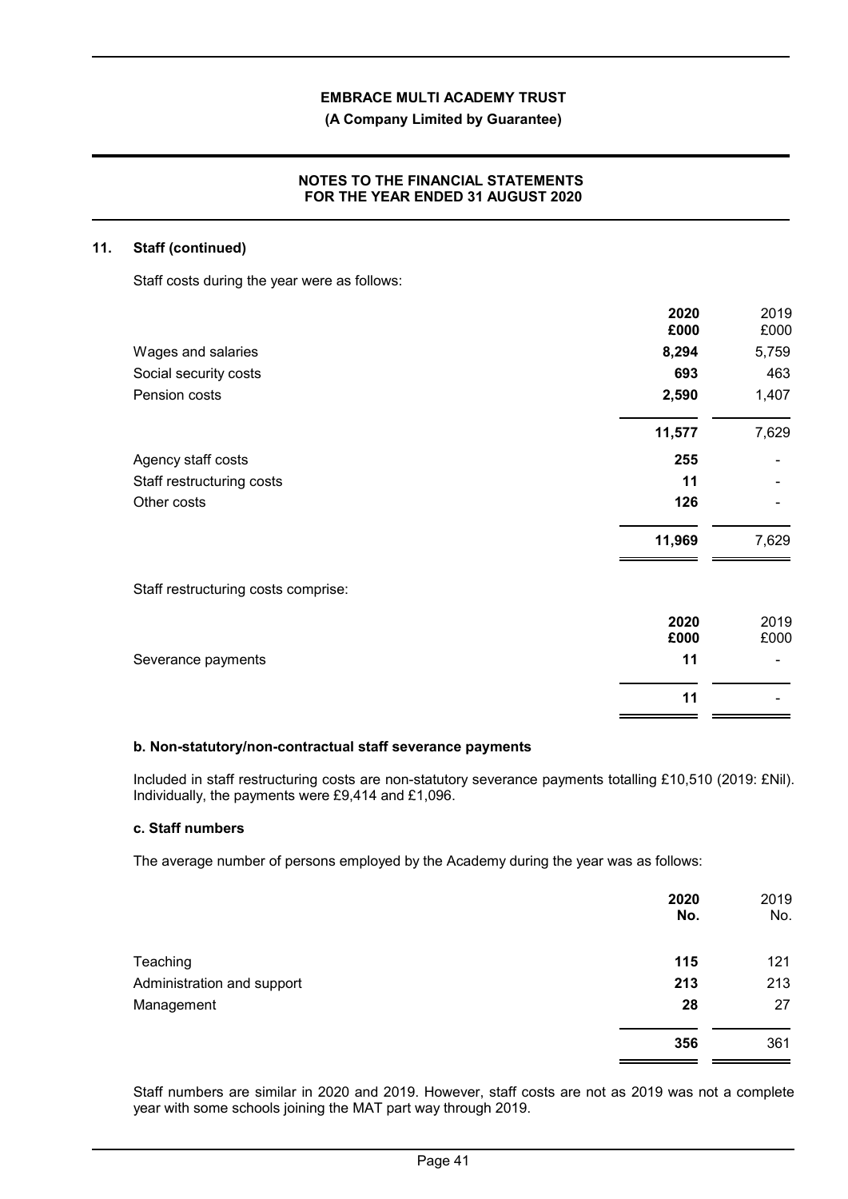## 11. Staff (continued)

Staff costs during the year were as follows:

| | 2020 £000 | 2019 £000 |
|---|---|---|
| Wages and salaries | **8,294** | 5,759 |
| Social security costs | **693** | 463 |
| Pension costs | **2,590** | 1,407 |
| | **11,577** | 7,629 |
| Agency staff costs | **255** | - |
| Staff restructuring costs | **11** | - |
| Other costs | **126** | - |
| | **11,969** | 7,629 |

Staff restructuring costs comprise:

| | 2020 £000 | 2019 £000 |
|---|---|---|
| Severance payments | **11** | - |
| | **11** | - |

### b. Non-statutory/non-contractual staff severance payments

Included in staff restructuring costs are non-statutory severance payments totalling £10,510 (2019: £Nil). Individually, the payments were £9,414 and £1,096.

### c. Staff numbers

The average number of persons employed by the Academy during the year was as follows:

| | 2020 No. | 2019 No. |
|---|---|---|
| Teaching | **115** | 121 |
| Administration and support | **213** | 213 |
| Management | **28** | 27 |
| | **356** | 361 |

Staff numbers are similar in 2020 and 2019. However, staff costs are not as 2019 was not a complete year with some schools joining the MAT part way through 2019.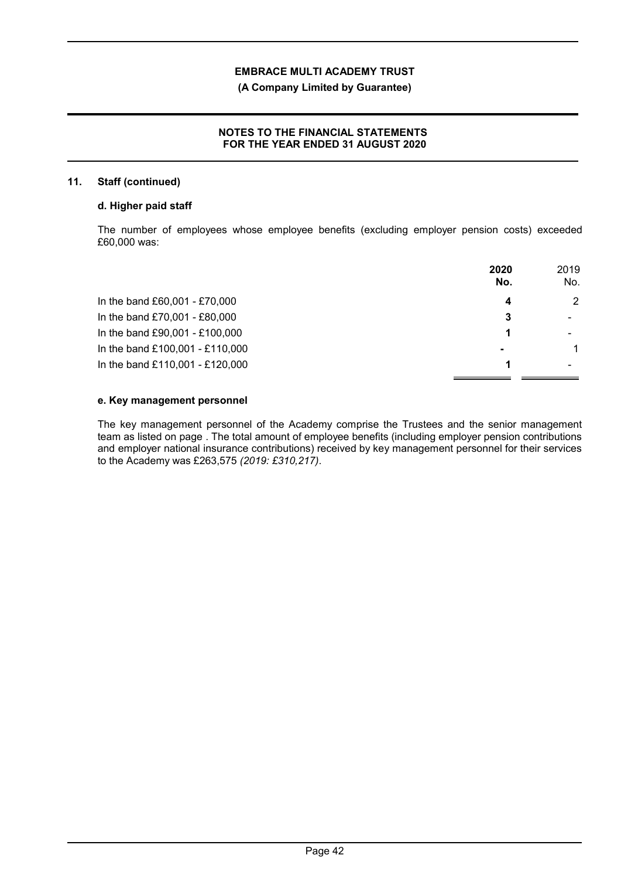## 11. Staff (continued)

### d. Higher paid staff

The number of employees whose employee benefits (excluding employer pension costs) exceeded £60,000 was:

| | **2020 No.** | 2019 No. |
|---|---|---|
| In the band £60,001 - £70,000 | **4** | 2 |
| In the band £70,001 - £80,000 | **3** | - |
| In the band £90,001 - £100,000 | **1** | - |
| In the band £100,001 - £110,000 | **-** | 1 |
| In the band £110,001 - £120,000 | **1** | - |

### e. Key management personnel

The key management personnel of the Academy comprise the Trustees and the senior management team as listed on page . The total amount of employee benefits (including employer pension contributions and employer national insurance contributions) received by key management personnel for their services to the Academy was £263,575 *(2019: £310,217)*.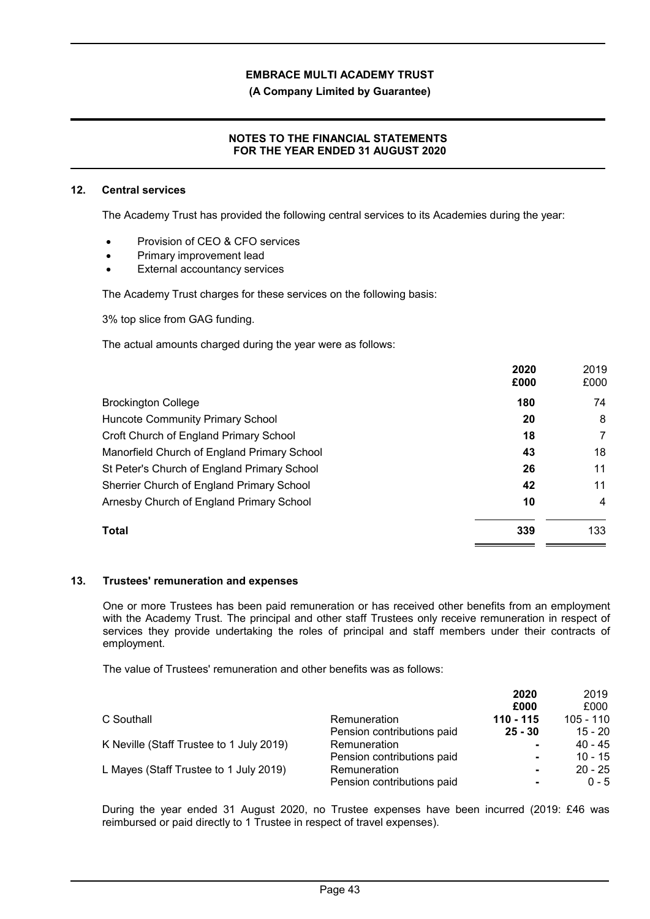## 12. Central services

The Academy Trust has provided the following central services to its Academies during the year:

- Provision of CEO & CFO services
- Primary improvement lead
- External accountancy services

The Academy Trust charges for these services on the following basis:

3% top slice from GAG funding.

The actual amounts charged during the year were as follows:

| | 2020<br>£000 | 2019<br>£000 |
|---|---|---|
| Brockington College | **180** | 74 |
| Huncote Community Primary School | **20** | 8 |
| Croft Church of England Primary School | **18** | 7 |
| Manorfield Church of England Primary School | **43** | 18 |
| St Peter's Church of England Primary School | **26** | 11 |
| Sherrier Church of England Primary School | **42** | 11 |
| Arnesby Church of England Primary School | **10** | 4 |
| **Total** | **339** | 133 |

## 13. Trustees' remuneration and expenses

One or more Trustees has been paid remuneration or has received other benefits from an employment with the Academy Trust. The principal and other staff Trustees only receive remuneration in respect of services they provide undertaking the roles of principal and staff members under their contracts of employment.

The value of Trustees' remuneration and other benefits was as follows:

| | | 2020<br>£000 | 2019<br>£000 |
|---|---|---|---|
| C Southall | Remuneration | **110 - 115** | 105 - 110 |
| | Pension contributions paid | **25 - 30** | 15 - 20 |
| K Neville (Staff Trustee to 1 July 2019) | Remuneration | **-** | 40 - 45 |
| | Pension contributions paid | **-** | 10 - 15 |
| L Mayes (Staff Trustee to 1 July 2019) | Remuneration | **-** | 20 - 25 |
| | Pension contributions paid | **-** | 0 - 5 |

During the year ended 31 August 2020, no Trustee expenses have been incurred (2019: £46 was reimbursed or paid directly to 1 Trustee in respect of travel expenses).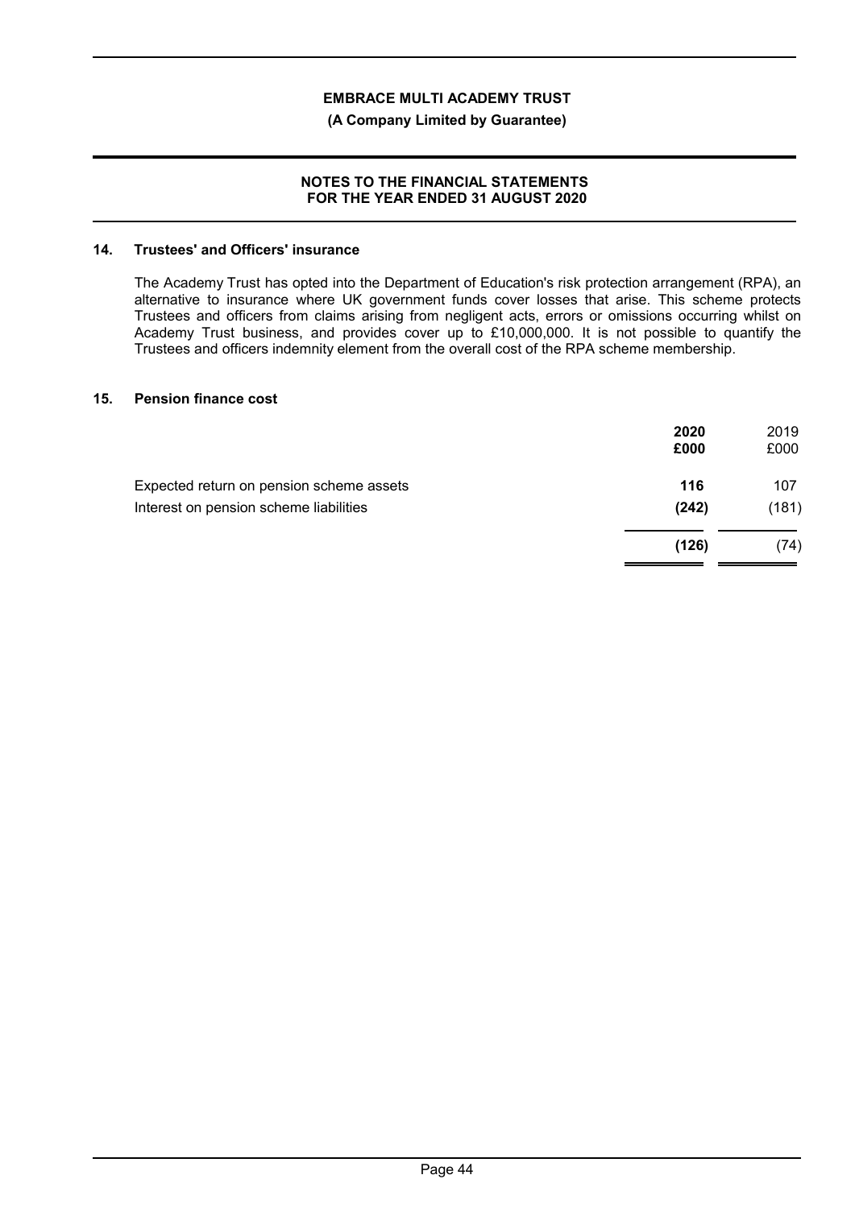## 14. Trustees' and Officers' insurance

The Academy Trust has opted into the Department of Education's risk protection arrangement (RPA), an alternative to insurance where UK government funds cover losses that arise. This scheme protects Trustees and officers from claims arising from negligent acts, errors or omissions occurring whilst on Academy Trust business, and provides cover up to £10,000,000. It is not possible to quantify the Trustees and officers indemnity element from the overall cost of the RPA scheme membership.

## 15. Pension finance cost

| | **2020** | 2019 |
|---|---|---|
| | **£000** | £000 |
| Expected return on pension scheme assets | **116** | 107 |
| Interest on pension scheme liabilities | **(242)** | (181) |
| | **(126)** | (74) |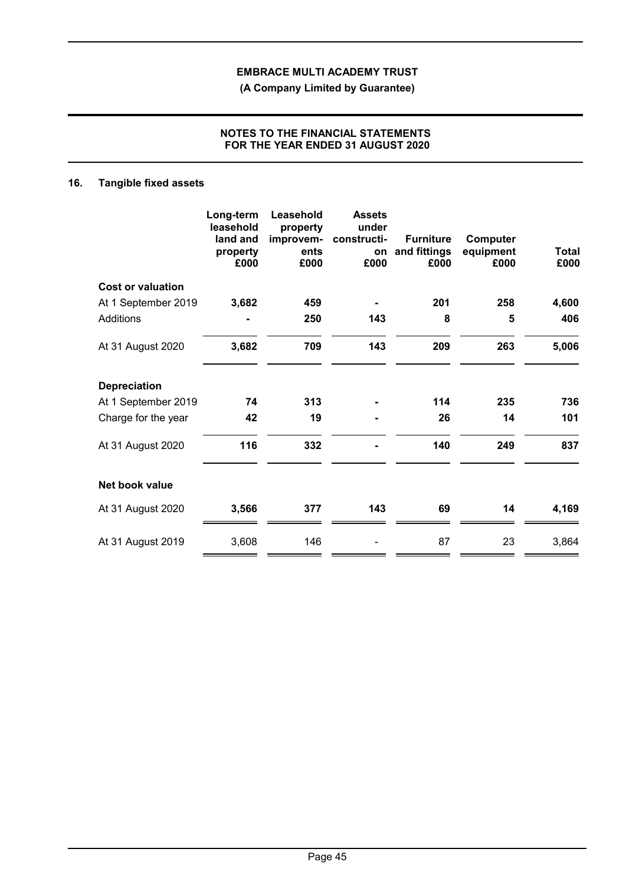## 16. Tangible fixed assets

| | Long-term leasehold land and property £000 | Leasehold property improvem-ents £000 | Assets under constructi-on £000 | Furniture and fittings £000 | Computer equipment £000 | Total £000 |
|---|---|---|---|---|---|---|
| **Cost or valuation** | | | | | | |
| At 1 September 2019 | **3,682** | **459** | **-** | **201** | **258** | **4,600** |
| Additions | **-** | **250** | **143** | **8** | **5** | **406** |
| At 31 August 2020 | **3,682** | **709** | **143** | **209** | **263** | **5,006** |
| **Depreciation** | | | | | | |
| At 1 September 2019 | **74** | **313** | **-** | **114** | **235** | **736** |
| Charge for the year | **42** | **19** | **-** | **26** | **14** | **101** |
| At 31 August 2020 | **116** | **332** | **-** | **140** | **249** | **837** |
| **Net book value** | | | | | | |
| At 31 August 2020 | **3,566** | **377** | **143** | **69** | **14** | **4,169** |
| At 31 August 2019 | 3,608 | 146 | - | 87 | 23 | 3,864 |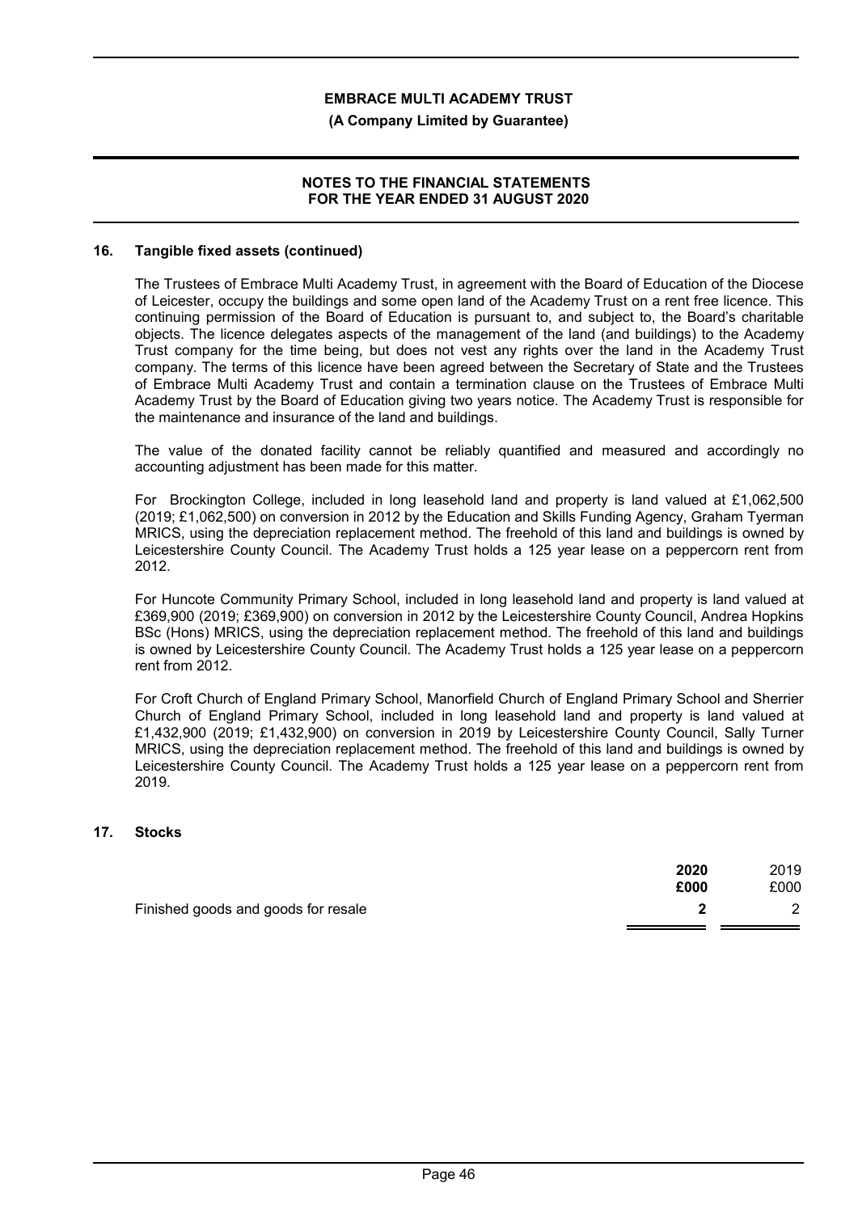## 16. Tangible fixed assets (continued)

The Trustees of Embrace Multi Academy Trust, in agreement with the Board of Education of the Diocese of Leicester, occupy the buildings and some open land of the Academy Trust on a rent free licence. This continuing permission of the Board of Education is pursuant to, and subject to, the Board's charitable objects. The licence delegates aspects of the management of the land (and buildings) to the Academy Trust company for the time being, but does not vest any rights over the land in the Academy Trust company. The terms of this licence have been agreed between the Secretary of State and the Trustees of Embrace Multi Academy Trust and contain a termination clause on the Trustees of Embrace Multi Academy Trust by the Board of Education giving two years notice. The Academy Trust is responsible for the maintenance and insurance of the land and buildings.

The value of the donated facility cannot be reliably quantified and measured and accordingly no accounting adjustment has been made for this matter.

For Brockington College, included in long leasehold land and property is land valued at £1,062,500 (2019; £1,062,500) on conversion in 2012 by the Education and Skills Funding Agency, Graham Tyerman MRICS, using the depreciation replacement method. The freehold of this land and buildings is owned by Leicestershire County Council. The Academy Trust holds a 125 year lease on a peppercorn rent from 2012.

For Huncote Community Primary School, included in long leasehold land and property is land valued at £369,900 (2019; £369,900) on conversion in 2012 by the Leicestershire County Council, Andrea Hopkins BSc (Hons) MRICS, using the depreciation replacement method. The freehold of this land and buildings is owned by Leicestershire County Council. The Academy Trust holds a 125 year lease on a peppercorn rent from 2012.

For Croft Church of England Primary School, Manorfield Church of England Primary School and Sherrier Church of England Primary School, included in long leasehold land and property is land valued at £1,432,900 (2019; £1,432,900) on conversion in 2019 by Leicestershire County Council, Sally Turner MRICS, using the depreciation replacement method. The freehold of this land and buildings is owned by Leicestershire County Council. The Academy Trust holds a 125 year lease on a peppercorn rent from 2019.

## 17. Stocks

| | **2020** **£000** | 2019 £000 |
|---|---|---|
| Finished goods and goods for resale | **2** | 2 |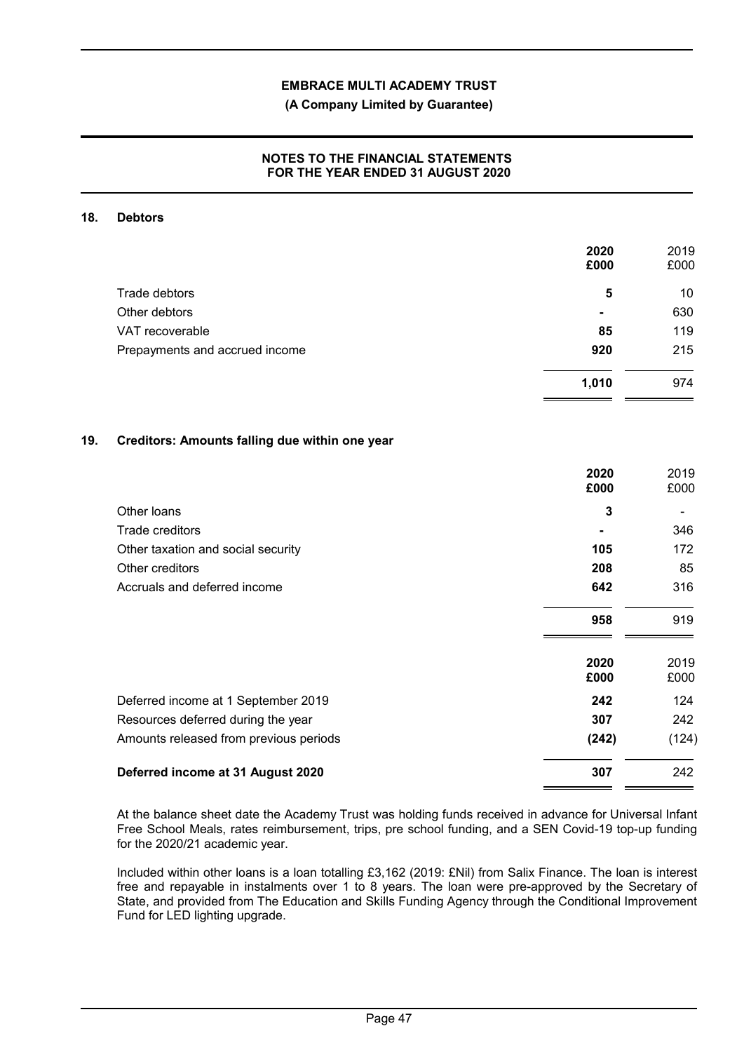## 18. Debtors

| | 2020 £000 | 2019 £000 |
|---|---|---|
| Trade debtors | **5** | 10 |
| Other debtors | **-** | 630 |
| VAT recoverable | **85** | 119 |
| Prepayments and accrued income | **920** | 215 |
| | **1,010** | 974 |

## 19. Creditors: Amounts falling due within one year

| | 2020 £000 | 2019 £000 |
|---|---|---|
| Other loans | **3** | - |
| Trade creditors | **-** | 346 |
| Other taxation and social security | **105** | 172 |
| Other creditors | **208** | 85 |
| Accruals and deferred income | **642** | 316 |
| | **958** | 919 |

| | 2020 £000 | 2019 £000 |
|---|---|---|
| Deferred income at 1 September 2019 | **242** | 124 |
| Resources deferred during the year | **307** | 242 |
| Amounts released from previous periods | **(242)** | (124) |
| **Deferred income at 31 August 2020** | **307** | 242 |

At the balance sheet date the Academy Trust was holding funds received in advance for Universal Infant Free School Meals, rates reimbursement, trips, pre school funding, and a SEN Covid-19 top-up funding for the 2020/21 academic year.

Included within other loans is a loan totalling £3,162 (2019: £Nil) from Salix Finance. The loan is interest free and repayable in instalments over 1 to 8 years. The loan were pre-approved by the Secretary of State, and provided from The Education and Skills Funding Agency through the Conditional Improvement Fund for LED lighting upgrade.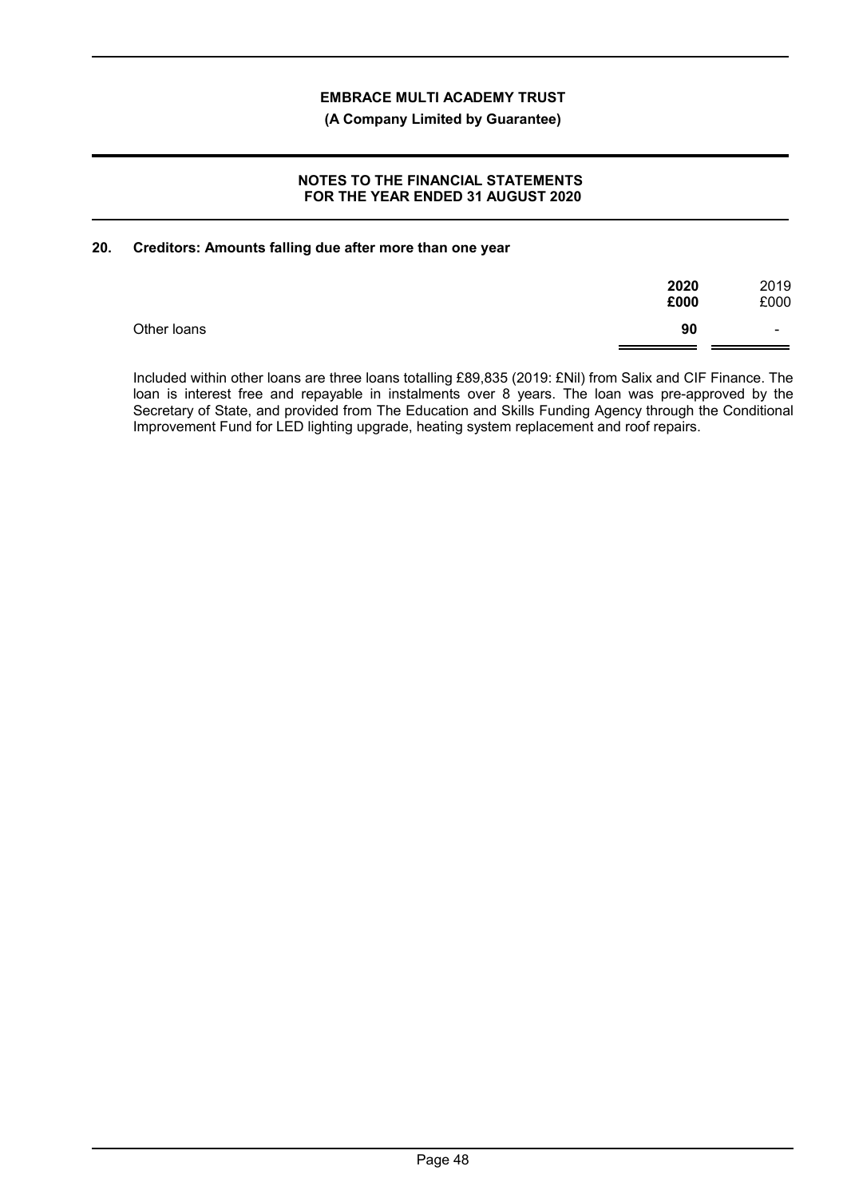## 20. Creditors: Amounts falling due after more than one year

| | 2020 £000 | 2019 £000 |
|---|---|---|
| Other loans | 90 | - |

Included within other loans are three loans totalling £89,835 (2019: £Nil) from Salix and CIF Finance. The loan is interest free and repayable in instalments over 8 years. The loan was pre-approved by the Secretary of State, and provided from The Education and Skills Funding Agency through the Conditional Improvement Fund for LED lighting upgrade, heating system replacement and roof repairs.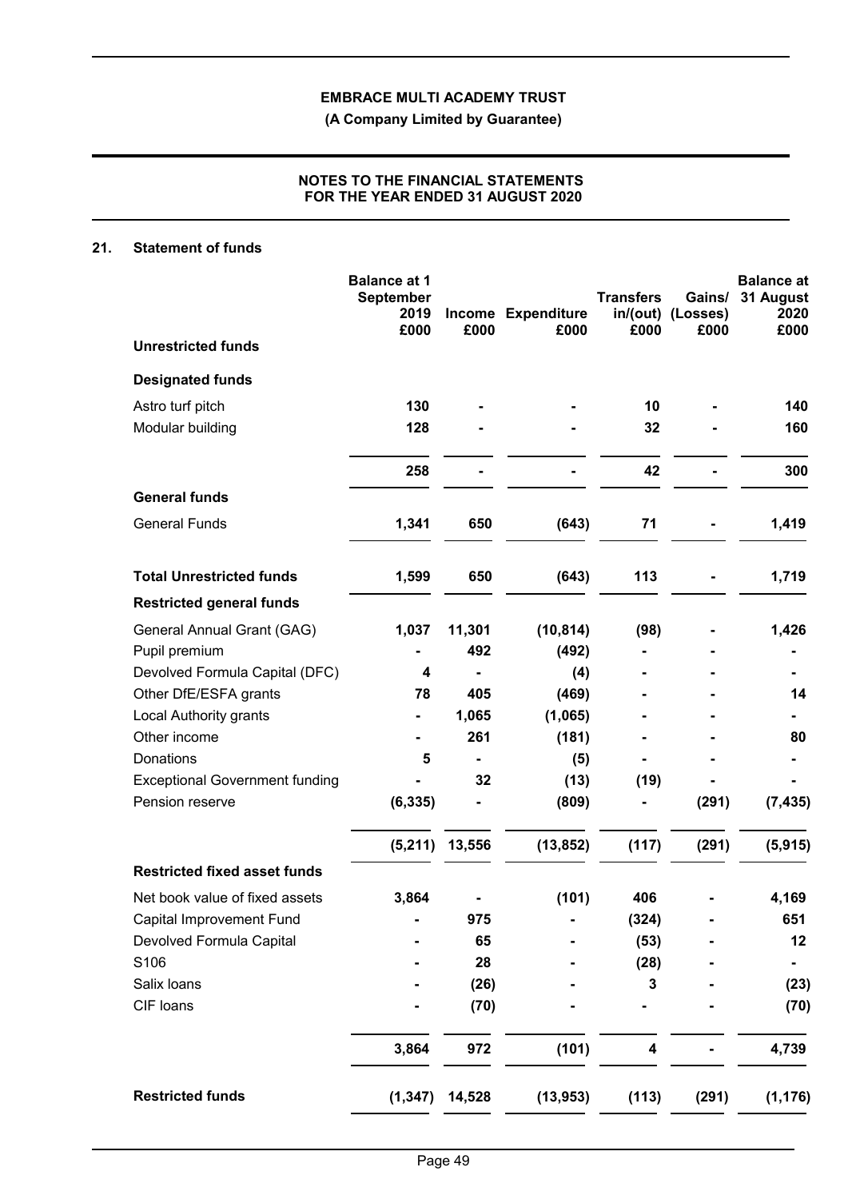## 21. Statement of funds

| | Balance at 1 September 2019 £000 | Income £000 | Expenditure £000 | Transfers in/(out) £000 | Gains/ (Losses) £000 | Balance at 31 August 2020 £000 |
|---|---|---|---|---|---|---|
| **Unrestricted funds** | | | | | | |
| **Designated funds** | | | | | | |
| Astro turf pitch | **130** | - | - | **10** | - | **140** |
| Modular building | **128** | - | - | **32** | - | **160** |
| | **258** | - | - | **42** | - | **300** |
| **General funds** | | | | | | |
| General Funds | **1,341** | **650** | **(643)** | **71** | - | **1,419** |
| **Total Unrestricted funds** | **1,599** | **650** | **(643)** | **113** | - | **1,719** |
| **Restricted general funds** | | | | | | |
| General Annual Grant (GAG) | **1,037** | **11,301** | **(10,814)** | **(98)** | - | **1,426** |
| Pupil premium | - | **492** | **(492)** | - | - | - |
| Devolved Formula Capital (DFC) | **4** | - | **(4)** | - | - | - |
| Other DfE/ESFA grants | **78** | **405** | **(469)** | - | - | **14** |
| Local Authority grants | - | **1,065** | **(1,065)** | - | - | - |
| Other income | - | **261** | **(181)** | - | - | **80** |
| Donations | **5** | - | **(5)** | - | - | - |
| Exceptional Government funding | - | **32** | **(13)** | **(19)** | - | - |
| Pension reserve | **(6,335)** | - | **(809)** | - | **(291)** | **(7,435)** |
| | **(5,211)** | **13,556** | **(13,852)** | **(117)** | **(291)** | **(5,915)** |
| **Restricted fixed asset funds** | | | | | | |
| Net book value of fixed assets | **3,864** | - | **(101)** | **406** | - | **4,169** |
| Capital Improvement Fund | - | **975** | - | **(324)** | - | **651** |
| Devolved Formula Capital | - | **65** | - | **(53)** | - | **12** |
| S106 | - | **28** | - | **(28)** | - | - |
| Salix loans | - | **(26)** | - | **3** | - | **(23)** |
| CIF loans | - | **(70)** | - | - | - | **(70)** |
| | **3,864** | **972** | **(101)** | **4** | - | **4,739** |
| **Restricted funds** | **(1,347)** | **14,528** | **(13,953)** | **(113)** | **(291)** | **(1,176)** |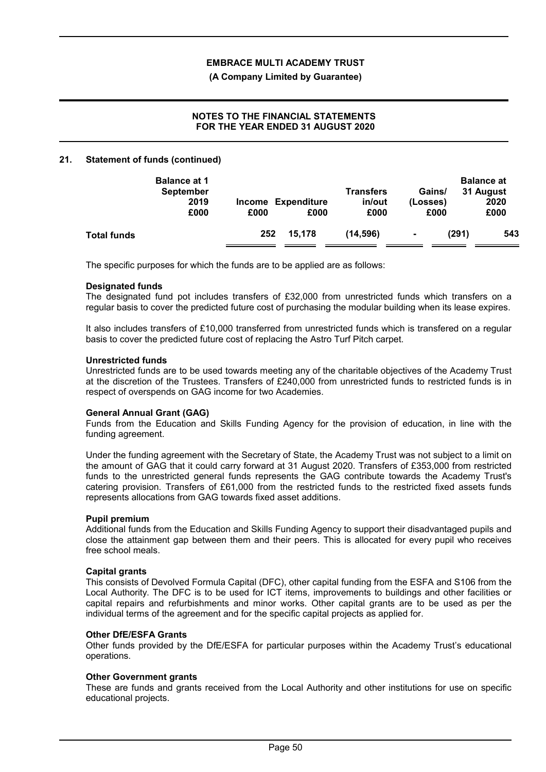## 21. Statement of funds (continued)

| | Balance at 1 September 2019 £000 | Income £000 | Expenditure £000 | Transfers in/out £000 | Gains/ (Losses) £000 | Balance at 31 August 2020 £000 |
|---|---|---|---|---|---|---|
| **Total funds** | **252** | **15,178** | **(14,596)** | **-** | **(291)** | **543** |

The specific purposes for which the funds are to be applied are as follows:

**Designated funds**

The designated fund pot includes transfers of £32,000 from unrestricted funds which transfers on a regular basis to cover the predicted future cost of purchasing the modular building when its lease expires.

It also includes transfers of £10,000 transferred from unrestricted funds which is transfered on a regular basis to cover the predicted future cost of replacing the Astro Turf Pitch carpet.

**Unrestricted funds**

Unrestricted funds are to be used towards meeting any of the charitable objectives of the Academy Trust at the discretion of the Trustees. Transfers of £240,000 from unrestricted funds to restricted funds is in respect of overspends on GAG income for two Academies.

**General Annual Grant (GAG)**

Funds from the Education and Skills Funding Agency for the provision of education, in line with the funding agreement.

Under the funding agreement with the Secretary of State, the Academy Trust was not subject to a limit on the amount of GAG that it could carry forward at 31 August 2020. Transfers of £353,000 from restricted funds to the unrestricted general funds represents the GAG contribute towards the Academy Trust's catering provision. Transfers of £61,000 from the restricted funds to the restricted fixed assets funds represents allocations from GAG towards fixed asset additions.

**Pupil premium**

Additional funds from the Education and Skills Funding Agency to support their disadvantaged pupils and close the attainment gap between them and their peers. This is allocated for every pupil who receives free school meals.

**Capital grants**

This consists of Devolved Formula Capital (DFC), other capital funding from the ESFA and S106 from the Local Authority. The DFC is to be used for ICT items, improvements to buildings and other facilities or capital repairs and refurbishments and minor works. Other capital grants are to be used as per the individual terms of the agreement and for the specific capital projects as applied for.

**Other DfE/ESFA Grants**

Other funds provided by the DfE/ESFA for particular purposes within the Academy Trust's educational operations.

**Other Government grants**

These are funds and grants received from the Local Authority and other institutions for use on specific educational projects.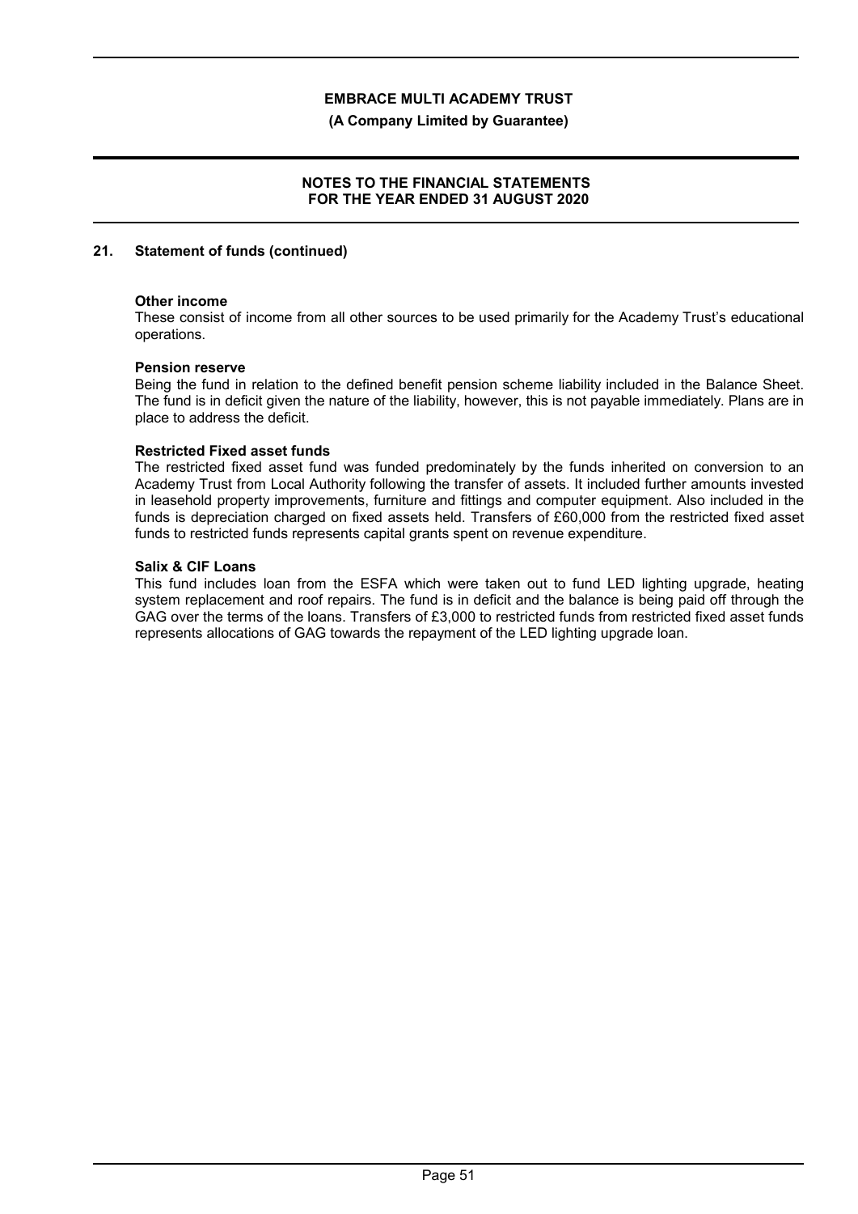## 21. Statement of funds (continued)

**Other income**

These consist of income from all other sources to be used primarily for the Academy Trust's educational operations.

**Pension reserve**

Being the fund in relation to the defined benefit pension scheme liability included in the Balance Sheet. The fund is in deficit given the nature of the liability, however, this is not payable immediately. Plans are in place to address the deficit.

**Restricted Fixed asset funds**

The restricted fixed asset fund was funded predominately by the funds inherited on conversion to an Academy Trust from Local Authority following the transfer of assets. It included further amounts invested in leasehold property improvements, furniture and fittings and computer equipment. Also included in the funds is depreciation charged on fixed assets held. Transfers of £60,000 from the restricted fixed asset funds to restricted funds represents capital grants spent on revenue expenditure.

**Salix & CIF Loans**

This fund includes loan from the ESFA which were taken out to fund LED lighting upgrade, heating system replacement and roof repairs. The fund is in deficit and the balance is being paid off through the GAG over the terms of the loans. Transfers of £3,000 to restricted funds from restricted fixed asset funds represents allocations of GAG towards the repayment of the LED lighting upgrade loan.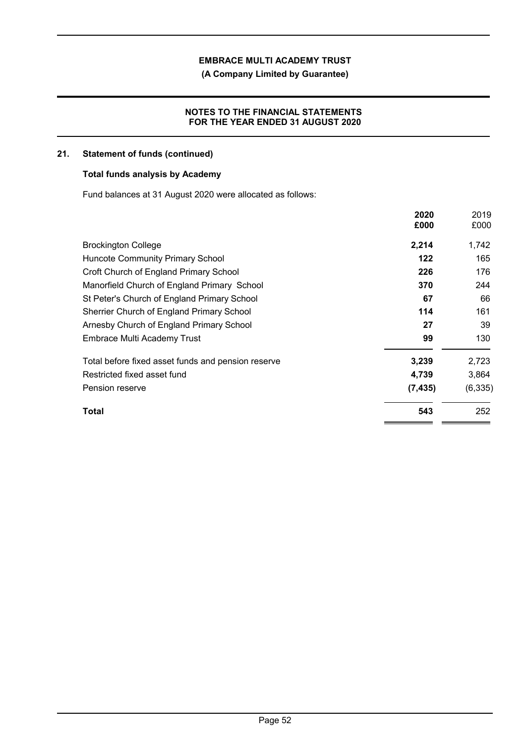## 21. Statement of funds (continued)

### Total funds analysis by Academy

Fund balances at 31 August 2020 were allocated as follows:

| | **2020** **£000** | 2019 £000 |
|---|---|---|
| Brockington College | **2,214** | 1,742 |
| Huncote Community Primary School | **122** | 165 |
| Croft Church of England Primary School | **226** | 176 |
| Manorfield Church of England Primary School | **370** | 244 |
| St Peter's Church of England Primary School | **67** | 66 |
| Sherrier Church of England Primary School | **114** | 161 |
| Arnesby Church of England Primary School | **27** | 39 |
| Embrace Multi Academy Trust | **99** | 130 |
| Total before fixed asset funds and pension reserve | **3,239** | 2,723 |
| Restricted fixed asset fund | **4,739** | 3,864 |
| Pension reserve | **(7,435)** | (6,335) |
| **Total** | **543** | 252 |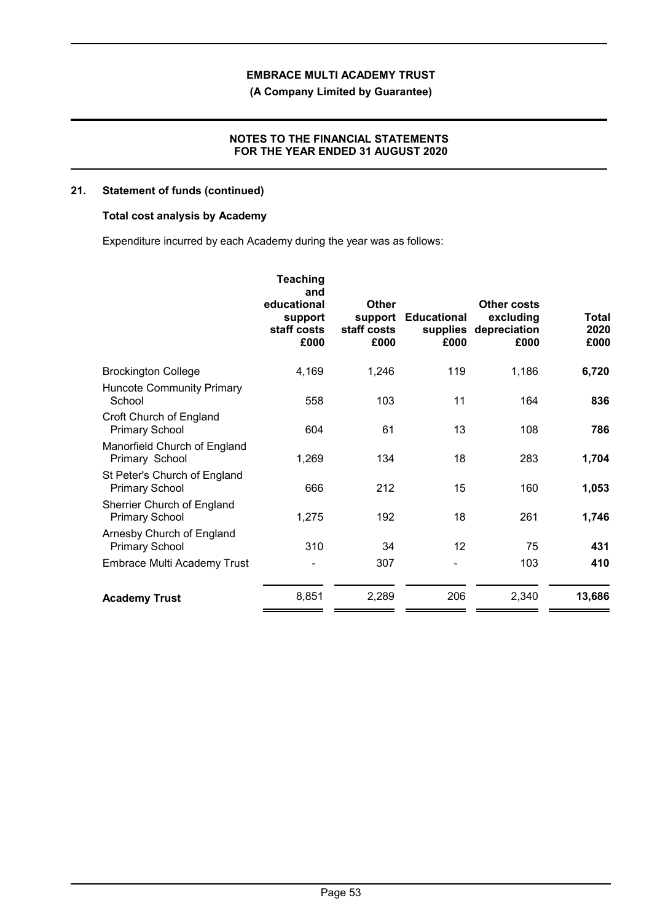**EMBRACE MULTI ACADEMY TRUST**

**(A Company Limited by Guarantee)**

**NOTES TO THE FINANCIAL STATEMENTS FOR THE YEAR ENDED 31 AUGUST 2020**

## 21. Statement of funds (continued)

### Total cost analysis by Academy

Expenditure incurred by each Academy during the year was as follows:

| | Teaching and educational support staff costs £000 | Other support staff costs £000 | Educational supplies £000 | Other costs excluding depreciation £000 | Total 2020 £000 |
|---|---|---|---|---|---|
| Brockington College | 4,169 | 1,246 | 119 | 1,186 | **6,720** |
| Huncote Community Primary School | 558 | 103 | 11 | 164 | **836** |
| Croft Church of England Primary School | 604 | 61 | 13 | 108 | **786** |
| Manorfield Church of England Primary School | 1,269 | 134 | 18 | 283 | **1,704** |
| St Peter's Church of England Primary School | 666 | 212 | 15 | 160 | **1,053** |
| Sherrier Church of England Primary School | 1,275 | 192 | 18 | 261 | **1,746** |
| Arnesby Church of England Primary School | 310 | 34 | 12 | 75 | **431** |
| Embrace Multi Academy Trust | - | 307 | - | 103 | **410** |
| **Academy Trust** | 8,851 | 2,289 | 206 | 2,340 | **13,686** |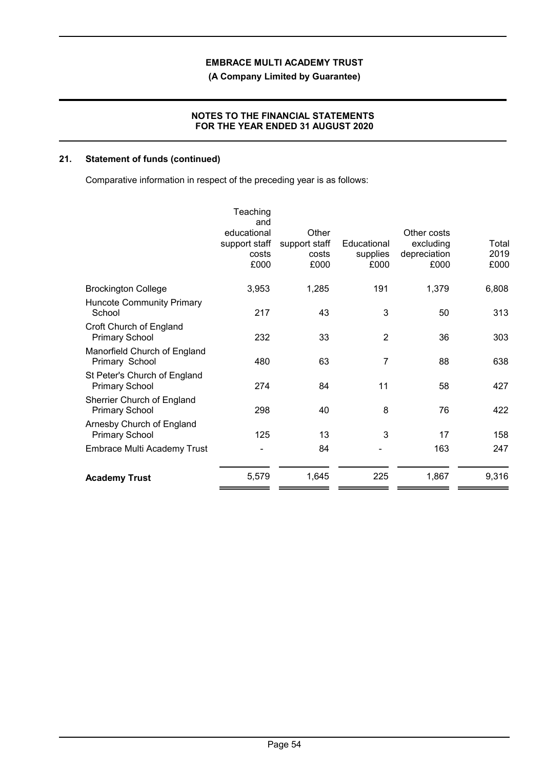## 21. Statement of funds (continued)

Comparative information in respect of the preceding year is as follows:

| | Teaching and educational support staff costs £000 | Other support staff costs £000 | Educational supplies £000 | Other costs excluding depreciation £000 | Total 2019 £000 |
|---|---|---|---|---|---|
| Brockington College | 3,953 | 1,285 | 191 | 1,379 | 6,808 |
| Huncote Community Primary School | 217 | 43 | 3 | 50 | 313 |
| Croft Church of England Primary School | 232 | 33 | 2 | 36 | 303 |
| Manorfield Church of England Primary School | 480 | 63 | 7 | 88 | 638 |
| St Peter's Church of England Primary School | 274 | 84 | 11 | 58 | 427 |
| Sherrier Church of England Primary School | 298 | 40 | 8 | 76 | 422 |
| Arnesby Church of England Primary School | 125 | 13 | 3 | 17 | 158 |
| Embrace Multi Academy Trust | - | 84 | - | 163 | 247 |
| **Academy Trust** | 5,579 | 1,645 | 225 | 1,867 | 9,316 |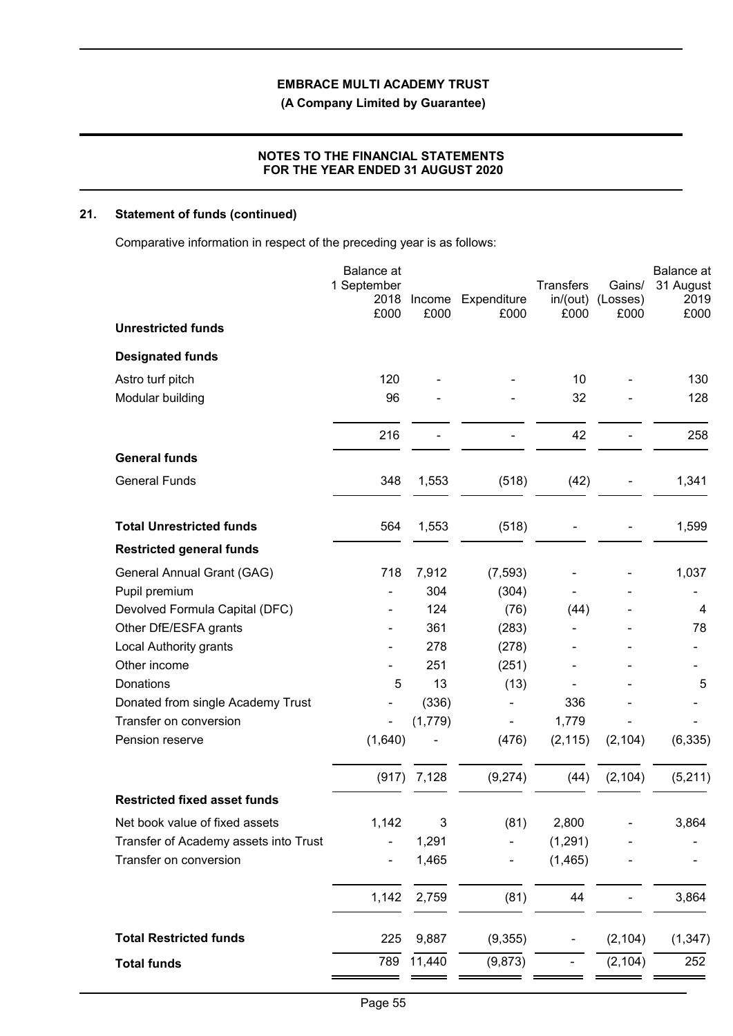## 21. Statement of funds (continued)

Comparative information in respect of the preceding year is as follows:

| | Balance at 1 September 2018 £000 | Income £000 | Expenditure £000 | Transfers in/(out) £000 | Gains/ (Losses) £000 | Balance at 31 August 2019 £000 |
|---|---|---|---|---|---|---|
| **Unrestricted funds** | | | | | | |
| **Designated funds** | | | | | | |
| Astro turf pitch | 120 | - | - | 10 | - | 130 |
| Modular building | 96 | - | - | 32 | - | 128 |
| | 216 | - | - | 42 | - | 258 |
| **General funds** | | | | | | |
| General Funds | 348 | 1,553 | (518) | (42) | - | 1,341 |
| **Total Unrestricted funds** | 564 | 1,553 | (518) | - | - | 1,599 |
| **Restricted general funds** | | | | | | |
| General Annual Grant (GAG) | 718 | 7,912 | (7,593) | - | - | 1,037 |
| Pupil premium | - | 304 | (304) | - | - | - |
| Devolved Formula Capital (DFC) | - | 124 | (76) | (44) | - | 4 |
| Other DfE/ESFA grants | - | 361 | (283) | - | - | 78 |
| Local Authority grants | - | 278 | (278) | - | - | - |
| Other income | - | 251 | (251) | - | - | - |
| Donations | 5 | 13 | (13) | - | - | 5 |
| Donated from single Academy Trust | - | (336) | - | 336 | - | - |
| Transfer on conversion | - | (1,779) | - | 1,779 | - | - |
| Pension reserve | (1,640) | - | (476) | (2,115) | (2,104) | (6,335) |
| | (917) | 7,128 | (9,274) | (44) | (2,104) | (5,211) |
| **Restricted fixed asset funds** | | | | | | |
| Net book value of fixed assets | 1,142 | 3 | (81) | 2,800 | - | 3,864 |
| Transfer of Academy assets into Trust | - | 1,291 | - | (1,291) | - | - |
| Transfer on conversion | - | 1,465 | - | (1,465) | - | - |
| | 1,142 | 2,759 | (81) | 44 | - | 3,864 |
| **Total Restricted funds** | 225 | 9,887 | (9,355) | - | (2,104) | (1,347) |
| **Total funds** | 789 | 11,440 | (9,873) | - | (2,104) | 252 |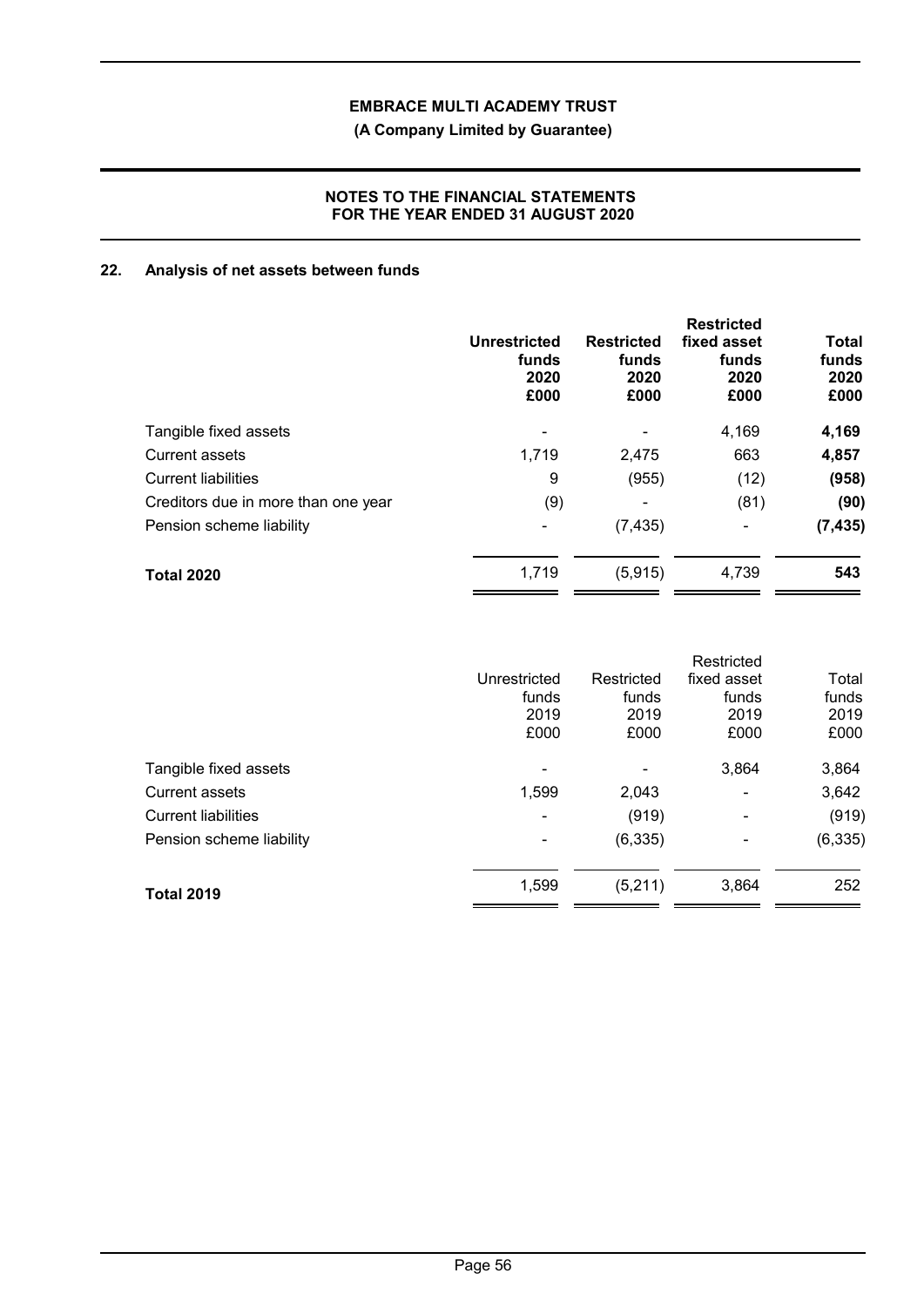## 22. Analysis of net assets between funds

| | Unrestricted funds 2020 £000 | Restricted funds 2020 £000 | Restricted fixed asset funds 2020 £000 | Total funds 2020 £000 |
|---|---|---|---|---|
| Tangible fixed assets | - | - | 4,169 | **4,169** |
| Current assets | 1,719 | 2,475 | 663 | **4,857** |
| Current liabilities | 9 | (955) | (12) | **(958)** |
| Creditors due in more than one year | (9) | - | (81) | **(90)** |
| Pension scheme liability | - | (7,435) | - | **(7,435)** |
| **Total 2020** | 1,719 | (5,915) | 4,739 | **543** |

| | Unrestricted funds 2019 £000 | Restricted funds 2019 £000 | Restricted fixed asset funds 2019 £000 | Total funds 2019 £000 |
|---|---|---|---|---|
| Tangible fixed assets | - | - | 3,864 | 3,864 |
| Current assets | 1,599 | 2,043 | - | 3,642 |
| Current liabilities | - | (919) | - | (919) |
| Pension scheme liability | - | (6,335) | - | (6,335) |
| **Total 2019** | 1,599 | (5,211) | 3,864 | 252 |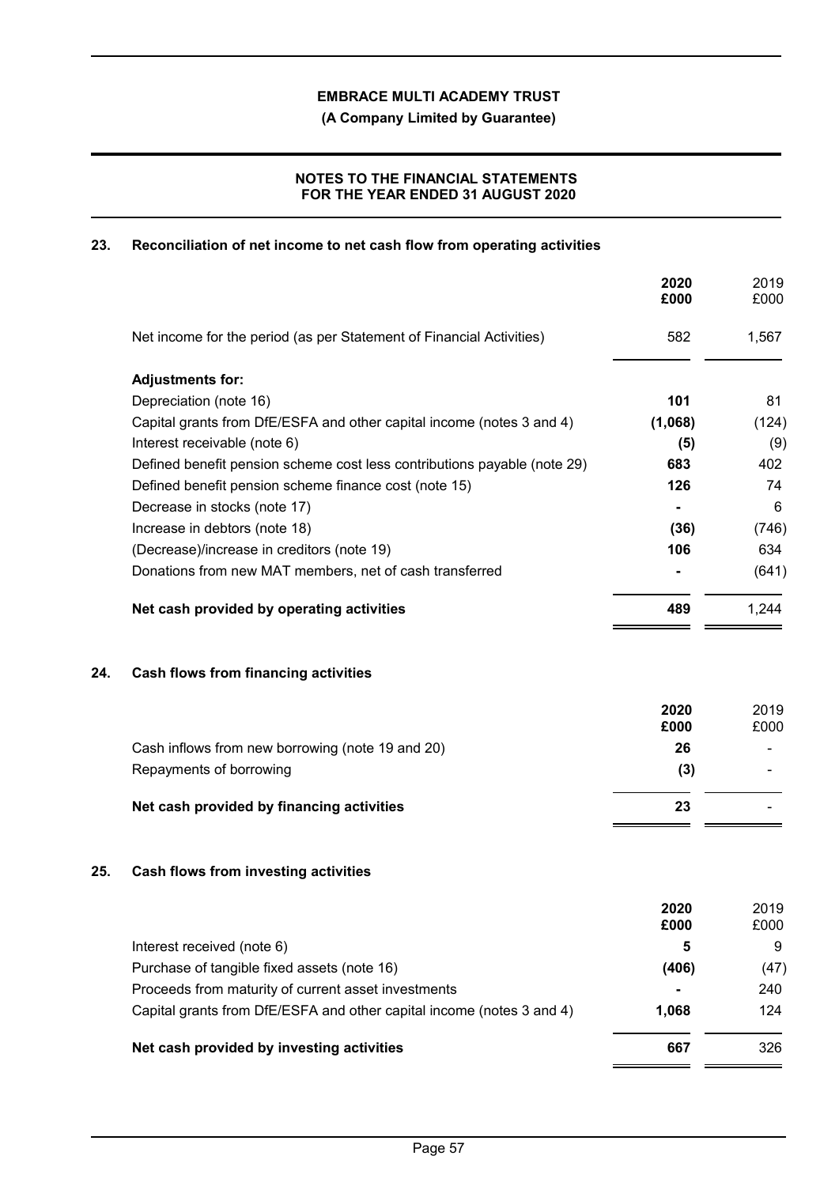## 23. Reconciliation of net income to net cash flow from operating activities

| | 2020 £000 | 2019 £000 |
|---|---|---|
| Net income for the period (as per Statement of Financial Activities) | 582 | 1,567 |
| **Adjustments for:** | | |
| Depreciation (note 16) | **101** | 81 |
| Capital grants from DfE/ESFA and other capital income (notes 3 and 4) | **(1,068)** | (124) |
| Interest receivable (note 6) | **(5)** | (9) |
| Defined benefit pension scheme cost less contributions payable (note 29) | **683** | 402 |
| Defined benefit pension scheme finance cost (note 15) | **126** | 74 |
| Decrease in stocks (note 17) | **-** | 6 |
| Increase in debtors (note 18) | **(36)** | (746) |
| (Decrease)/increase in creditors (note 19) | **106** | 634 |
| Donations from new MAT members, net of cash transferred | **-** | (641) |
| **Net cash provided by operating activities** | **489** | 1,244 |

## 24. Cash flows from financing activities

| | 2020 £000 | 2019 £000 |
|---|---|---|
| Cash inflows from new borrowing (note 19 and 20) | **26** | - |
| Repayments of borrowing | **(3)** | - |
| **Net cash provided by financing activities** | **23** | - |

## 25. Cash flows from investing activities

| | 2020 £000 | 2019 £000 |
|---|---|---|
| Interest received (note 6) | **5** | 9 |
| Purchase of tangible fixed assets (note 16) | **(406)** | (47) |
| Proceeds from maturity of current asset investments | **-** | 240 |
| Capital grants from DfE/ESFA and other capital income (notes 3 and 4) | **1,068** | 124 |
| **Net cash provided by investing activities** | **667** | 326 |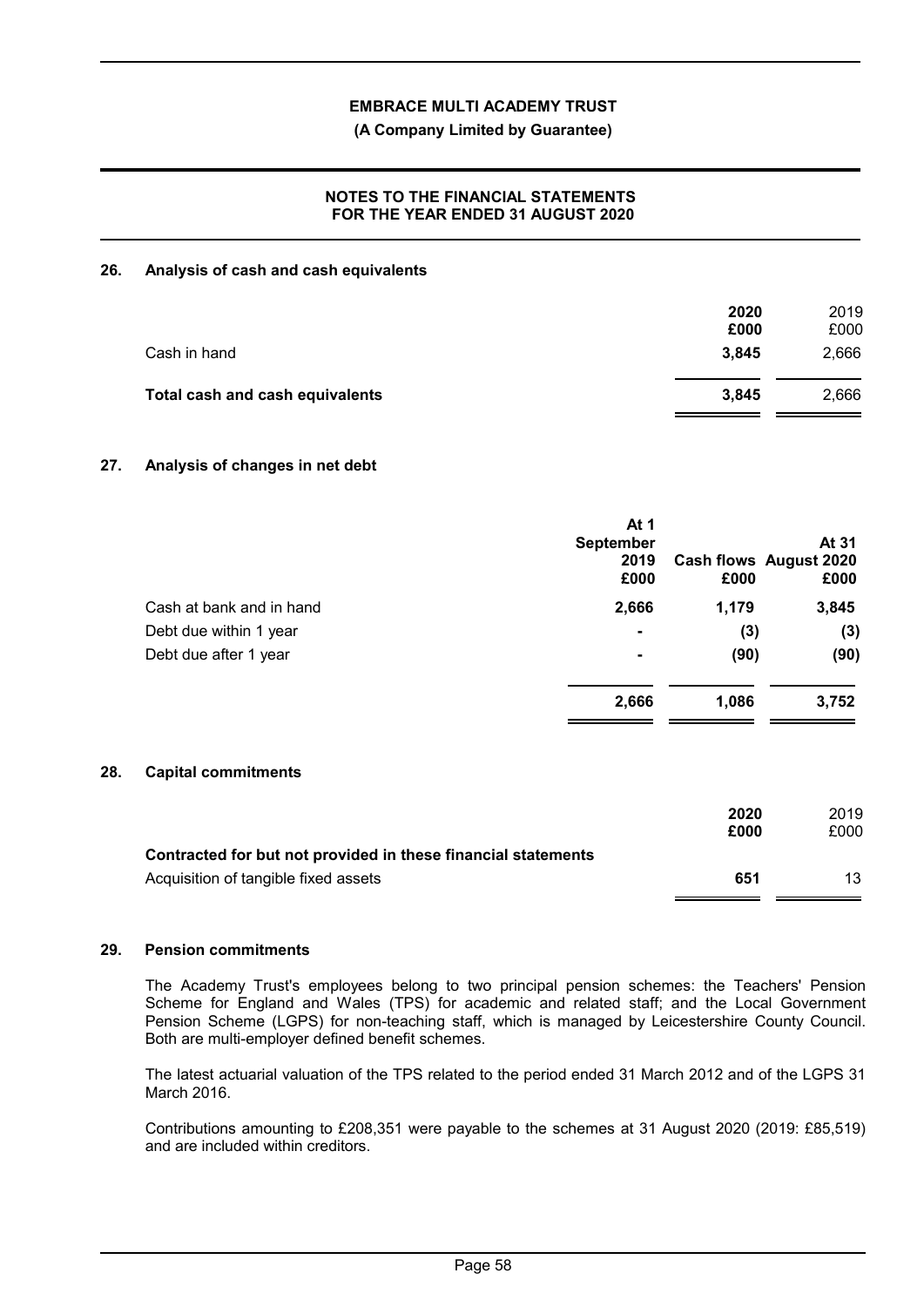**EMBRACE MULTI ACADEMY TRUST**

**(A Company Limited by Guarantee)**

**NOTES TO THE FINANCIAL STATEMENTS FOR THE YEAR ENDED 31 AUGUST 2020**

## 26. Analysis of cash and cash equivalents

| | 2020 £000 | 2019 £000 |
|---|---|---|
| Cash in hand | **3,845** | 2,666 |
| **Total cash and cash equivalents** | **3,845** | 2,666 |

## 27. Analysis of changes in net debt

| | At 1 September 2019 £000 | Cash flows £000 | At 31 August 2020 £000 |
|---|---|---|---|
| Cash at bank and in hand | **2,666** | **1,179** | **3,845** |
| Debt due within 1 year | **-** | **(3)** | **(3)** |
| Debt due after 1 year | **-** | **(90)** | **(90)** |
| | **2,666** | **1,086** | **3,752** |

## 28. Capital commitments

| | 2020 £000 | 2019 £000 |
|---|---|---|
| **Contracted for but not provided in these financial statements** | | |
| Acquisition of tangible fixed assets | **651** | 13 |

## 29. Pension commitments

The Academy Trust's employees belong to two principal pension schemes: the Teachers' Pension Scheme for England and Wales (TPS) for academic and related staff; and the Local Government Pension Scheme (LGPS) for non-teaching staff, which is managed by Leicestershire County Council. Both are multi-employer defined benefit schemes.

The latest actuarial valuation of the TPS related to the period ended 31 March 2012 and of the LGPS 31 March 2016.

Contributions amounting to £208,351 were payable to the schemes at 31 August 2020 (2019: £85,519) and are included within creditors.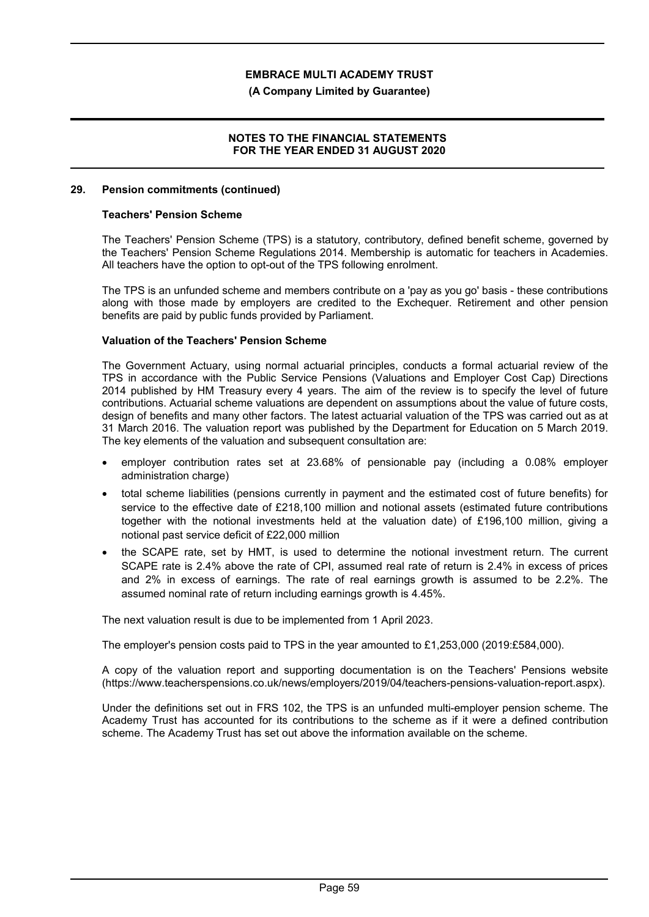## 29. Pension commitments (continued)

### Teachers' Pension Scheme

The Teachers' Pension Scheme (TPS) is a statutory, contributory, defined benefit scheme, governed by the Teachers' Pension Scheme Regulations 2014. Membership is automatic for teachers in Academies. All teachers have the option to opt-out of the TPS following enrolment.

The TPS is an unfunded scheme and members contribute on a 'pay as you go' basis - these contributions along with those made by employers are credited to the Exchequer. Retirement and other pension benefits are paid by public funds provided by Parliament.

### Valuation of the Teachers' Pension Scheme

The Government Actuary, using normal actuarial principles, conducts a formal actuarial review of the TPS in accordance with the Public Service Pensions (Valuations and Employer Cost Cap) Directions 2014 published by HM Treasury every 4 years. The aim of the review is to specify the level of future contributions. Actuarial scheme valuations are dependent on assumptions about the value of future costs, design of benefits and many other factors. The latest actuarial valuation of the TPS was carried out as at 31 March 2016. The valuation report was published by the Department for Education on 5 March 2019. The key elements of the valuation and subsequent consultation are:

- employer contribution rates set at 23.68% of pensionable pay (including a 0.08% employer administration charge)
- total scheme liabilities (pensions currently in payment and the estimated cost of future benefits) for service to the effective date of £218,100 million and notional assets (estimated future contributions together with the notional investments held at the valuation date) of £196,100 million, giving a notional past service deficit of £22,000 million
- the SCAPE rate, set by HMT, is used to determine the notional investment return. The current SCAPE rate is 2.4% above the rate of CPI, assumed real rate of return is 2.4% in excess of prices and 2% in excess of earnings. The rate of real earnings growth is assumed to be 2.2%. The assumed nominal rate of return including earnings growth is 4.45%.

The next valuation result is due to be implemented from 1 April 2023.

The employer's pension costs paid to TPS in the year amounted to £1,253,000 (2019:£584,000).

A copy of the valuation report and supporting documentation is on the Teachers' Pensions website (https://www.teacherspensions.co.uk/news/employers/2019/04/teachers-pensions-valuation-report.aspx).

Under the definitions set out in FRS 102, the TPS is an unfunded multi-employer pension scheme. The Academy Trust has accounted for its contributions to the scheme as if it were a defined contribution scheme. The Academy Trust has set out above the information available on the scheme.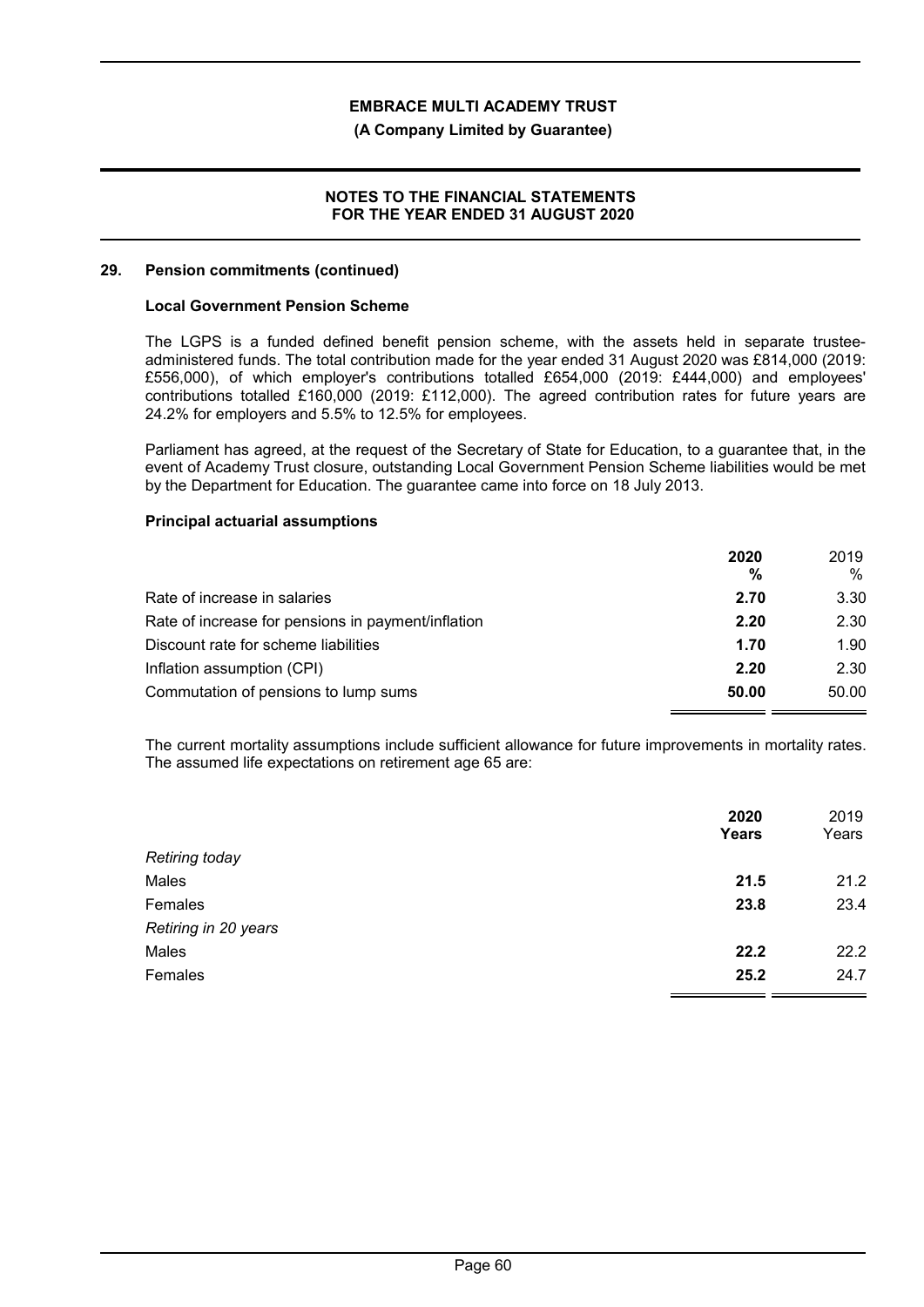## 29. Pension commitments (continued)

### Local Government Pension Scheme

The LGPS is a funded defined benefit pension scheme, with the assets held in separate trustee-administered funds. The total contribution made for the year ended 31 August 2020 was £814,000 (2019: £556,000), of which employer's contributions totalled £654,000 (2019: £444,000) and employees' contributions totalled £160,000 (2019: £112,000). The agreed contribution rates for future years are 24.2% for employers and 5.5% to 12.5% for employees.

Parliament has agreed, at the request of the Secretary of State for Education, to a guarantee that, in the event of Academy Trust closure, outstanding Local Government Pension Scheme liabilities would be met by the Department for Education. The guarantee came into force on 18 July 2013.

### Principal actuarial assumptions

| | 2020 % | 2019 % |
|---|---|---|
| Rate of increase in salaries | **2.70** | 3.30 |
| Rate of increase for pensions in payment/inflation | **2.20** | 2.30 |
| Discount rate for scheme liabilities | **1.70** | 1.90 |
| Inflation assumption (CPI) | **2.20** | 2.30 |
| Commutation of pensions to lump sums | **50.00** | 50.00 |

The current mortality assumptions include sufficient allowance for future improvements in mortality rates. The assumed life expectations on retirement age 65 are:

| | 2020 Years | 2019 Years |
|---|---|---|
| *Retiring today* | | |
| Males | **21.5** | 21.2 |
| Females | **23.8** | 23.4 |
| *Retiring in 20 years* | | |
| Males | **22.2** | 22.2 |
| Females | **25.2** | 24.7 |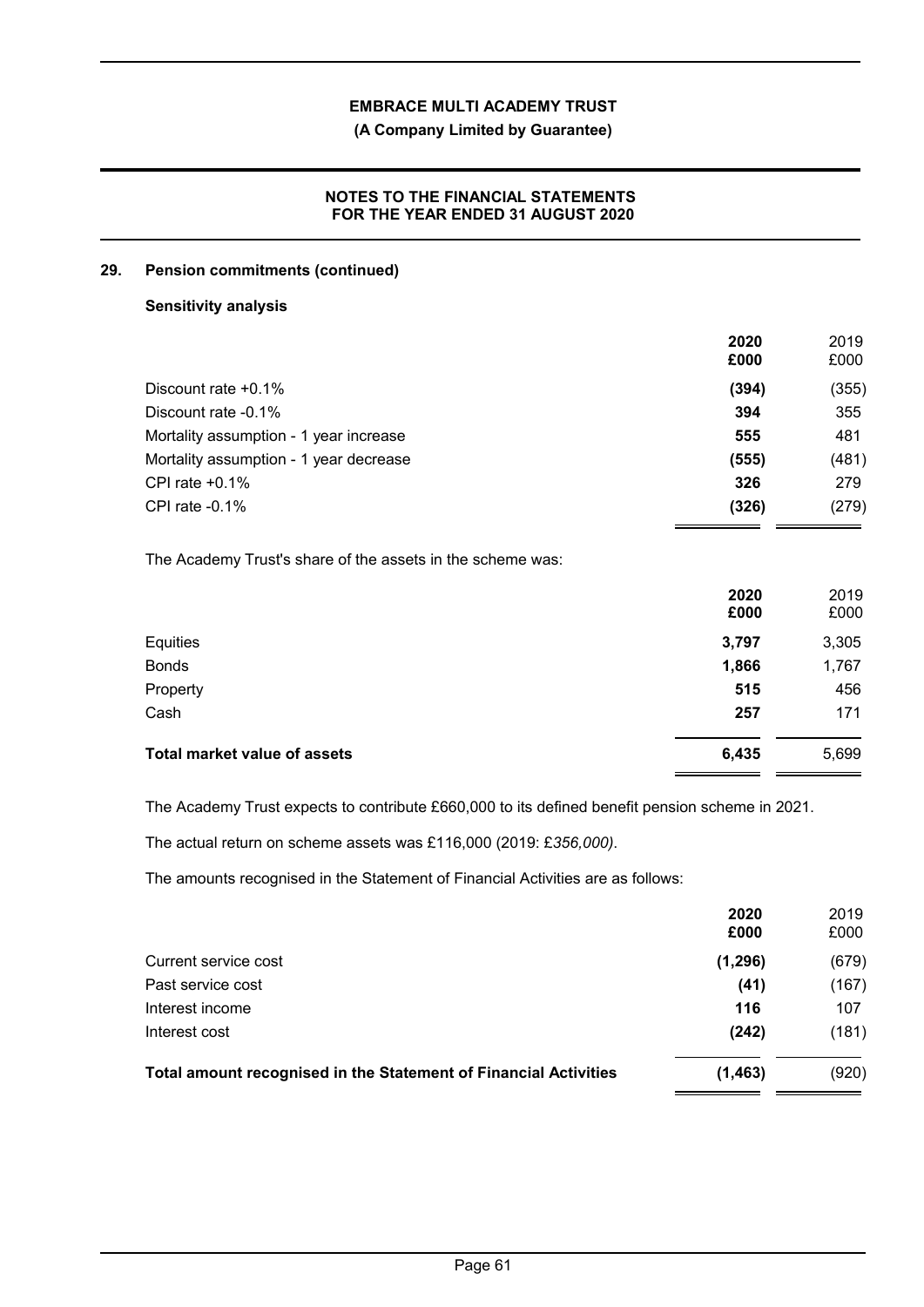## 29. Pension commitments (continued)

### Sensitivity analysis

| | 2020 £000 | 2019 £000 |
|---|---|---|
| Discount rate +0.1% | **(394)** | (355) |
| Discount rate -0.1% | **394** | 355 |
| Mortality assumption - 1 year increase | **555** | 481 |
| Mortality assumption - 1 year decrease | **(555)** | (481) |
| CPI rate +0.1% | **326** | 279 |
| CPI rate -0.1% | **(326)** | (279) |

The Academy Trust's share of the assets in the scheme was:

| | 2020 £000 | 2019 £000 |
|---|---|---|
| Equities | **3,797** | 3,305 |
| Bonds | **1,866** | 1,767 |
| Property | **515** | 456 |
| Cash | **257** | 171 |
| **Total market value of assets** | **6,435** | 5,699 |

The Academy Trust expects to contribute £660,000 to its defined benefit pension scheme in 2021.

The actual return on scheme assets was £116,000 (2019: £*356,000)*.

The amounts recognised in the Statement of Financial Activities are as follows:

| | 2020 £000 | 2019 £000 |
|---|---|---|
| Current service cost | **(1,296)** | (679) |
| Past service cost | **(41)** | (167) |
| Interest income | **116** | 107 |
| Interest cost | **(242)** | (181) |
| **Total amount recognised in the Statement of Financial Activities** | **(1,463)** | (920) |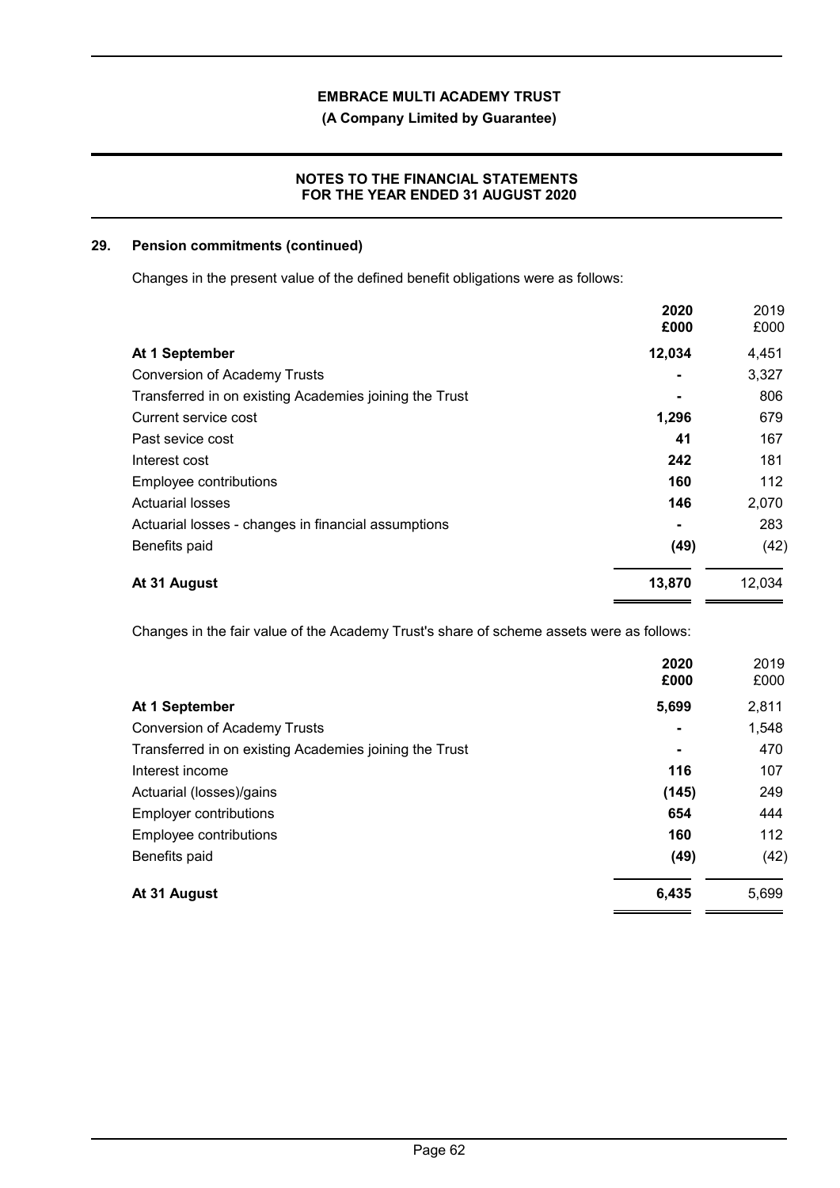## 29. Pension commitments (continued)

Changes in the present value of the defined benefit obligations were as follows:

| | 2020 £000 | 2019 £000 |
|---|---|---|
| **At 1 September** | **12,034** | 4,451 |
| Conversion of Academy Trusts | **-** | 3,327 |
| Transferred in on existing Academies joining the Trust | **-** | 806 |
| Current service cost | **1,296** | 679 |
| Past sevice cost | **41** | 167 |
| Interest cost | **242** | 181 |
| Employee contributions | **160** | 112 |
| Actuarial losses | **146** | 2,070 |
| Actuarial losses - changes in financial assumptions | **-** | 283 |
| Benefits paid | **(49)** | (42) |
| **At 31 August** | **13,870** | 12,034 |

Changes in the fair value of the Academy Trust's share of scheme assets were as follows:

| | 2020 £000 | 2019 £000 |
|---|---|---|
| **At 1 September** | **5,699** | 2,811 |
| Conversion of Academy Trusts | **-** | 1,548 |
| Transferred in on existing Academies joining the Trust | **-** | 470 |
| Interest income | **116** | 107 |
| Actuarial (losses)/gains | **(145)** | 249 |
| Employer contributions | **654** | 444 |
| Employee contributions | **160** | 112 |
| Benefits paid | **(49)** | (42) |
| **At 31 August** | **6,435** | 5,699 |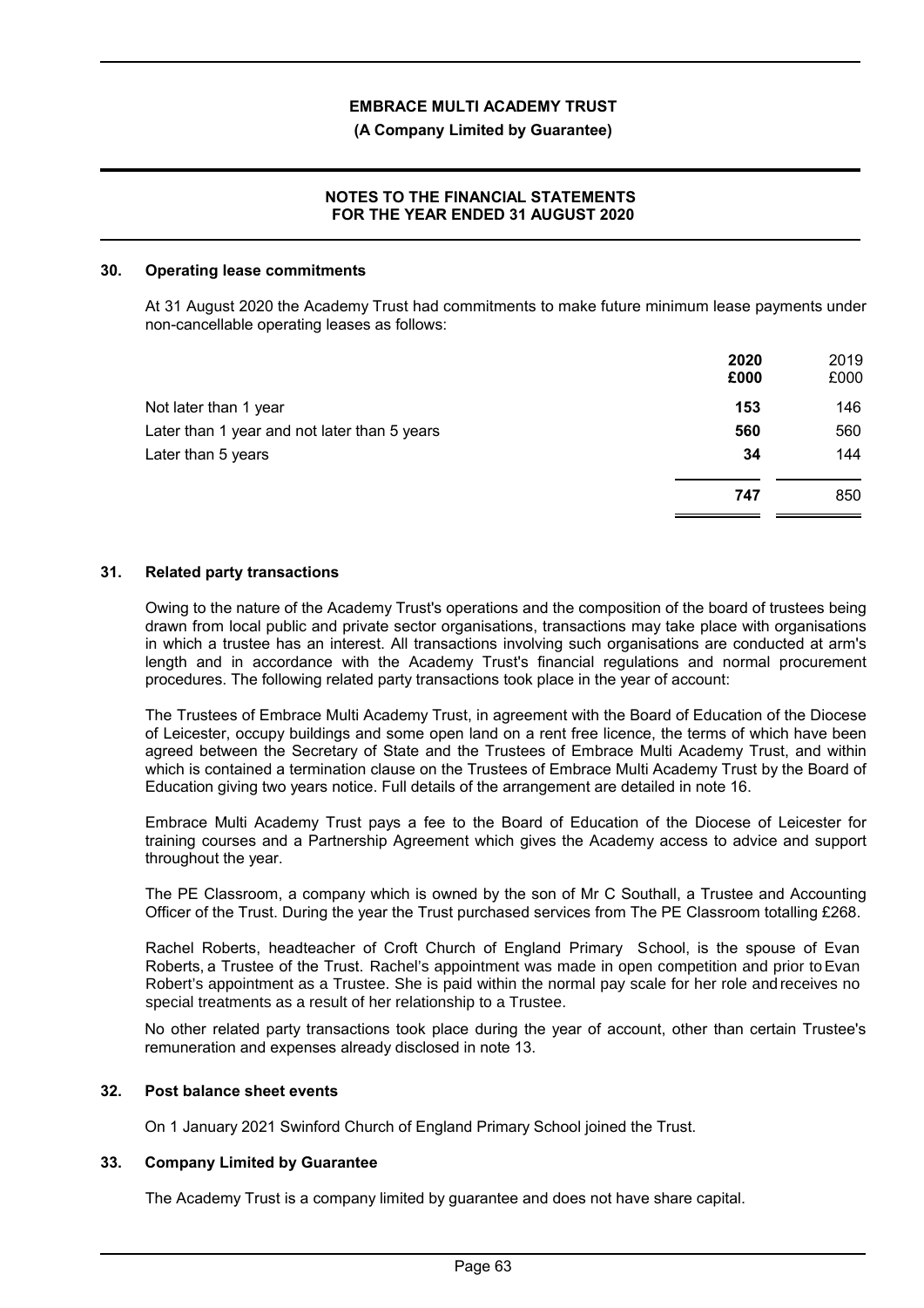## 30. Operating lease commitments

At 31 August 2020 the Academy Trust had commitments to make future minimum lease payments under non-cancellable operating leases as follows:

| | **2020** | 2019 |
|---|---|---|
| | **£000** | £000 |
| Not later than 1 year | **153** | 146 |
| Later than 1 year and not later than 5 years | **560** | 560 |
| Later than 5 years | **34** | 144 |
| | **747** | 850 |

## 31. Related party transactions

Owing to the nature of the Academy Trust's operations and the composition of the board of trustees being drawn from local public and private sector organisations, transactions may take place with organisations in which a trustee has an interest. All transactions involving such organisations are conducted at arm's length and in accordance with the Academy Trust's financial regulations and normal procurement procedures. The following related party transactions took place in the year of account:

The Trustees of Embrace Multi Academy Trust, in agreement with the Board of Education of the Diocese of Leicester, occupy buildings and some open land on a rent free licence, the terms of which have been agreed between the Secretary of State and the Trustees of Embrace Multi Academy Trust, and within which is contained a termination clause on the Trustees of Embrace Multi Academy Trust by the Board of Education giving two years notice. Full details of the arrangement are detailed in note 16.

Embrace Multi Academy Trust pays a fee to the Board of Education of the Diocese of Leicester for training courses and a Partnership Agreement which gives the Academy access to advice and support throughout the year.

The PE Classroom, a company which is owned by the son of Mr C Southall, a Trustee and Accounting Officer of the Trust. During the year the Trust purchased services from The PE Classroom totalling £268.

Rachel Roberts, headteacher of Croft Church of England Primary School, is the spouse of Evan Roberts, a Trustee of the Trust. Rachel's appointment was made in open competition and prior to Evan Robert's appointment as a Trustee. She is paid within the normal pay scale for her role and receives no special treatments as a result of her relationship to a Trustee.

No other related party transactions took place during the year of account, other than certain Trustee's remuneration and expenses already disclosed in note 13.

## 32. Post balance sheet events

On 1 January 2021 Swinford Church of England Primary School joined the Trust.

## 33. Company Limited by Guarantee

The Academy Trust is a company limited by guarantee and does not have share capital.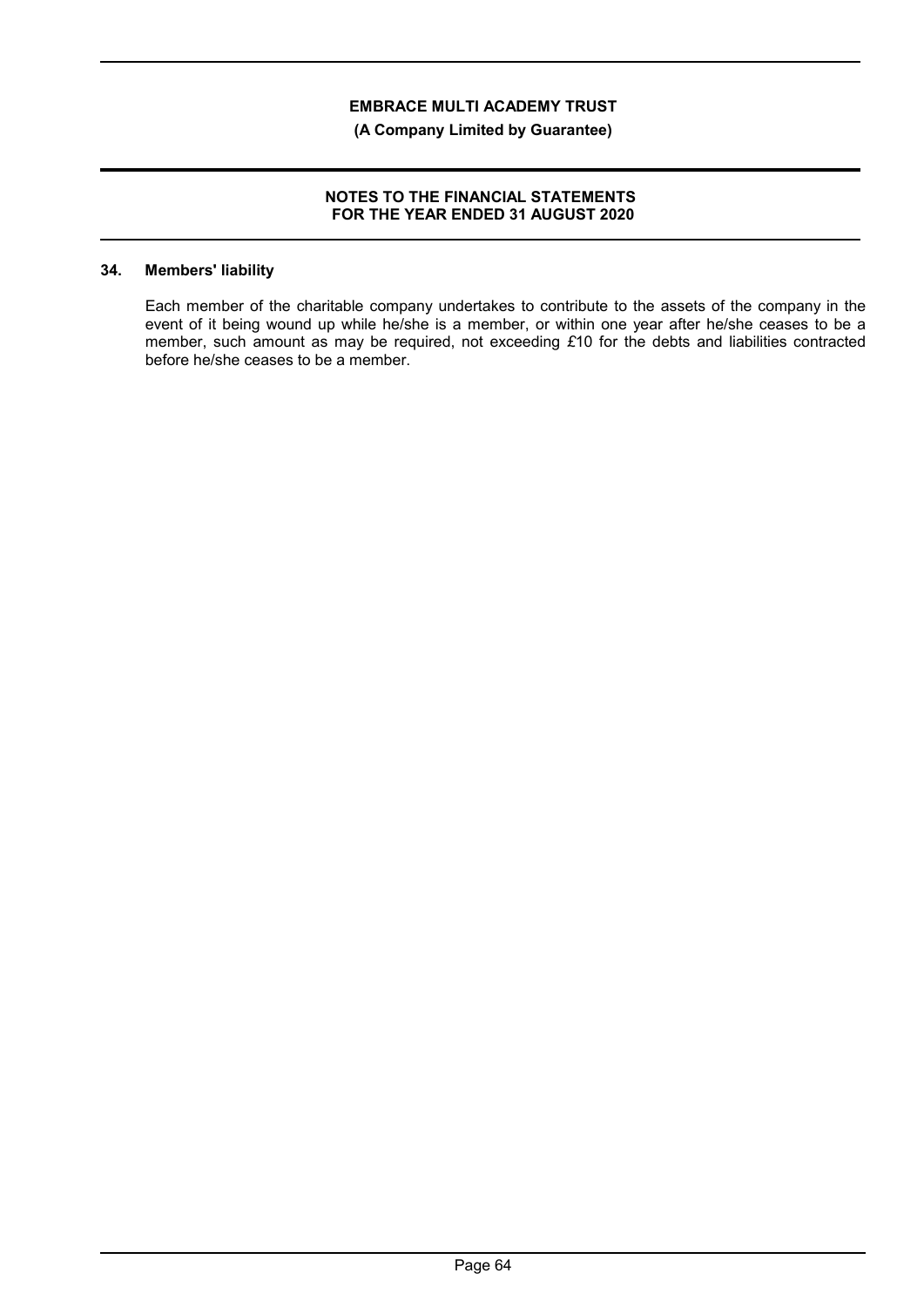## 34. Members' liability

Each member of the charitable company undertakes to contribute to the assets of the company in the event of it being wound up while he/she is a member, or within one year after he/she ceases to be a member, such amount as may be required, not exceeding £10 for the debts and liabilities contracted before he/she ceases to be a member.